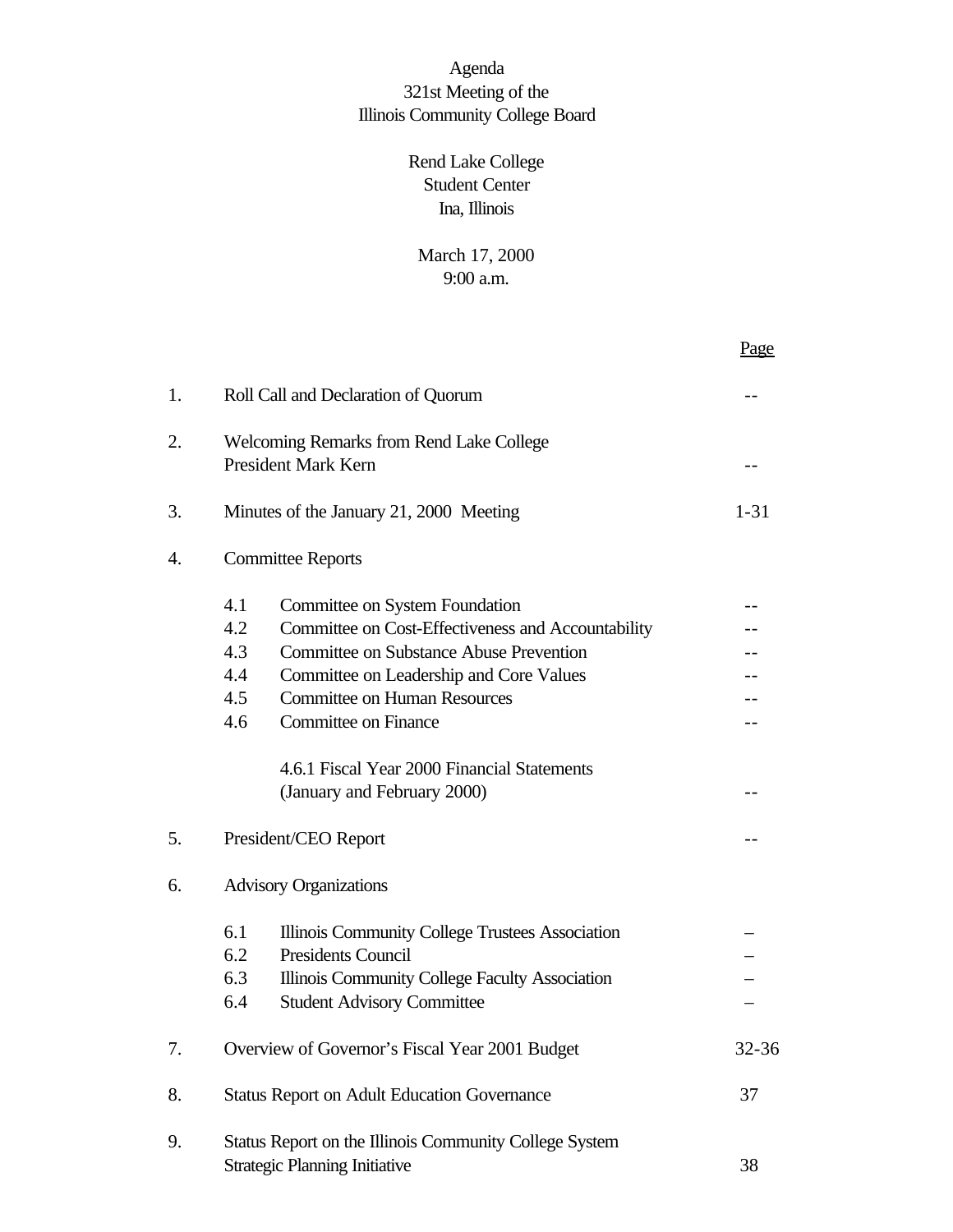# Agenda
## 321st Meeting of the
## Illinois Community College Board

Rend Lake College
Student Center
Ina, Illinois

March 17, 2000
9:00 a.m.

| | | | Page |
|---|---|---|---|
| 1. | Roll Call and Declaration of Quorum | | -- |
| 2. | Welcoming Remarks from Rend Lake College President Mark Kern | | -- |
| 3. | Minutes of the January 21, 2000 Meeting | | 1-31 |
| 4. | Committee Reports | | |
| | 4.1 | Committee on System Foundation | -- |
| | 4.2 | Committee on Cost-Effectiveness and Accountability | -- |
| | 4.3 | Committee on Substance Abuse Prevention | -- |
| | 4.4 | Committee on Leadership and Core Values | -- |
| | 4.5 | Committee on Human Resources | -- |
| | 4.6 | Committee on Finance | -- |
| | | 4.6.1 Fiscal Year 2000 Financial Statements (January and February 2000) | -- |
| 5. | President/CEO Report | | -- |
| 6. | Advisory Organizations | | |
| | 6.1 | Illinois Community College Trustees Association | – |
| | 6.2 | Presidents Council | – |
| | 6.3 | Illinois Community College Faculty Association | – |
| | 6.4 | Student Advisory Committee | – |
| 7. | Overview of Governor's Fiscal Year 2001 Budget | | 32-36 |
| 8. | Status Report on Adult Education Governance | | 37 |
| 9. | Status Report on the Illinois Community College System Strategic Planning Initiative | | 38 |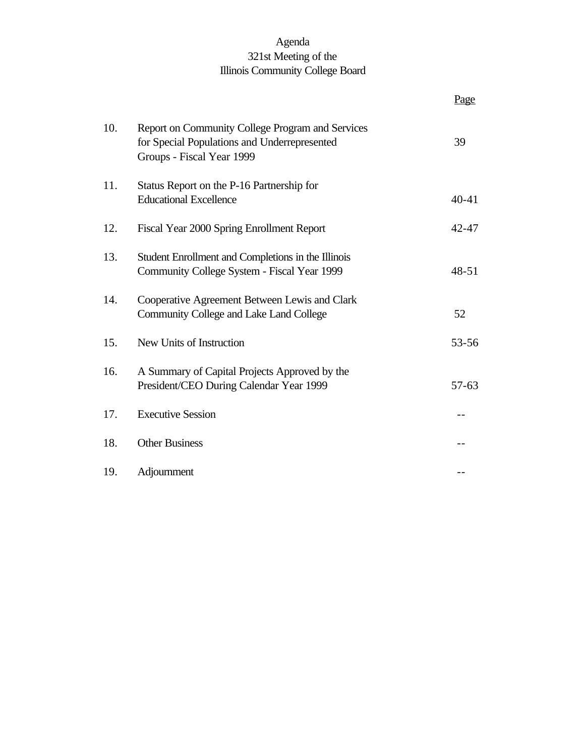Agenda
321st Meeting of the
Illinois Community College Board

| | | Page |
|---|---|---|
| 10. | Report on Community College Program and Services for Special Populations and Underrepresented Groups - Fiscal Year 1999 | 39 |
| 11. | Status Report on the P-16 Partnership for Educational Excellence | 40-41 |
| 12. | Fiscal Year 2000 Spring Enrollment Report | 42-47 |
| 13. | Student Enrollment and Completions in the Illinois Community College System - Fiscal Year 1999 | 48-51 |
| 14. | Cooperative Agreement Between Lewis and Clark Community College and Lake Land College | 52 |
| 15. | New Units of Instruction | 53-56 |
| 16. | A Summary of Capital Projects Approved by the President/CEO During Calendar Year 1999 | 57-63 |
| 17. | Executive Session | -- |
| 18. | Other Business | -- |
| 19. | Adjournment | -- |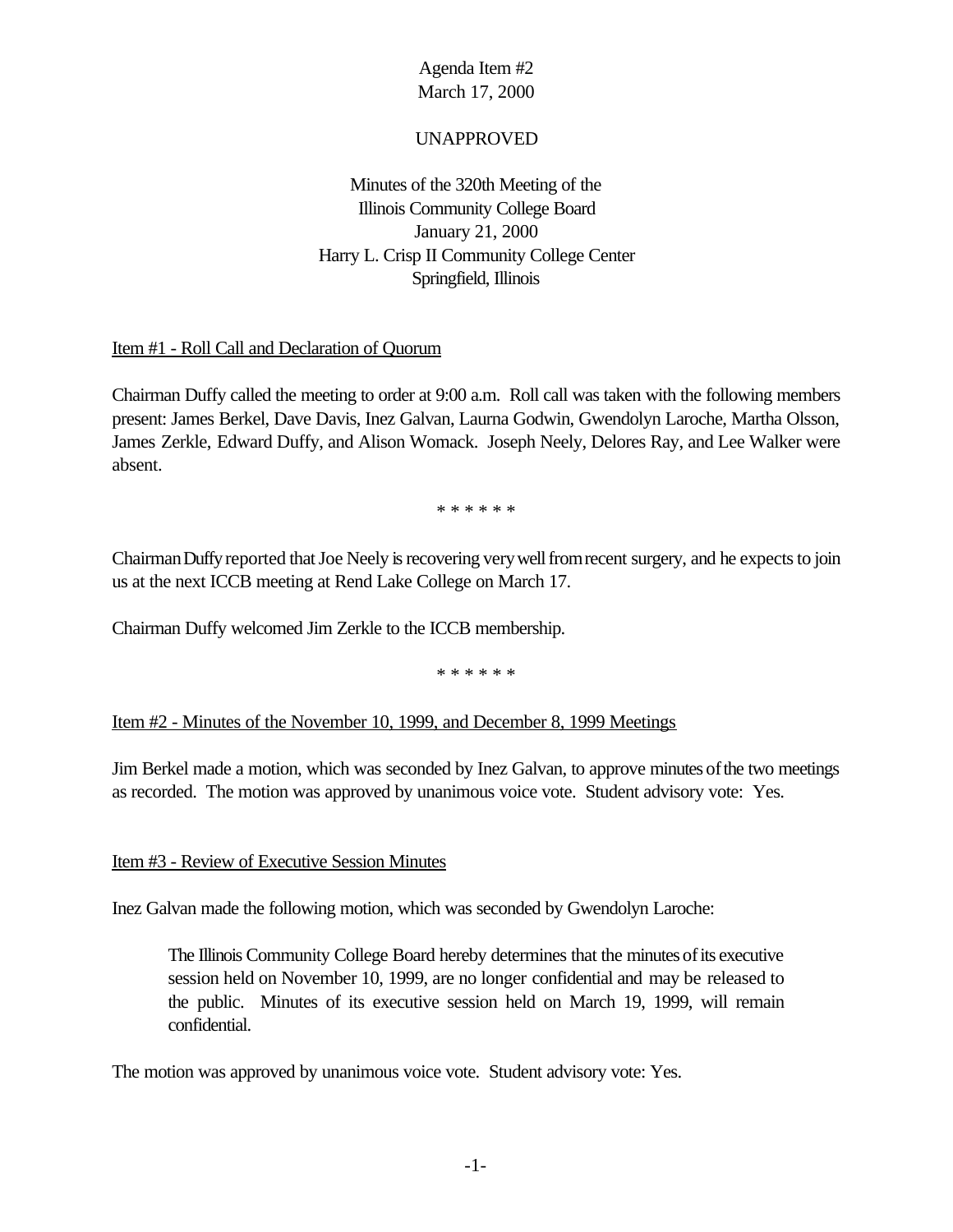Agenda Item #2
March 17, 2000

UNAPPROVED

Minutes of the 320th Meeting of the
Illinois Community College Board
January 21, 2000
Harry L. Crisp II Community College Center
Springfield, Illinois

Item #1 - Roll Call and Declaration of Quorum

Chairman Duffy called the meeting to order at 9:00 a.m. Roll call was taken with the following members present: James Berkel, Dave Davis, Inez Galvan, Laurna Godwin, Gwendolyn Laroche, Martha Olsson, James Zerkle, Edward Duffy, and Alison Womack. Joseph Neely, Delores Ray, and Lee Walker were absent.

\* \* \* \* \* \*

Chairman Duffy reported that Joe Neely is recovering very well from recent surgery, and he expects to join us at the next ICCB meeting at Rend Lake College on March 17.

Chairman Duffy welcomed Jim Zerkle to the ICCB membership.

\* \* \* \* \* \*

Item #2 - Minutes of the November 10, 1999, and December 8, 1999 Meetings

Jim Berkel made a motion, which was seconded by Inez Galvan, to approve minutes of the two meetings as recorded. The motion was approved by unanimous voice vote. Student advisory vote: Yes.

Item #3 - Review of Executive Session Minutes

Inez Galvan made the following motion, which was seconded by Gwendolyn Laroche:

> The Illinois Community College Board hereby determines that the minutes of its executive session held on November 10, 1999, are no longer confidential and may be released to the public. Minutes of its executive session held on March 19, 1999, will remain confidential.

The motion was approved by unanimous voice vote. Student advisory vote: Yes.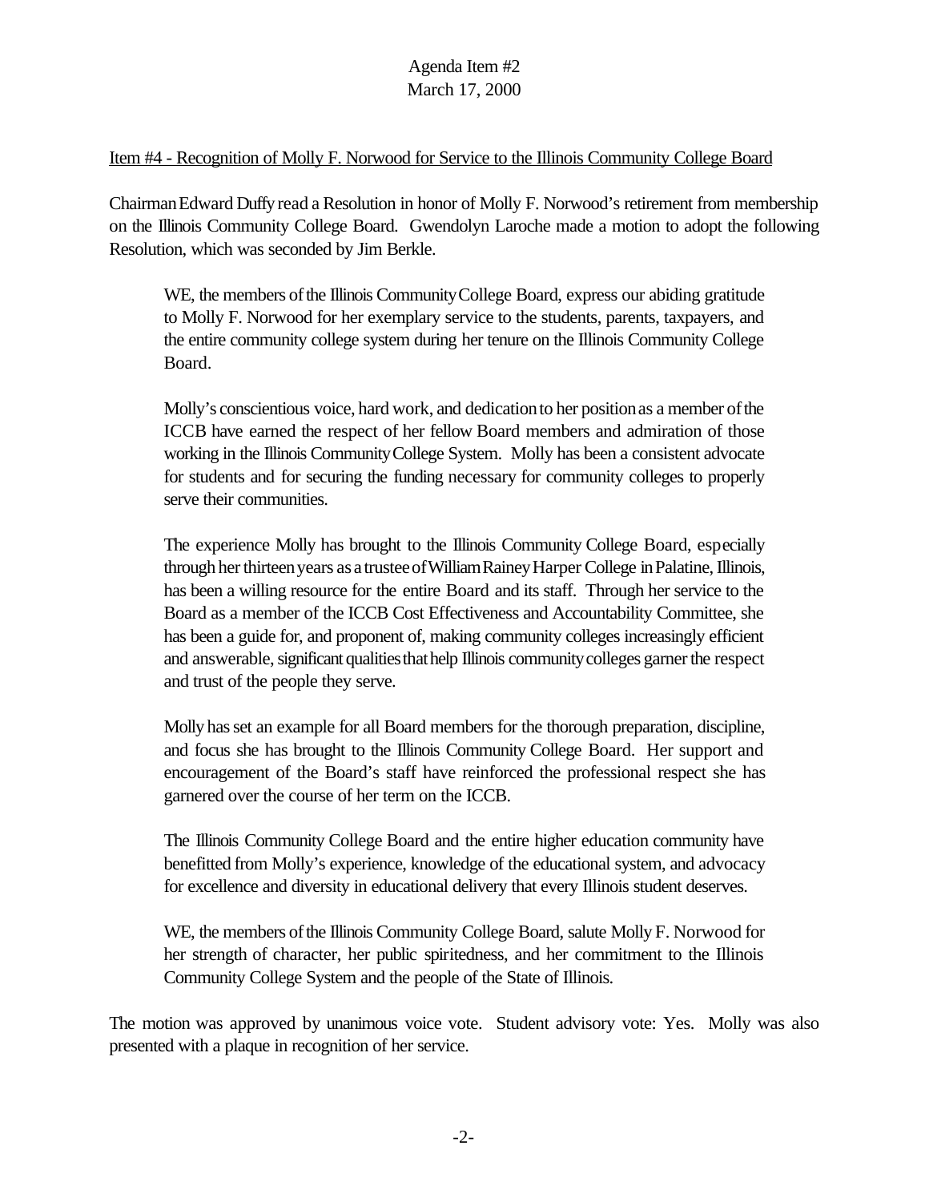Agenda Item #2
March 17, 2000

<u>Item #4 - Recognition of Molly F. Norwood for Service to the Illinois Community College Board</u>

Chairman Edward Duffy read a Resolution in honor of Molly F. Norwood's retirement from membership on the Illinois Community College Board. Gwendolyn Laroche made a motion to adopt the following Resolution, which was seconded by Jim Berkle.

> WE, the members of the Illinois Community College Board, express our abiding gratitude to Molly F. Norwood for her exemplary service to the students, parents, taxpayers, and the entire community college system during her tenure on the Illinois Community College Board.
>
> Molly's conscientious voice, hard work, and dedication to her position as a member of the ICCB have earned the respect of her fellow Board members and admiration of those working in the Illinois Community College System. Molly has been a consistent advocate for students and for securing the funding necessary for community colleges to properly serve their communities.
>
> The experience Molly has brought to the Illinois Community College Board, especially through her thirteen years as a trustee of William Rainey Harper College in Palatine, Illinois, has been a willing resource for the entire Board and its staff. Through her service to the Board as a member of the ICCB Cost Effectiveness and Accountability Committee, she has been a guide for, and proponent of, making community colleges increasingly efficient and answerable, significant qualities that help Illinois community colleges garner the respect and trust of the people they serve.
>
> Molly has set an example for all Board members for the thorough preparation, discipline, and focus she has brought to the Illinois Community College Board. Her support and encouragement of the Board's staff have reinforced the professional respect she has garnered over the course of her term on the ICCB.
>
> The Illinois Community College Board and the entire higher education community have benefitted from Molly's experience, knowledge of the educational system, and advocacy for excellence and diversity in educational delivery that every Illinois student deserves.
>
> WE, the members of the Illinois Community College Board, salute Molly F. Norwood for her strength of character, her public spiritedness, and her commitment to the Illinois Community College System and the people of the State of Illinois.

The motion was approved by unanimous voice vote. Student advisory vote: Yes. Molly was also presented with a plaque in recognition of her service.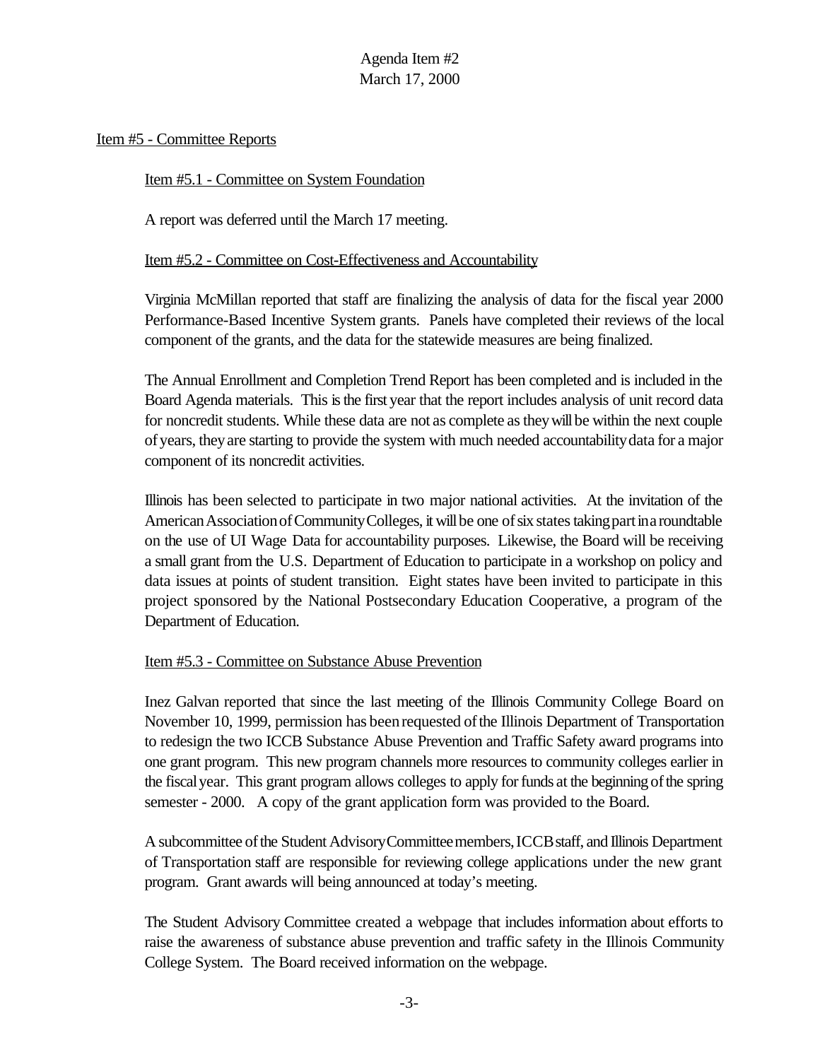Agenda Item #2
March 17, 2000

## Item #5 - Committee Reports

### Item #5.1 - Committee on System Foundation

A report was deferred until the March 17 meeting.

### Item #5.2 - Committee on Cost-Effectiveness and Accountability

Virginia McMillan reported that staff are finalizing the analysis of data for the fiscal year 2000 Performance-Based Incentive System grants. Panels have completed their reviews of the local component of the grants, and the data for the statewide measures are being finalized.

The Annual Enrollment and Completion Trend Report has been completed and is included in the Board Agenda materials. This is the first year that the report includes analysis of unit record data for noncredit students. While these data are not as complete as they will be within the next couple of years, they are starting to provide the system with much needed accountability data for a major component of its noncredit activities.

Illinois has been selected to participate in two major national activities. At the invitation of the American Association of Community Colleges, it will be one of six states taking part in a roundtable on the use of UI Wage Data for accountability purposes. Likewise, the Board will be receiving a small grant from the U.S. Department of Education to participate in a workshop on policy and data issues at points of student transition. Eight states have been invited to participate in this project sponsored by the National Postsecondary Education Cooperative, a program of the Department of Education.

### Item #5.3 - Committee on Substance Abuse Prevention

Inez Galvan reported that since the last meeting of the Illinois Community College Board on November 10, 1999, permission has been requested of the Illinois Department of Transportation to redesign the two ICCB Substance Abuse Prevention and Traffic Safety award programs into one grant program. This new program channels more resources to community colleges earlier in the fiscal year. This grant program allows colleges to apply for funds at the beginning of the spring semester - 2000. A copy of the grant application form was provided to the Board.

A subcommittee of the Student Advisory Committee members, ICCB staff, and Illinois Department of Transportation staff are responsible for reviewing college applications under the new grant program. Grant awards will being announced at today's meeting.

The Student Advisory Committee created a webpage that includes information about efforts to raise the awareness of substance abuse prevention and traffic safety in the Illinois Community College System. The Board received information on the webpage.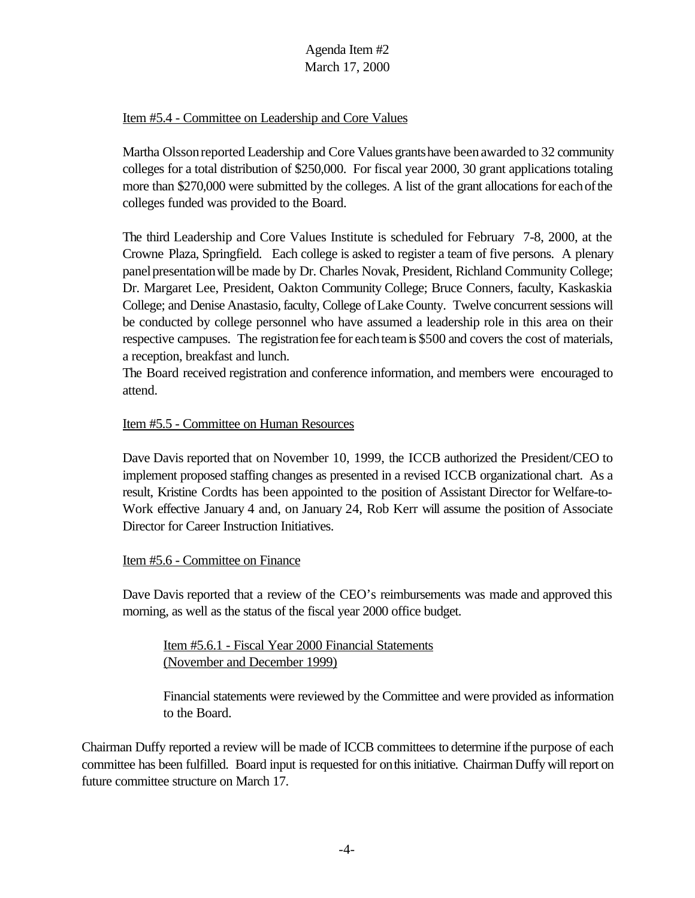Item #5.4 - Committee on Leadership and Core Values

Martha Olsson reported Leadership and Core Values grants have been awarded to 32 community colleges for a total distribution of $250,000. For fiscal year 2000, 30 grant applications totaling more than $270,000 were submitted by the colleges. A list of the grant allocations for each of the colleges funded was provided to the Board.

The third Leadership and Core Values Institute is scheduled for February 7-8, 2000, at the Crowne Plaza, Springfield. Each college is asked to register a team of five persons. A plenary panel presentation will be made by Dr. Charles Novak, President, Richland Community College; Dr. Margaret Lee, President, Oakton Community College; Bruce Conners, faculty, Kaskaskia College; and Denise Anastasio, faculty, College of Lake County. Twelve concurrent sessions will be conducted by college personnel who have assumed a leadership role in this area on their respective campuses. The registration fee for each team is $500 and covers the cost of materials, a reception, breakfast and lunch.
The Board received registration and conference information, and members were encouraged to attend.

Item #5.5 - Committee on Human Resources

Dave Davis reported that on November 10, 1999, the ICCB authorized the President/CEO to implement proposed staffing changes as presented in a revised ICCB organizational chart. As a result, Kristine Cordts has been appointed to the position of Assistant Director for Welfare-to-Work effective January 4 and, on January 24, Rob Kerr will assume the position of Associate Director for Career Instruction Initiatives.

Item #5.6 - Committee on Finance

Dave Davis reported that a review of the CEO's reimbursements was made and approved this morning, as well as the status of the fiscal year 2000 office budget.

Item #5.6.1 - Fiscal Year 2000 Financial Statements (November and December 1999)

Financial statements were reviewed by the Committee and were provided as information to the Board.

Chairman Duffy reported a review will be made of ICCB committees to determine if the purpose of each committee has been fulfilled. Board input is requested for on this initiative. Chairman Duffy will report on future committee structure on March 17.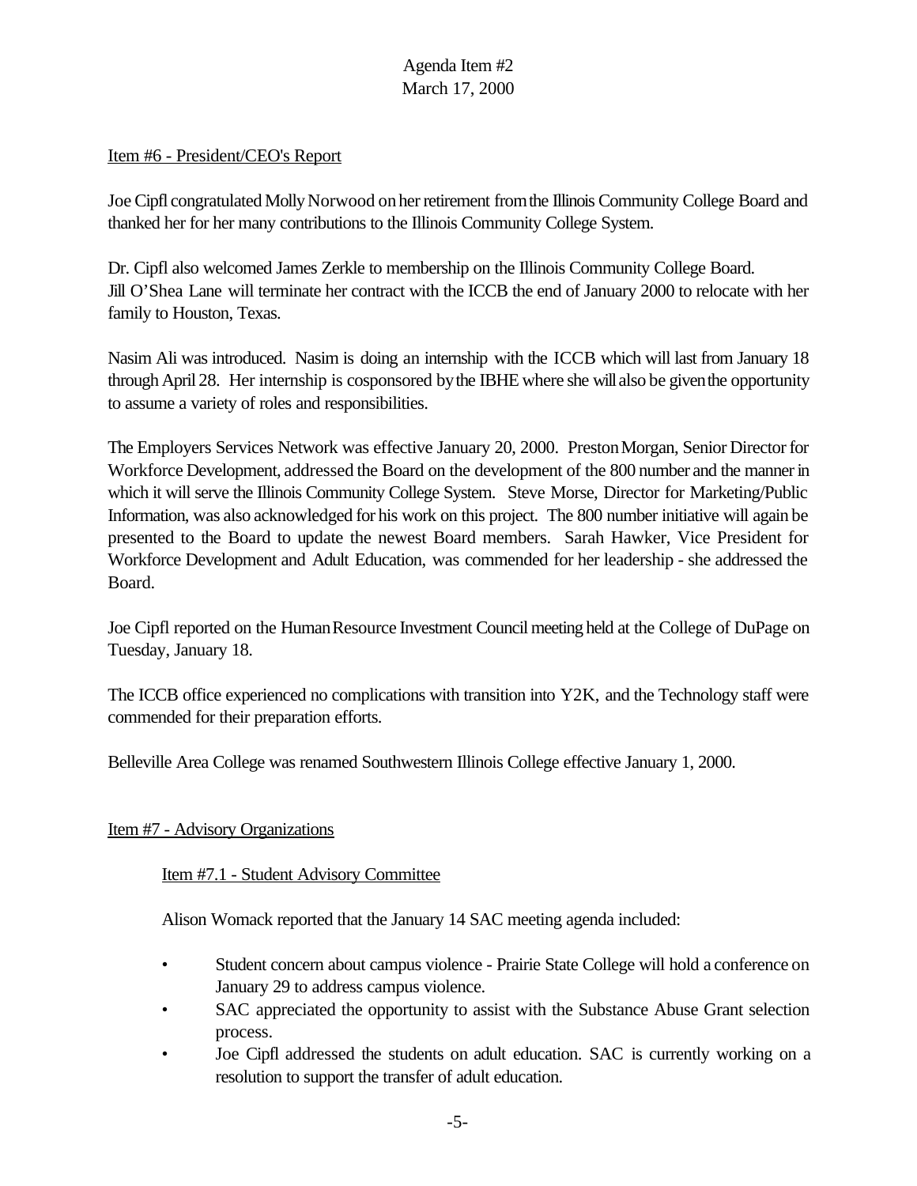Agenda Item #2
March 17, 2000

Item #6 - President/CEO's Report

Joe Cipfl congratulated Molly Norwood on her retirement from the Illinois Community College Board and thanked her for her many contributions to the Illinois Community College System.

Dr. Cipfl also welcomed James Zerkle to membership on the Illinois Community College Board. Jill O'Shea Lane will terminate her contract with the ICCB the end of January 2000 to relocate with her family to Houston, Texas.

Nasim Ali was introduced. Nasim is doing an internship with the ICCB which will last from January 18 through April 28. Her internship is cosponsored by the IBHE where she will also be given the opportunity to assume a variety of roles and responsibilities.

The Employers Services Network was effective January 20, 2000. Preston Morgan, Senior Director for Workforce Development, addressed the Board on the development of the 800 number and the manner in which it will serve the Illinois Community College System. Steve Morse, Director for Marketing/Public Information, was also acknowledged for his work on this project. The 800 number initiative will again be presented to the Board to update the newest Board members. Sarah Hawker, Vice President for Workforce Development and Adult Education, was commended for her leadership - she addressed the Board.

Joe Cipfl reported on the Human Resource Investment Council meeting held at the College of DuPage on Tuesday, January 18.

The ICCB office experienced no complications with transition into Y2K, and the Technology staff were commended for their preparation efforts.

Belleville Area College was renamed Southwestern Illinois College effective January 1, 2000.

Item #7 - Advisory Organizations

Item #7.1 - Student Advisory Committee

Alison Womack reported that the January 14 SAC meeting agenda included:

- Student concern about campus violence - Prairie State College will hold a conference on January 29 to address campus violence.
- SAC appreciated the opportunity to assist with the Substance Abuse Grant selection process.
- Joe Cipfl addressed the students on adult education. SAC is currently working on a resolution to support the transfer of adult education.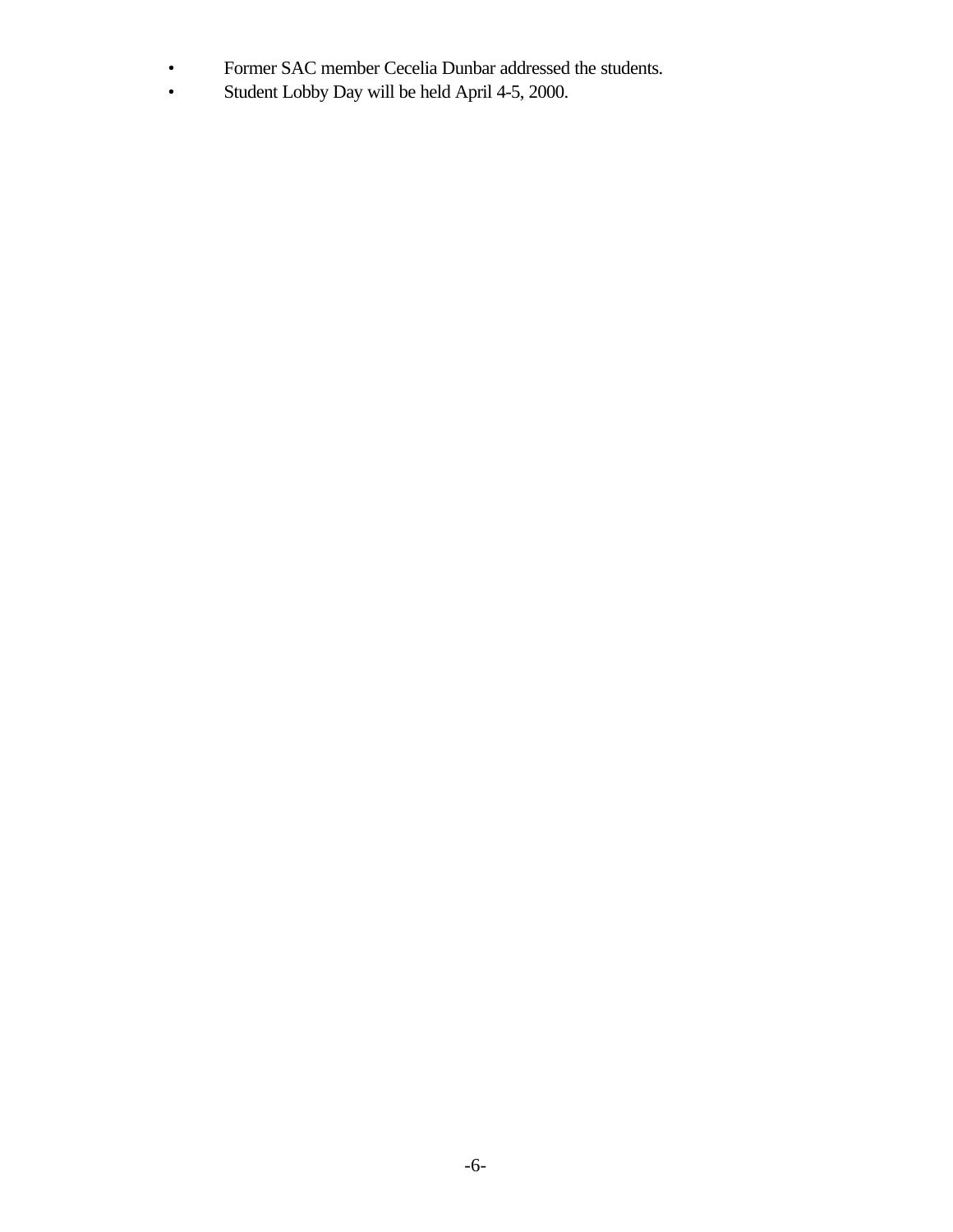- Former SAC member Cecelia Dunbar addressed the students.
- Student Lobby Day will be held April 4-5, 2000.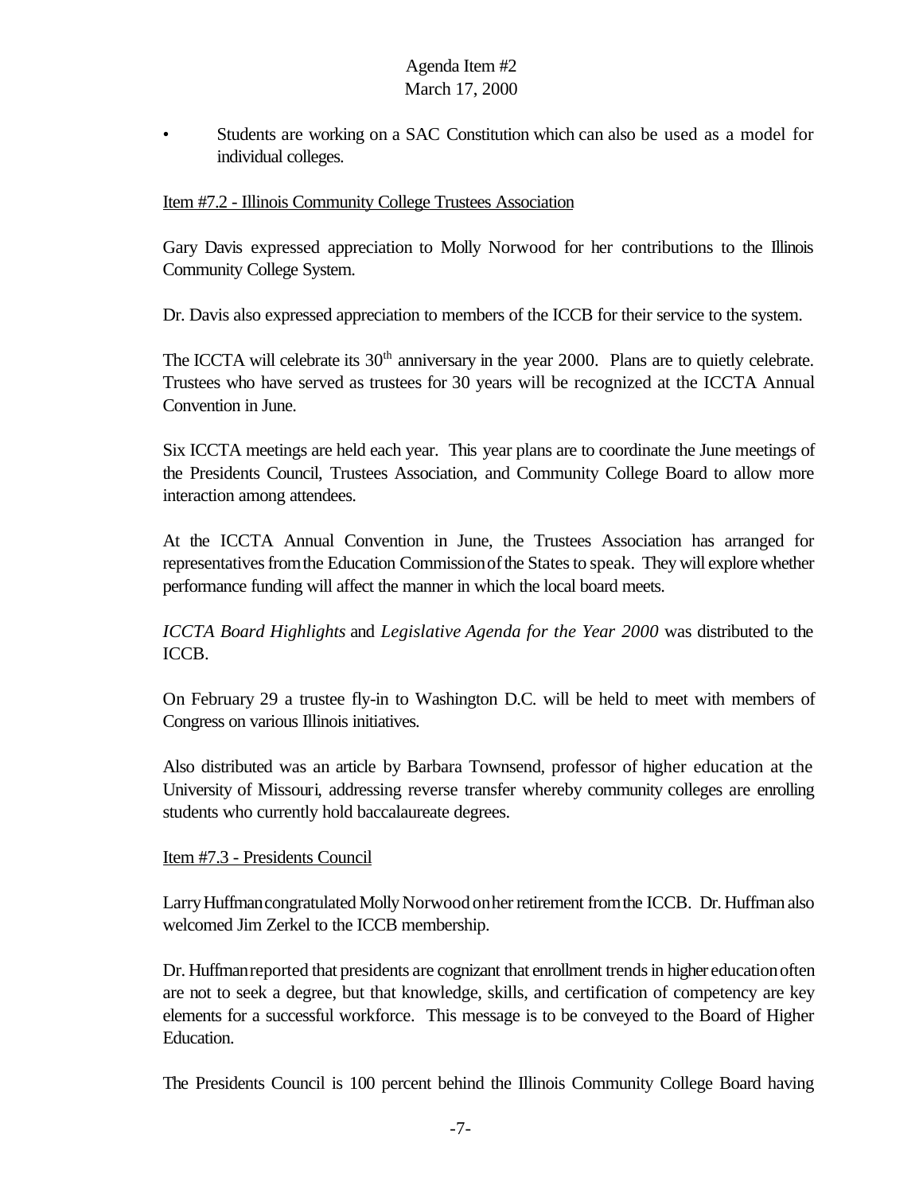- Students are working on a SAC Constitution which can also be used as a model for individual colleges.

Item #7.2 - Illinois Community College Trustees Association

Gary Davis expressed appreciation to Molly Norwood for her contributions to the Illinois Community College System.

Dr. Davis also expressed appreciation to members of the ICCB for their service to the system.

The ICCTA will celebrate its 30th anniversary in the year 2000. Plans are to quietly celebrate. Trustees who have served as trustees for 30 years will be recognized at the ICCTA Annual Convention in June.

Six ICCTA meetings are held each year. This year plans are to coordinate the June meetings of the Presidents Council, Trustees Association, and Community College Board to allow more interaction among attendees.

At the ICCTA Annual Convention in June, the Trustees Association has arranged for representatives from the Education Commission of the States to speak. They will explore whether performance funding will affect the manner in which the local board meets.

*ICCTA Board Highlights* and *Legislative Agenda for the Year 2000* was distributed to the ICCB.

On February 29 a trustee fly-in to Washington D.C. will be held to meet with members of Congress on various Illinois initiatives.

Also distributed was an article by Barbara Townsend, professor of higher education at the University of Missouri, addressing reverse transfer whereby community colleges are enrolling students who currently hold baccalaureate degrees.

Item #7.3 - Presidents Council

Larry Huffman congratulated Molly Norwood on her retirement from the ICCB. Dr. Huffman also welcomed Jim Zerkel to the ICCB membership.

Dr. Huffman reported that presidents are cognizant that enrollment trends in higher education often are not to seek a degree, but that knowledge, skills, and certification of competency are key elements for a successful workforce. This message is to be conveyed to the Board of Higher Education.

The Presidents Council is 100 percent behind the Illinois Community College Board having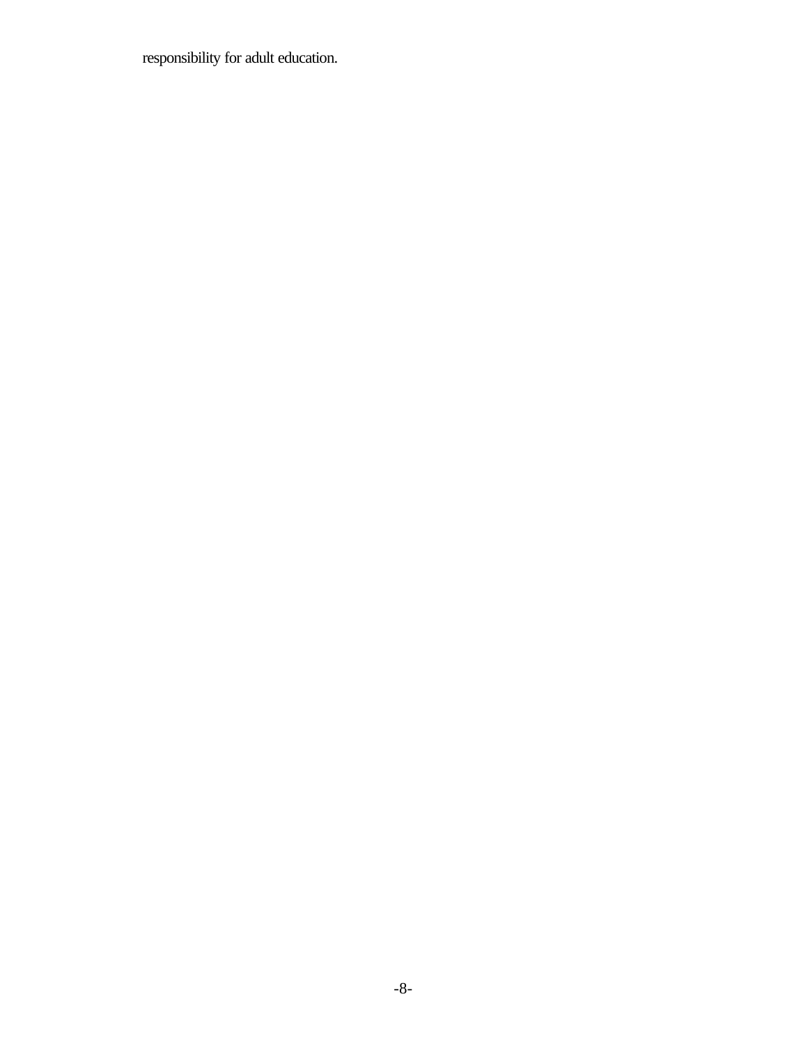responsibility for adult education.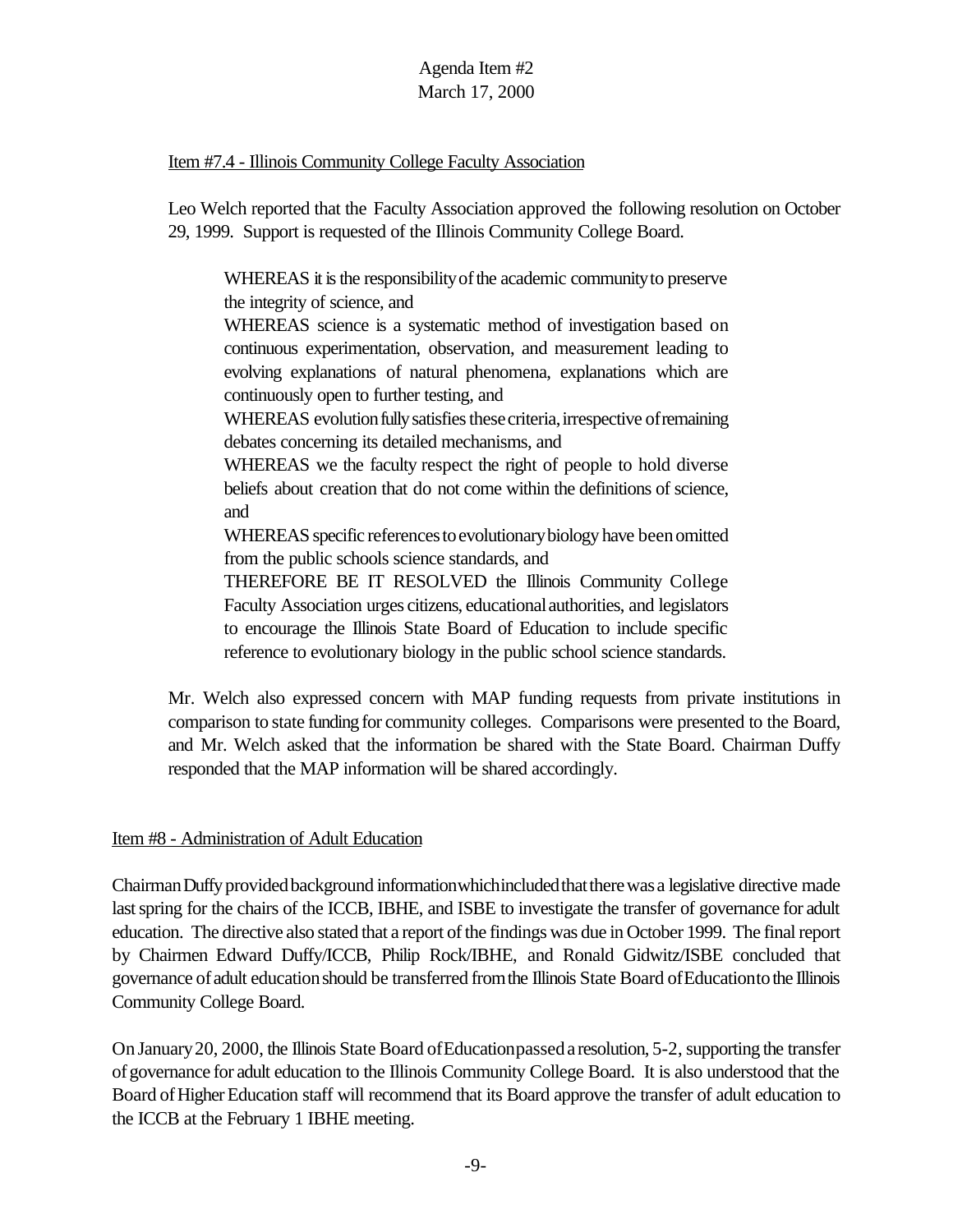Agenda Item #2
March 17, 2000

Item #7.4 - Illinois Community College Faculty Association

Leo Welch reported that the Faculty Association approved the following resolution on October 29, 1999. Support is requested of the Illinois Community College Board.

> WHEREAS it is the responsibility of the academic community to preserve the integrity of science, and
> WHEREAS science is a systematic method of investigation based on continuous experimentation, observation, and measurement leading to evolving explanations of natural phenomena, explanations which are continuously open to further testing, and
> WHEREAS evolution fully satisfies these criteria, irrespective of remaining debates concerning its detailed mechanisms, and
> WHEREAS we the faculty respect the right of people to hold diverse beliefs about creation that do not come within the definitions of science, and
> WHEREAS specific references to evolutionary biology have been omitted from the public schools science standards, and
> THEREFORE BE IT RESOLVED the Illinois Community College Faculty Association urges citizens, educational authorities, and legislators to encourage the Illinois State Board of Education to include specific reference to evolutionary biology in the public school science standards.

Mr. Welch also expressed concern with MAP funding requests from private institutions in comparison to state funding for community colleges. Comparisons were presented to the Board, and Mr. Welch asked that the information be shared with the State Board. Chairman Duffy responded that the MAP information will be shared accordingly.

Item #8 - Administration of Adult Education

Chairman Duffy provided background information which included that there was a legislative directive made last spring for the chairs of the ICCB, IBHE, and ISBE to investigate the transfer of governance for adult education. The directive also stated that a report of the findings was due in October 1999. The final report by Chairmen Edward Duffy/ICCB, Philip Rock/IBHE, and Ronald Gidwitz/ISBE concluded that governance of adult education should be transferred from the Illinois State Board of Education to the Illinois Community College Board.

On January 20, 2000, the Illinois State Board of Education passed a resolution, 5-2, supporting the transfer of governance for adult education to the Illinois Community College Board. It is also understood that the Board of Higher Education staff will recommend that its Board approve the transfer of adult education to the ICCB at the February 1 IBHE meeting.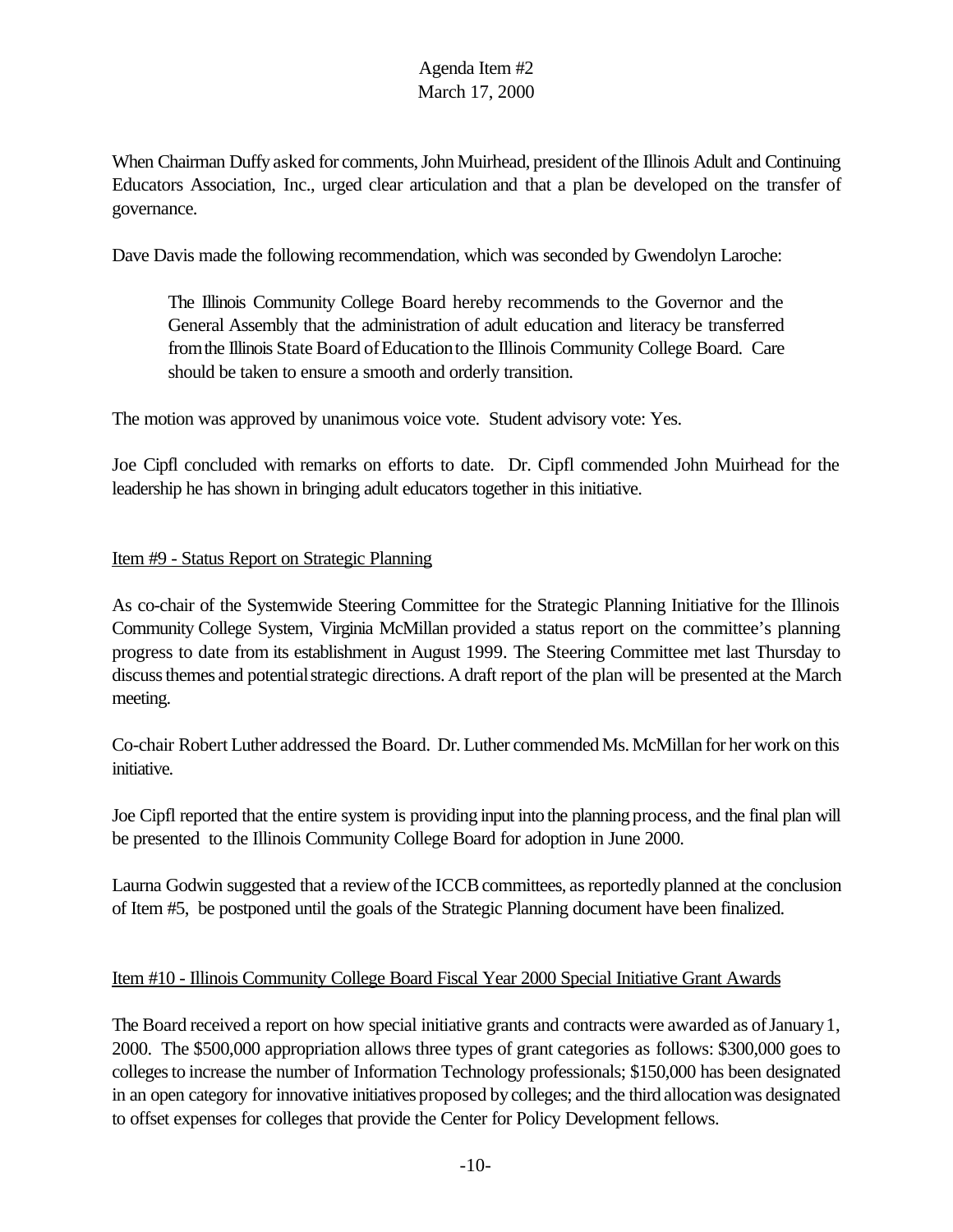When Chairman Duffy asked for comments, John Muirhead, president of the Illinois Adult and Continuing Educators Association, Inc., urged clear articulation and that a plan be developed on the transfer of governance.

Dave Davis made the following recommendation, which was seconded by Gwendolyn Laroche:

> The Illinois Community College Board hereby recommends to the Governor and the General Assembly that the administration of adult education and literacy be transferred from the Illinois State Board of Education to the Illinois Community College Board. Care should be taken to ensure a smooth and orderly transition.

The motion was approved by unanimous voice vote. Student advisory vote: Yes.

Joe Cipfl concluded with remarks on efforts to date. Dr. Cipfl commended John Muirhead for the leadership he has shown in bringing adult educators together in this initiative.

<u>Item #9 - Status Report on Strategic Planning</u>

As co-chair of the Systemwide Steering Committee for the Strategic Planning Initiative for the Illinois Community College System, Virginia McMillan provided a status report on the committee's planning progress to date from its establishment in August 1999. The Steering Committee met last Thursday to discuss themes and potential strategic directions. A draft report of the plan will be presented at the March meeting.

Co-chair Robert Luther addressed the Board. Dr. Luther commended Ms. McMillan for her work on this initiative.

Joe Cipfl reported that the entire system is providing input into the planning process, and the final plan will be presented to the Illinois Community College Board for adoption in June 2000.

Laurna Godwin suggested that a review of the ICCB committees, as reportedly planned at the conclusion of Item #5, be postponed until the goals of the Strategic Planning document have been finalized.

<u>Item #10 - Illinois Community College Board Fiscal Year 2000 Special Initiative Grant Awards</u>

The Board received a report on how special initiative grants and contracts were awarded as of January 1, 2000. The $500,000 appropriation allows three types of grant categories as follows: $300,000 goes to colleges to increase the number of Information Technology professionals; $150,000 has been designated in an open category for innovative initiatives proposed by colleges; and the third allocation was designated to offset expenses for colleges that provide the Center for Policy Development fellows.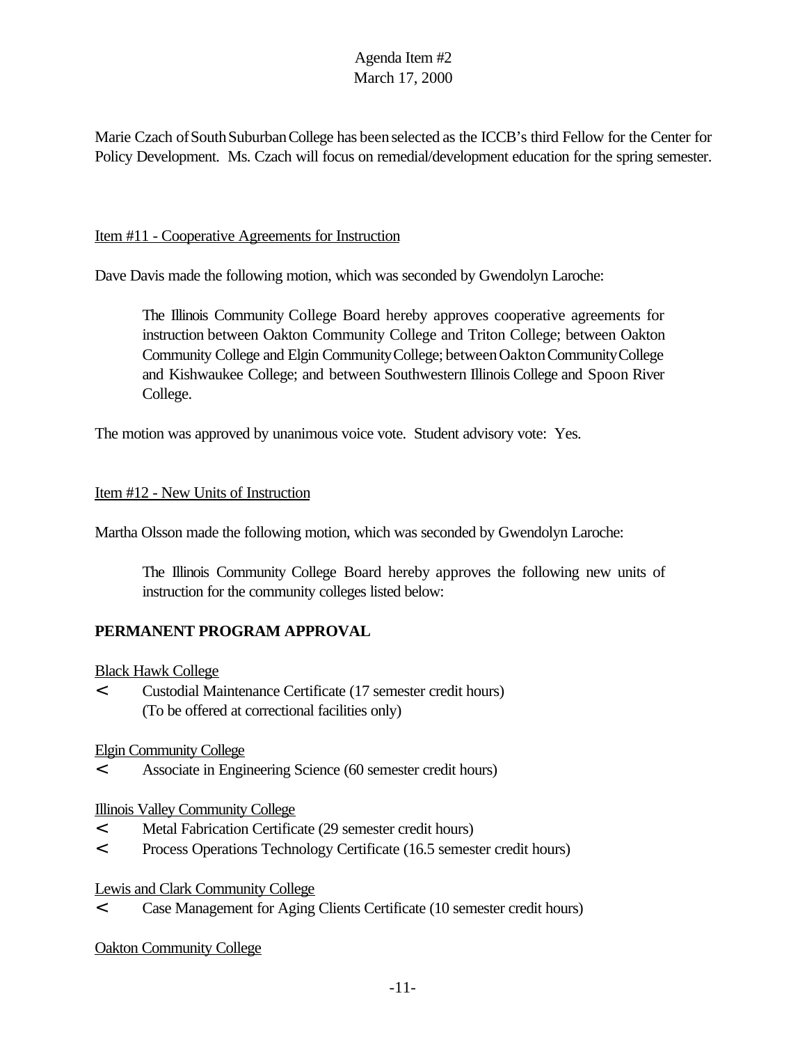Marie Czach of South Suburban College has been selected as the ICCB's third Fellow for the Center for Policy Development. Ms. Czach will focus on remedial/development education for the spring semester.

Item #11 - Cooperative Agreements for Instruction

Dave Davis made the following motion, which was seconded by Gwendolyn Laroche:

> The Illinois Community College Board hereby approves cooperative agreements for instruction between Oakton Community College and Triton College; between Oakton Community College and Elgin Community College; between Oakton Community College and Kishwaukee College; and between Southwestern Illinois College and Spoon River College.

The motion was approved by unanimous voice vote. Student advisory vote: Yes.

Item #12 - New Units of Instruction

Martha Olsson made the following motion, which was seconded by Gwendolyn Laroche:

> The Illinois Community College Board hereby approves the following new units of instruction for the community colleges listed below:

**PERMANENT PROGRAM APPROVAL**

Black Hawk College

- Custodial Maintenance Certificate (17 semester credit hours) (To be offered at correctional facilities only)

Elgin Community College

- Associate in Engineering Science (60 semester credit hours)

Illinois Valley Community College

- Metal Fabrication Certificate (29 semester credit hours)
- Process Operations Technology Certificate (16.5 semester credit hours)

Lewis and Clark Community College

- Case Management for Aging Clients Certificate (10 semester credit hours)

Oakton Community College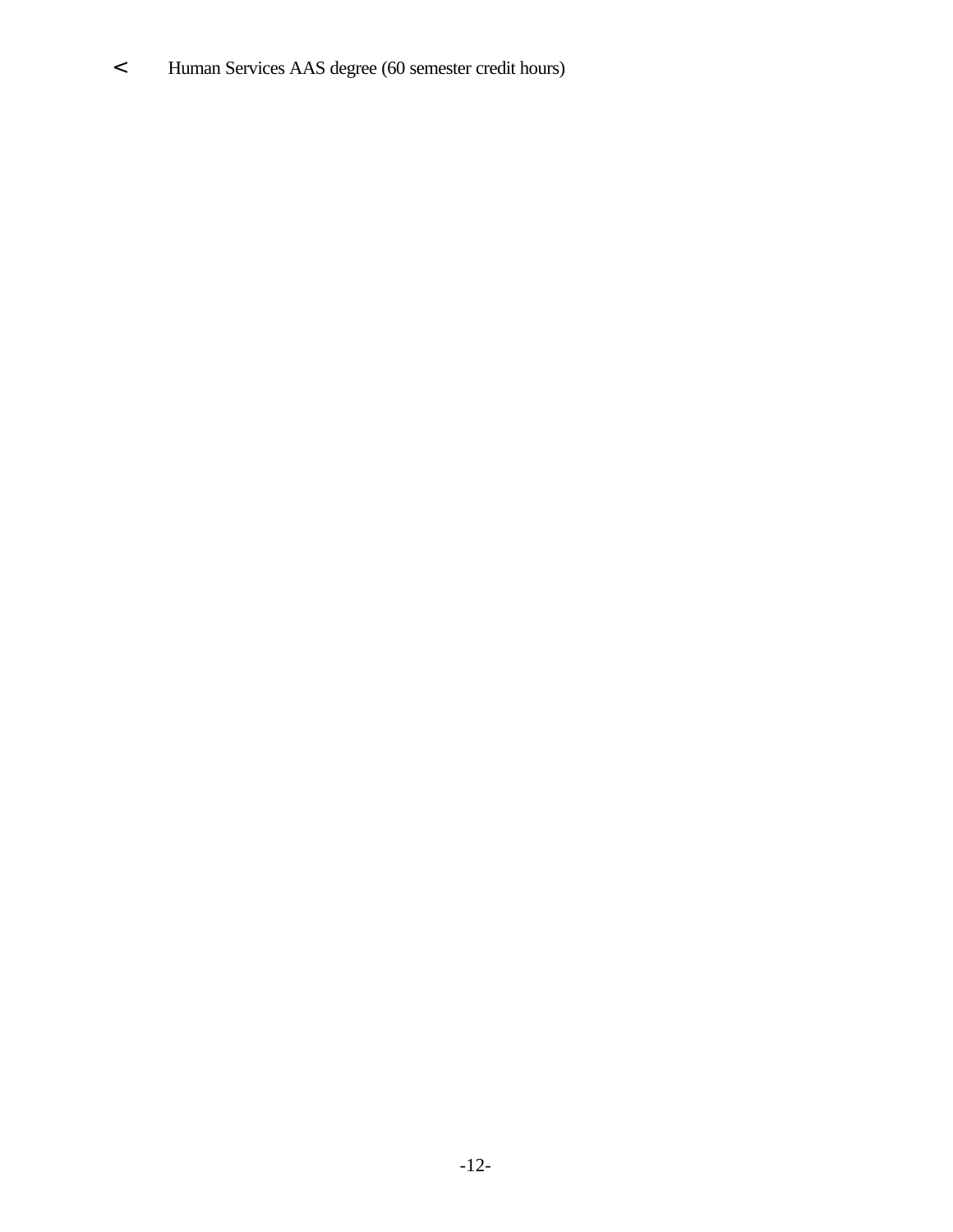- Human Services AAS degree (60 semester credit hours)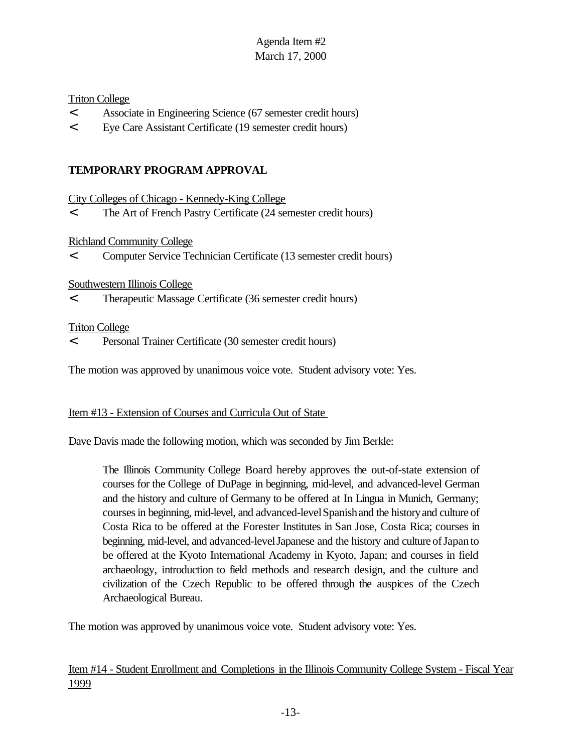Triton College

- Associate in Engineering Science (67 semester credit hours)
- Eye Care Assistant Certificate (19 semester credit hours)

**TEMPORARY PROGRAM APPROVAL**

City Colleges of Chicago - Kennedy-King College

- The Art of French Pastry Certificate (24 semester credit hours)

Richland Community College

- Computer Service Technician Certificate (13 semester credit hours)

Southwestern Illinois College

- Therapeutic Massage Certificate (36 semester credit hours)

Triton College

- Personal Trainer Certificate (30 semester credit hours)

The motion was approved by unanimous voice vote. Student advisory vote: Yes.

Item #13 - Extension of Courses and Curricula Out of State

Dave Davis made the following motion, which was seconded by Jim Berkle:

> The Illinois Community College Board hereby approves the out-of-state extension of courses for the College of DuPage in beginning, mid-level, and advanced-level German and the history and culture of Germany to be offered at In Lingua in Munich, Germany; courses in beginning, mid-level, and advanced-level Spanish and the history and culture of Costa Rica to be offered at the Forester Institutes in San Jose, Costa Rica; courses in beginning, mid-level, and advanced-level Japanese and the history and culture of Japan to be offered at the Kyoto International Academy in Kyoto, Japan; and courses in field archaeology, introduction to field methods and research design, and the culture and civilization of the Czech Republic to be offered through the auspices of the Czech Archaeological Bureau.

The motion was approved by unanimous voice vote. Student advisory vote: Yes.

Item #14 - Student Enrollment and Completions in the Illinois Community College System - Fiscal Year 1999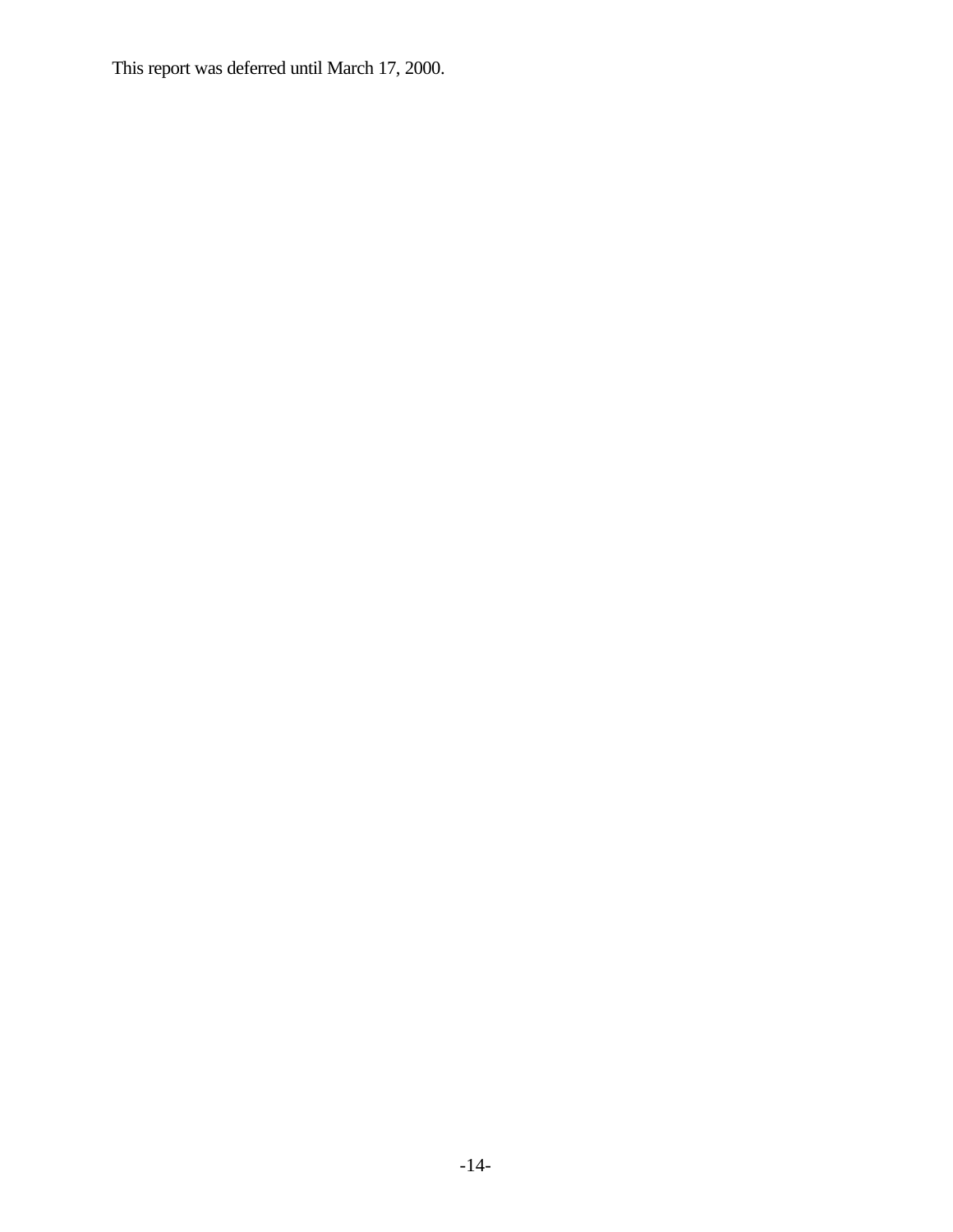This report was deferred until March 17, 2000.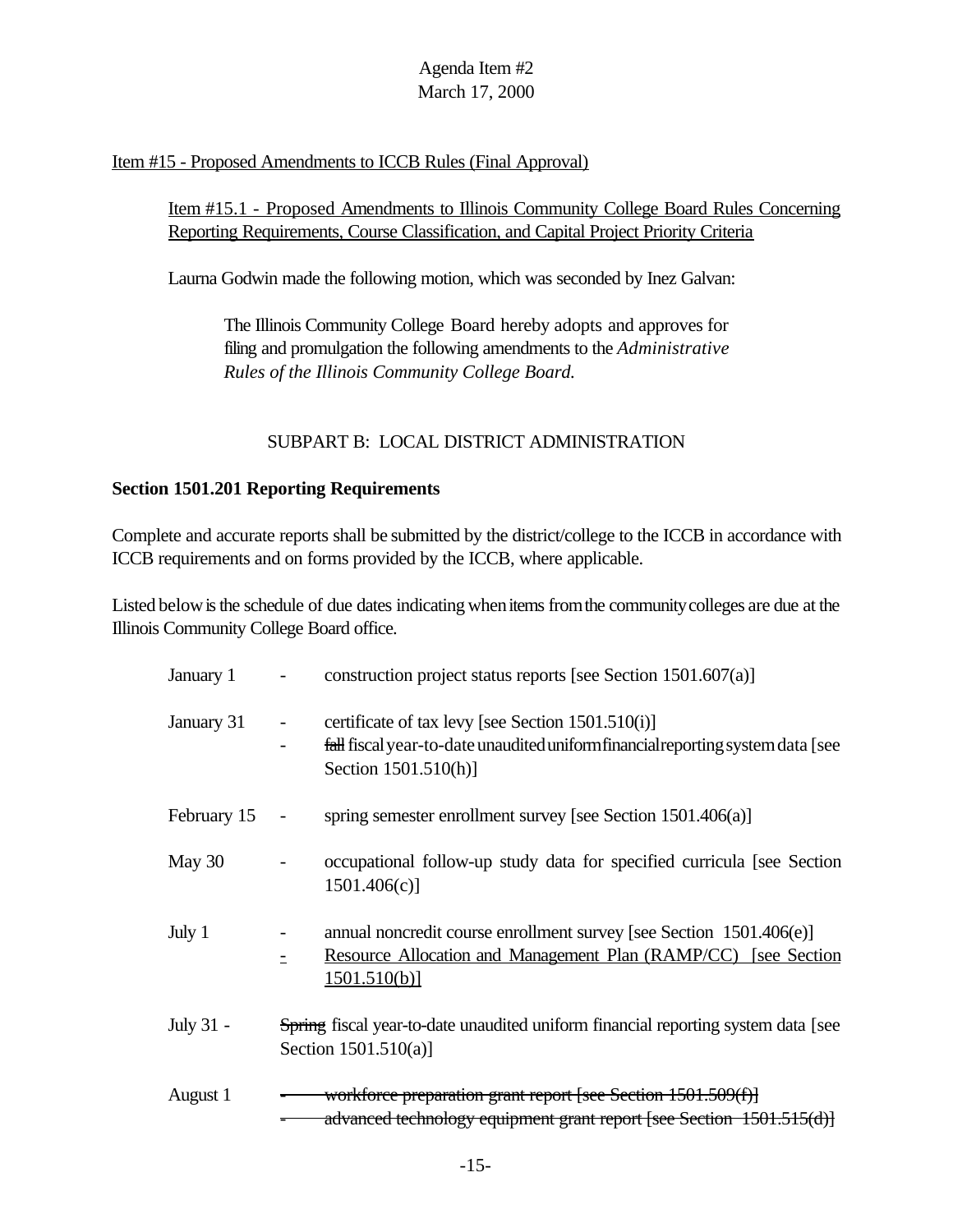Agenda Item #2
March 17, 2000

<u>Item #15 - Proposed Amendments to ICCB Rules (Final Approval)</u>

<u>Item #15.1 - Proposed Amendments to Illinois Community College Board Rules Concerning Reporting Requirements, Course Classification, and Capital Project Priority Criteria</u>

Laurna Godwin made the following motion, which was seconded by Inez Galvan:

> The Illinois Community College Board hereby adopts and approves for filing and promulgation the following amendments to the *Administrative Rules of the Illinois Community College Board.*

SUBPART B: LOCAL DISTRICT ADMINISTRATION

**Section 1501.201 Reporting Requirements**

Complete and accurate reports shall be submitted by the district/college to the ICCB in accordance with ICCB requirements and on forms provided by the ICCB, where applicable.

Listed below is the schedule of due dates indicating when items from the community colleges are due at the Illinois Community College Board office.

| | | |
|---|---|---|
| January 1 | - | construction project status reports [see Section 1501.607(a)] |
| January 31 | - | certificate of tax levy [see Section 1501.510(i)] |
| | - | ~~fall~~ fiscal year-to-date unaudited uniform financial reporting system data [see Section 1501.510(h)] |
| February 15 | - | spring semester enrollment survey [see Section 1501.406(a)] |
| May 30 | - | occupational follow-up study data for specified curricula [see Section 1501.406(c)] |
| July 1 | - | annual noncredit course enrollment survey [see Section 1501.406(e)] |
| | <u>-</u> | <u>Resource Allocation and Management Plan (RAMP/CC) [see Section 1501.510(b)]</u> |
| July 31 - | | ~~Spring~~ fiscal year-to-date unaudited uniform financial reporting system data [see Section 1501.510(a)] |
| August 1 | ~~-~~ | ~~workforce preparation grant report [see Section 1501.509(f)]~~ |
| | ~~-~~ | ~~advanced technology equipment grant report [see Section 1501.515(d)]~~ |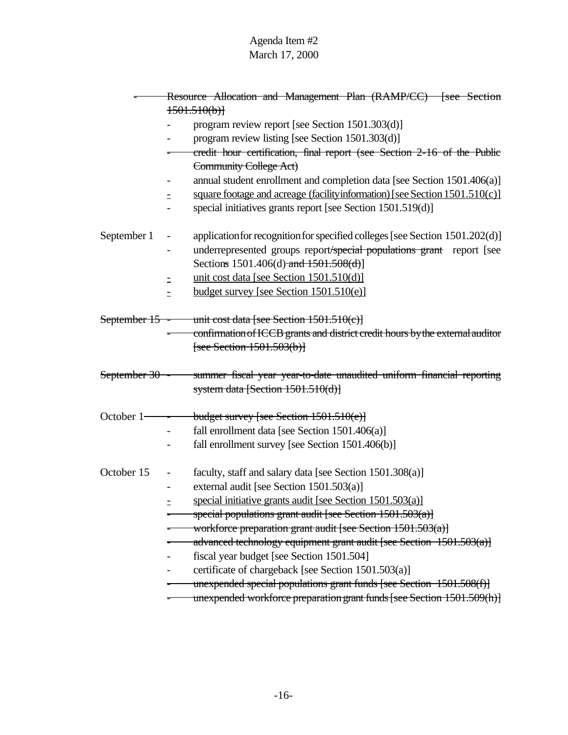Agenda Item #2
March 17, 2000

- ~~Resource Allocation and Management Plan (RAMP/CC) [see Section 1501.510(b)]~~
  - program review report [see Section 1501.303(d)]
  - program review listing [see Section 1501.303(d)]
  - ~~credit hour certification, final report (see Section 2-16 of the Public Community College Act)~~
  - annual student enrollment and completion data [see Section 1501.406(a)]
  - <u>square footage and acreage (facility information) [see Section 1501.510(c)]</u>
  - special initiatives grants report [see Section 1501.519(d)]

September 1
  - application for recognition for specified colleges [see Section 1501.202(d)]
  - underrepresented groups report~~/special populations grant~~ report [see Section~~s~~ 1501.406(d) ~~and 1501.508(d)~~]
  - <u>unit cost data [see Section 1501.510(d)]</u>
  - <u>budget survey [see Section 1501.510(e)]</u>

~~September 15~~
  - ~~unit cost data [see Section 1501.510(c)]~~
  - ~~confirmation of ICCB grants and district credit hours by the external auditor [see Section 1501.503(b)]~~

~~September 30~~
  - ~~summer fiscal year year-to-date unaudited uniform financial reporting system data [Section 1501.510(d)]~~

October 1
  - ~~budget survey [see Section 1501.510(e)]~~
  - fall enrollment data [see Section 1501.406(a)]
  - fall enrollment survey [see Section 1501.406(b)]

October 15
  - faculty, staff and salary data [see Section 1501.308(a)]
  - external audit [see Section 1501.503(a)]
  - <u>special initiative grants audit [see Section 1501.503(a)]</u>
  - ~~special populations grant audit [see Section 1501.503(a)]~~
  - ~~workforce preparation grant audit [see Section 1501.503(a)]~~
  - ~~advanced technology equipment grant audit [see Section 1501.503(a)]~~
  - fiscal year budget [see Section 1501.504]
  - certificate of chargeback [see Section 1501.503(a)]
  - ~~unexpended special populations grant funds [see Section 1501.508(f)]~~
  - ~~unexpended workforce preparation grant funds [see Section 1501.509(h)]~~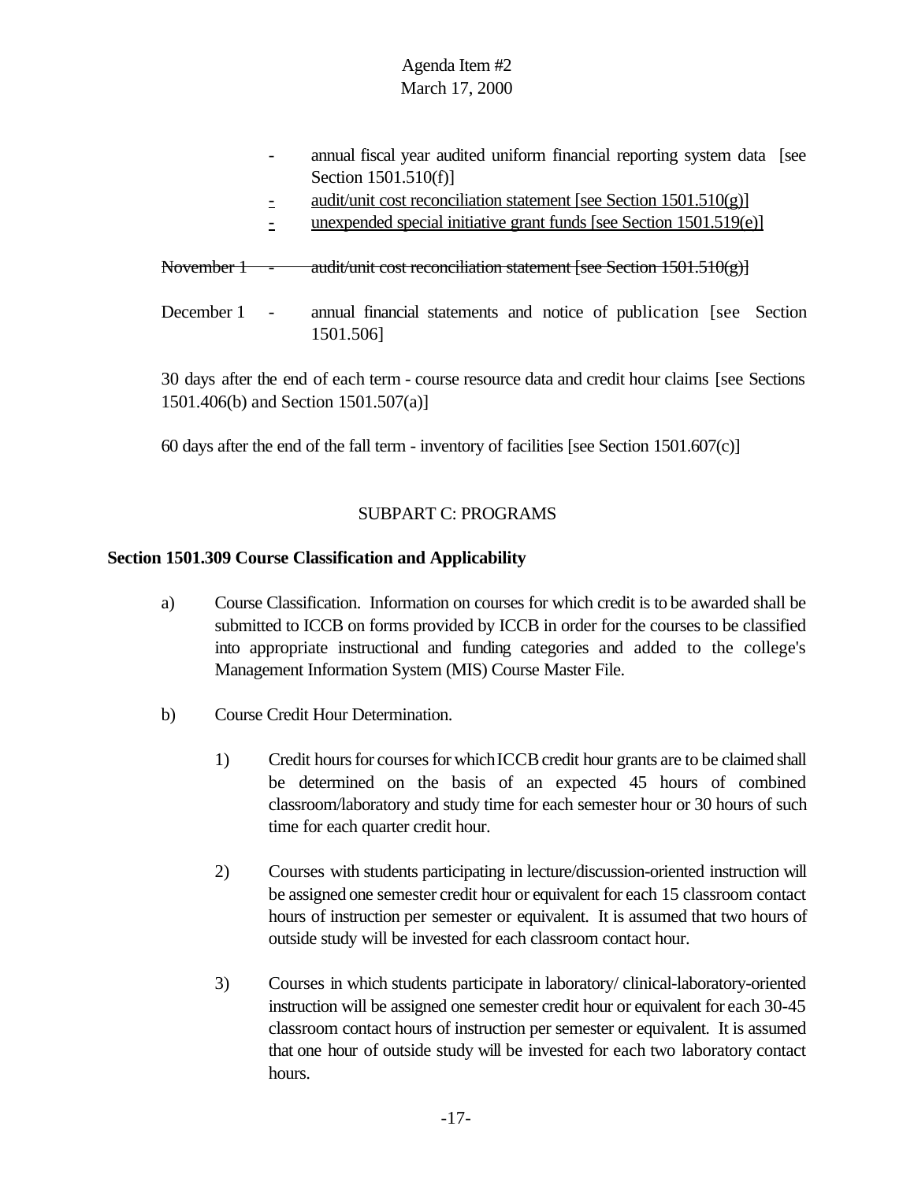- annual fiscal year audited uniform financial reporting system data [see Section 1501.510(f)]
- <u>audit/unit cost reconciliation statement [see Section 1501.510(g)]</u>
- <u>unexpended special initiative grant funds [see Section 1501.519(e)]</u>

~~November 1 - audit/unit cost reconciliation statement [see Section 1501.510(g)]~~

December 1 - annual financial statements and notice of publication [see Section 1501.506]

30 days after the end of each term - course resource data and credit hour claims [see Sections 1501.406(b) and Section 1501.507(a)]

60 days after the end of the fall term - inventory of facilities [see Section 1501.607(c)]

## SUBPART C: PROGRAMS

**Section 1501.309 Course Classification and Applicability**

a) Course Classification. Information on courses for which credit is to be awarded shall be submitted to ICCB on forms provided by ICCB in order for the courses to be classified into appropriate instructional and funding categories and added to the college's Management Information System (MIS) Course Master File.

b) Course Credit Hour Determination.

1) Credit hours for courses for which ICCB credit hour grants are to be claimed shall be determined on the basis of an expected 45 hours of combined classroom/laboratory and study time for each semester hour or 30 hours of such time for each quarter credit hour.

2) Courses with students participating in lecture/discussion-oriented instruction will be assigned one semester credit hour or equivalent for each 15 classroom contact hours of instruction per semester or equivalent. It is assumed that two hours of outside study will be invested for each classroom contact hour.

3) Courses in which students participate in laboratory/ clinical-laboratory-oriented instruction will be assigned one semester credit hour or equivalent for each 30-45 classroom contact hours of instruction per semester or equivalent. It is assumed that one hour of outside study will be invested for each two laboratory contact hours.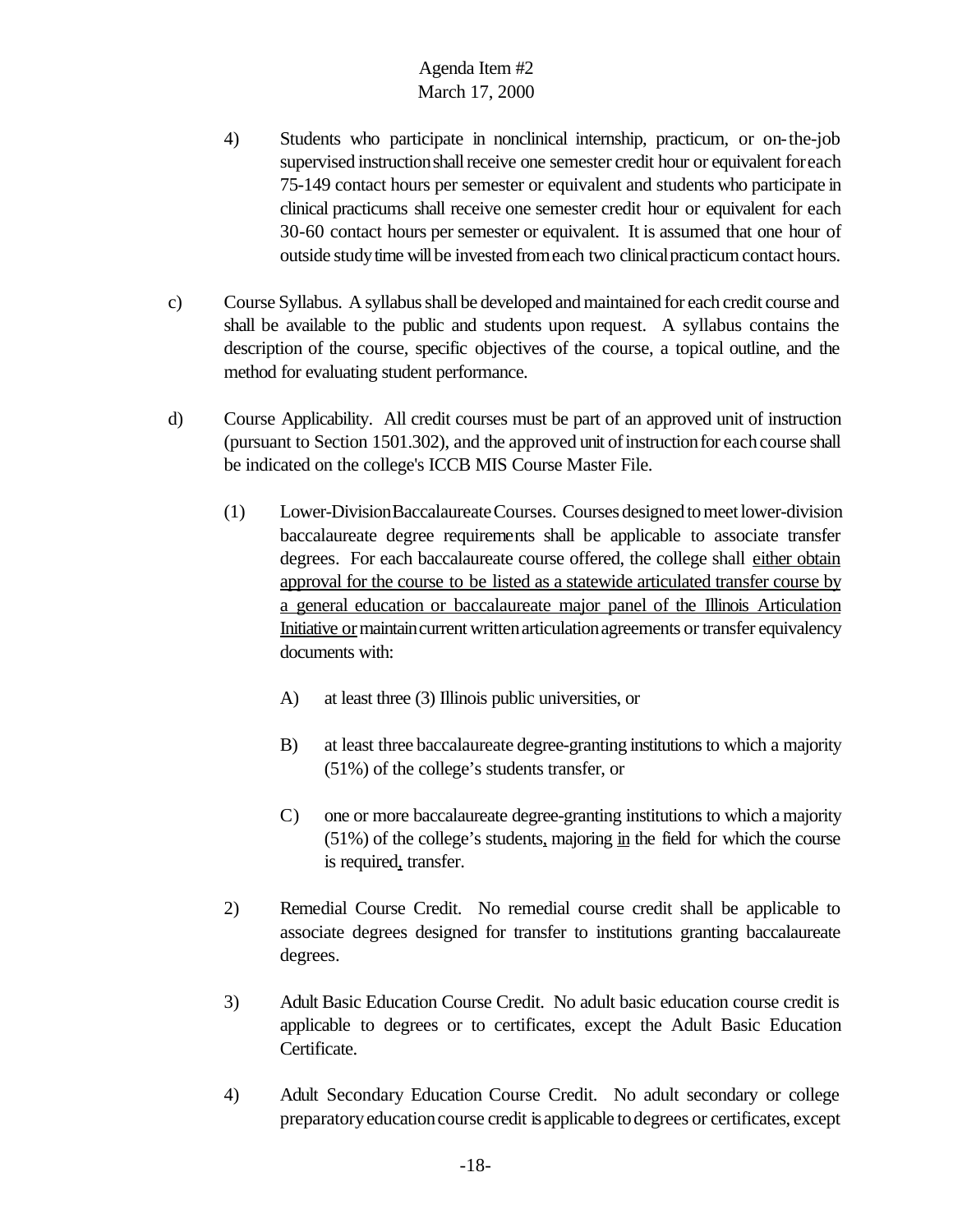4) Students who participate in nonclinical internship, practicum, or on-the-job supervised instruction shall receive one semester credit hour or equivalent for each 75-149 contact hours per semester or equivalent and students who participate in clinical practicums shall receive one semester credit hour or equivalent for each 30-60 contact hours per semester or equivalent. It is assumed that one hour of outside study time will be invested from each two clinical practicum contact hours.

c) Course Syllabus. A syllabus shall be developed and maintained for each credit course and shall be available to the public and students upon request. A syllabus contains the description of the course, specific objectives of the course, a topical outline, and the method for evaluating student performance.

d) Course Applicability. All credit courses must be part of an approved unit of instruction (pursuant to Section 1501.302), and the approved unit of instruction for each course shall be indicated on the college's ICCB MIS Course Master File.

(1) Lower-Division Baccalaureate Courses. Courses designed to meet lower-division baccalaureate degree requirements shall be applicable to associate transfer degrees. For each baccalaureate course offered, the college shall <u>either obtain approval for the course to be listed as a statewide articulated transfer course by a general education or baccalaureate major panel of the Illinois Articulation Initiative or</u> maintain current written articulation agreements or transfer equivalency documents with:

A) at least three (3) Illinois public universities, or

B) at least three baccalaureate degree-granting institutions to which a majority (51%) of the college's students transfer, or

C) one or more baccalaureate degree-granting institutions to which a majority (51%) of the college's students<u>,</u> majoring <u>in</u> the field for which the course is required<u>,</u> transfer.

2) Remedial Course Credit. No remedial course credit shall be applicable to associate degrees designed for transfer to institutions granting baccalaureate degrees.

3) Adult Basic Education Course Credit. No adult basic education course credit is applicable to degrees or to certificates, except the Adult Basic Education Certificate.

4) Adult Secondary Education Course Credit. No adult secondary or college preparatory education course credit is applicable to degrees or certificates, except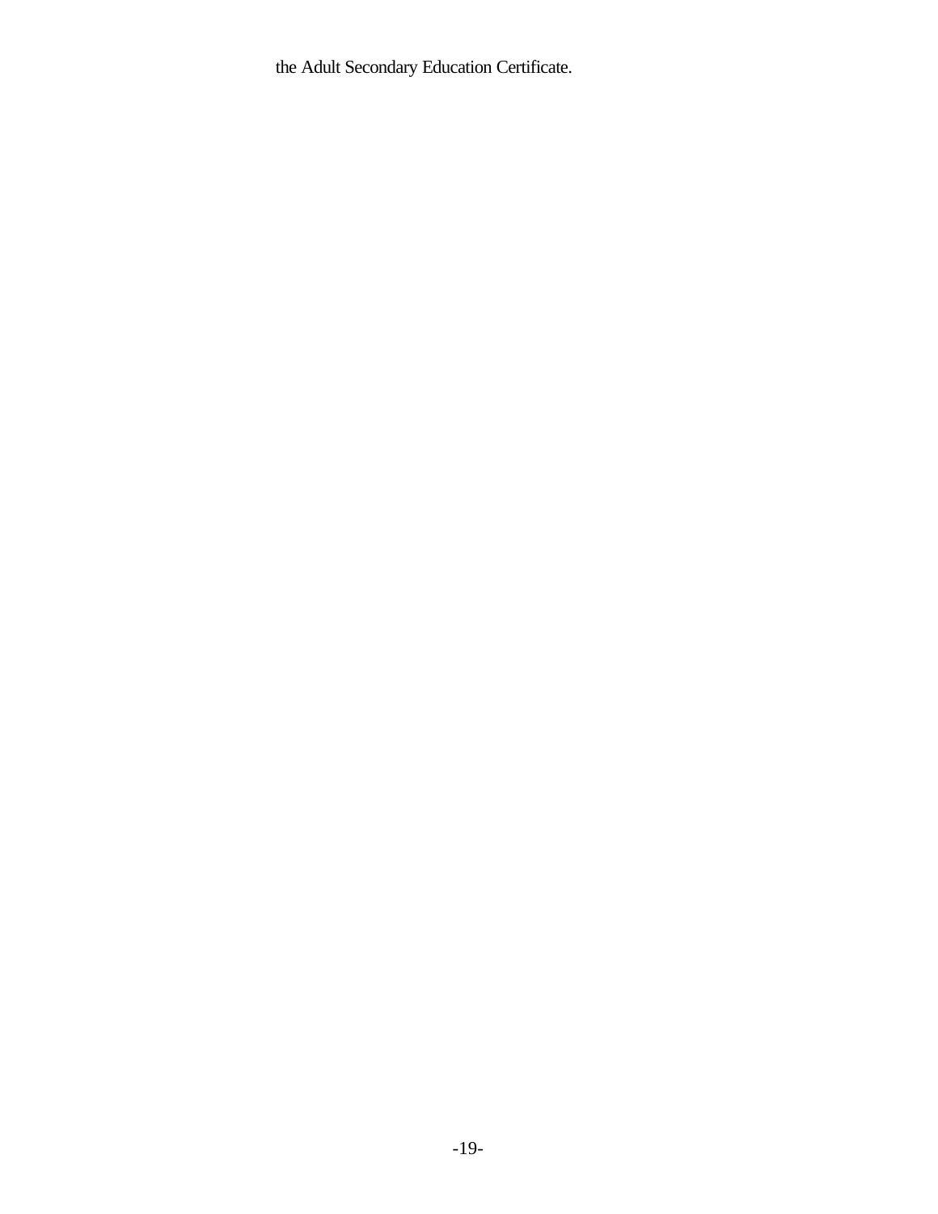the Adult Secondary Education Certificate.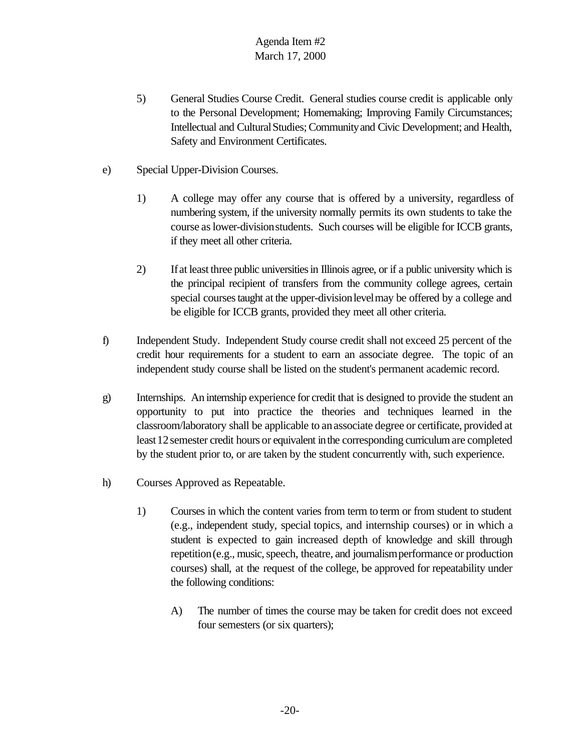5) General Studies Course Credit. General studies course credit is applicable only to the Personal Development; Homemaking; Improving Family Circumstances; Intellectual and Cultural Studies; Community and Civic Development; and Health, Safety and Environment Certificates.

e) Special Upper-Division Courses.

1) A college may offer any course that is offered by a university, regardless of numbering system, if the university normally permits its own students to take the course as lower-division students. Such courses will be eligible for ICCB grants, if they meet all other criteria.

2) If at least three public universities in Illinois agree, or if a public university which is the principal recipient of transfers from the community college agrees, certain special courses taught at the upper-division level may be offered by a college and be eligible for ICCB grants, provided they meet all other criteria.

f) Independent Study. Independent Study course credit shall not exceed 25 percent of the credit hour requirements for a student to earn an associate degree. The topic of an independent study course shall be listed on the student's permanent academic record.

g) Internships. An internship experience for credit that is designed to provide the student an opportunity to put into practice the theories and techniques learned in the classroom/laboratory shall be applicable to an associate degree or certificate, provided at least 12 semester credit hours or equivalent in the corresponding curriculum are completed by the student prior to, or are taken by the student concurrently with, such experience.

h) Courses Approved as Repeatable.

1) Courses in which the content varies from term to term or from student to student (e.g., independent study, special topics, and internship courses) or in which a student is expected to gain increased depth of knowledge and skill through repetition (e.g., music, speech, theatre, and journalism performance or production courses) shall, at the request of the college, be approved for repeatability under the following conditions:

A) The number of times the course may be taken for credit does not exceed four semesters (or six quarters);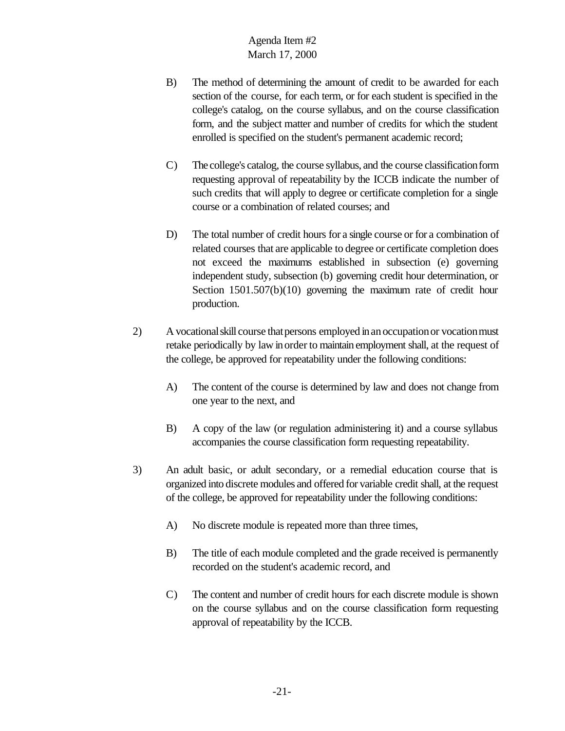B) The method of determining the amount of credit to be awarded for each section of the course, for each term, or for each student is specified in the college's catalog, on the course syllabus, and on the course classification form, and the subject matter and number of credits for which the student enrolled is specified on the student's permanent academic record;

C) The college's catalog, the course syllabus, and the course classification form requesting approval of repeatability by the ICCB indicate the number of such credits that will apply to degree or certificate completion for a single course or a combination of related courses; and

D) The total number of credit hours for a single course or for a combination of related courses that are applicable to degree or certificate completion does not exceed the maximums established in subsection (e) governing independent study, subsection (b) governing credit hour determination, or Section 1501.507(b)(10) governing the maximum rate of credit hour production.

2) A vocational skill course that persons employed in an occupation or vocation must retake periodically by law in order to maintain employment shall, at the request of the college, be approved for repeatability under the following conditions:

A) The content of the course is determined by law and does not change from one year to the next, and

B) A copy of the law (or regulation administering it) and a course syllabus accompanies the course classification form requesting repeatability.

3) An adult basic, or adult secondary, or a remedial education course that is organized into discrete modules and offered for variable credit shall, at the request of the college, be approved for repeatability under the following conditions:

A) No discrete module is repeated more than three times,

B) The title of each module completed and the grade received is permanently recorded on the student's academic record, and

C) The content and number of credit hours for each discrete module is shown on the course syllabus and on the course classification form requesting approval of repeatability by the ICCB.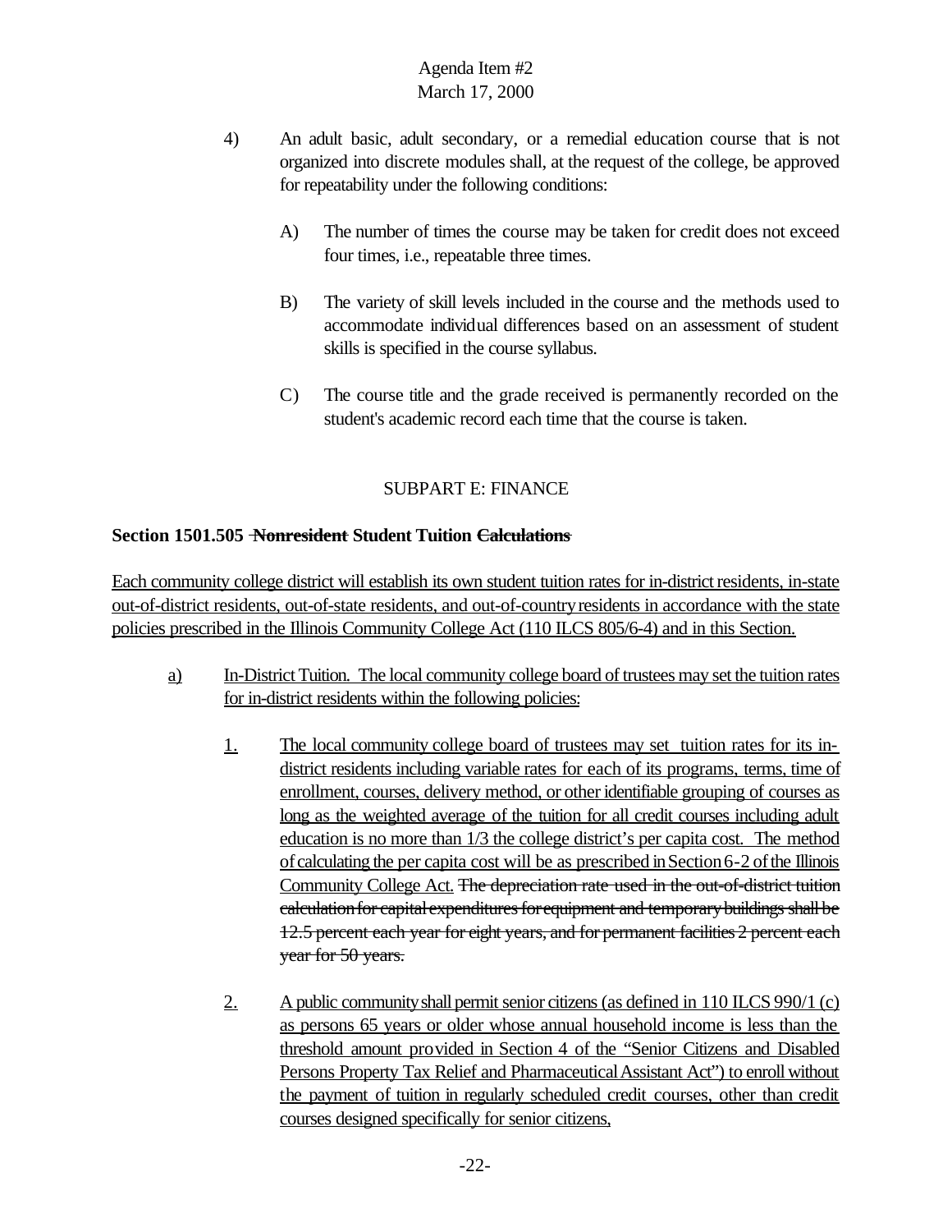Agenda Item #2
March 17, 2000

4) An adult basic, adult secondary, or a remedial education course that is not organized into discrete modules shall, at the request of the college, be approved for repeatability under the following conditions:

   A) The number of times the course may be taken for credit does not exceed four times, i.e., repeatable three times.

   B) The variety of skill levels included in the course and the methods used to accommodate individual differences based on an assessment of student skills is specified in the course syllabus.

   C) The course title and the grade received is permanently recorded on the student's academic record each time that the course is taken.

SUBPART E: FINANCE

**Section 1501.505 ~~Nonresident~~ Student Tuition ~~Calculations~~**

<u>Each community college district will establish its own student tuition rates for in-district residents, in-state out-of-district residents, out-of-state residents, and out-of-country residents in accordance with the state policies prescribed in the Illinois Community College Act (110 ILCS 805/6-4) and in this Section.</u>

<u>a)</u> <u>In-District Tuition. The local community college board of trustees may set the tuition rates for in-district residents within the following policies:</u>

   <u>1.</u> <u>The local community college board of trustees may set tuition rates for its in-district residents including variable rates for each of its programs, terms, time of enrollment, courses, delivery method, or other identifiable grouping of courses as long as the weighted average of the tuition for all credit courses including adult education is no more than 1/3 the college district's per capita cost. The method of calculating the per capita cost will be as prescribed in Section 6-2 of the Illinois Community College Act.</u> ~~The depreciation rate used in the out-of-district tuition calculation for capital expenditures for equipment and temporary buildings shall be 12.5 percent each year for eight years, and for permanent facilities 2 percent each year for 50 years.~~

   <u>2.</u> <u>A public community shall permit senior citizens (as defined in 110 ILCS 990/1 (c) as persons 65 years or older whose annual household income is less than the threshold amount provided in Section 4 of the "Senior Citizens and Disabled Persons Property Tax Relief and Pharmaceutical Assistant Act") to enroll without the payment of tuition in regularly scheduled credit courses, other than credit courses designed specifically for senior citizens,</u>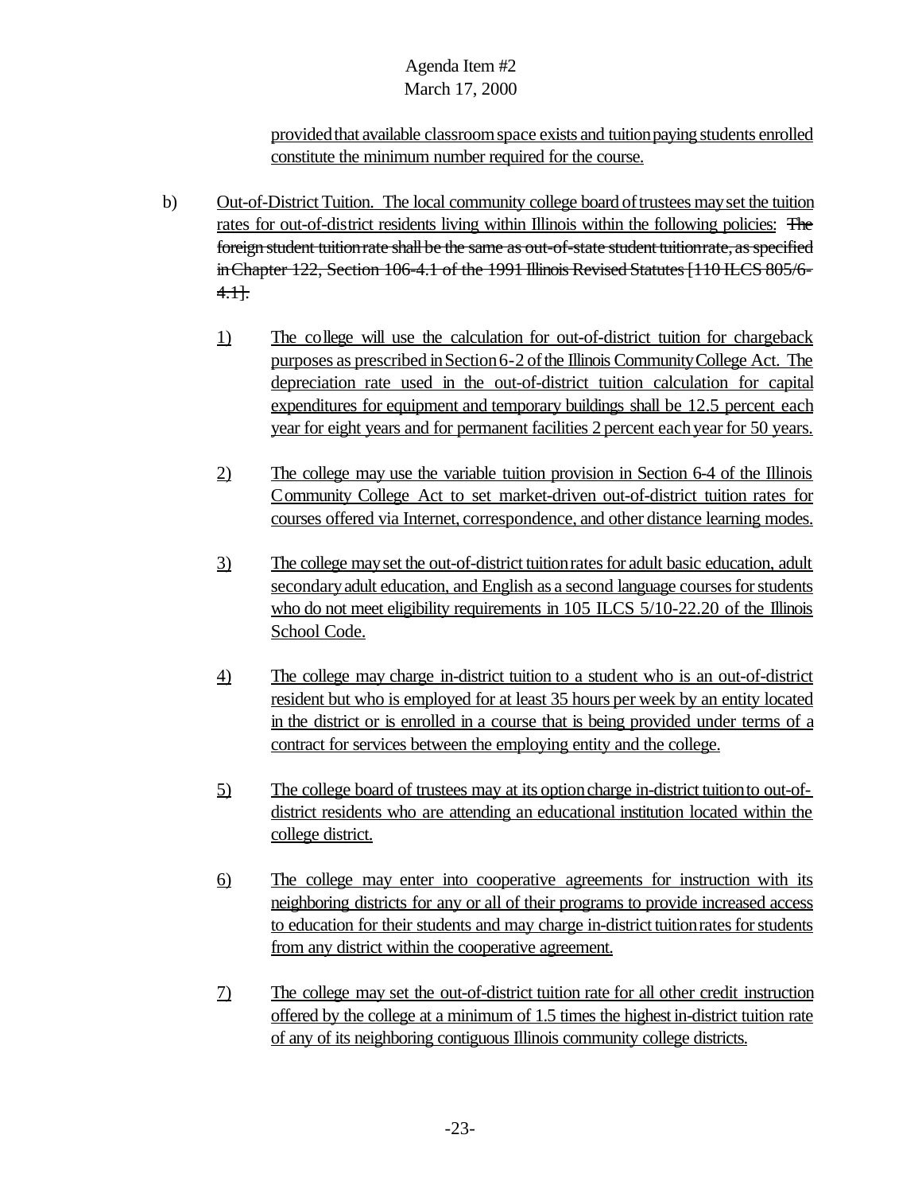provided that available classroom space exists and tuition paying students enrolled constitute the minimum number required for the course.

b) Out-of-District Tuition. The local community college board of trustees may set the tuition rates for out-of-district residents living within Illinois within the following policies: ~~The foreign student tuition rate shall be the same as out-of-state student tuition rate, as specified in Chapter 122, Section 106-4.1 of the 1991 Illinois Revised Statutes [110 ILCS 805/6-4.1].~~

1) The college will use the calculation for out-of-district tuition for chargeback purposes as prescribed in Section 6-2 of the Illinois Community College Act. The depreciation rate used in the out-of-district tuition calculation for capital expenditures for equipment and temporary buildings shall be 12.5 percent each year for eight years and for permanent facilities 2 percent each year for 50 years.

2) The college may use the variable tuition provision in Section 6-4 of the Illinois Community College Act to set market-driven out-of-district tuition rates for courses offered via Internet, correspondence, and other distance learning modes.

3) The college may set the out-of-district tuition rates for adult basic education, adult secondary adult education, and English as a second language courses for students who do not meet eligibility requirements in 105 ILCS 5/10-22.20 of the Illinois School Code.

4) The college may charge in-district tuition to a student who is an out-of-district resident but who is employed for at least 35 hours per week by an entity located in the district or is enrolled in a course that is being provided under terms of a contract for services between the employing entity and the college.

5) The college board of trustees may at its option charge in-district tuition to out-of-district residents who are attending an educational institution located within the college district.

6) The college may enter into cooperative agreements for instruction with its neighboring districts for any or all of their programs to provide increased access to education for their students and may charge in-district tuition rates for students from any district within the cooperative agreement.

7) The college may set the out-of-district tuition rate for all other credit instruction offered by the college at a minimum of 1.5 times the highest in-district tuition rate of any of its neighboring contiguous Illinois community college districts.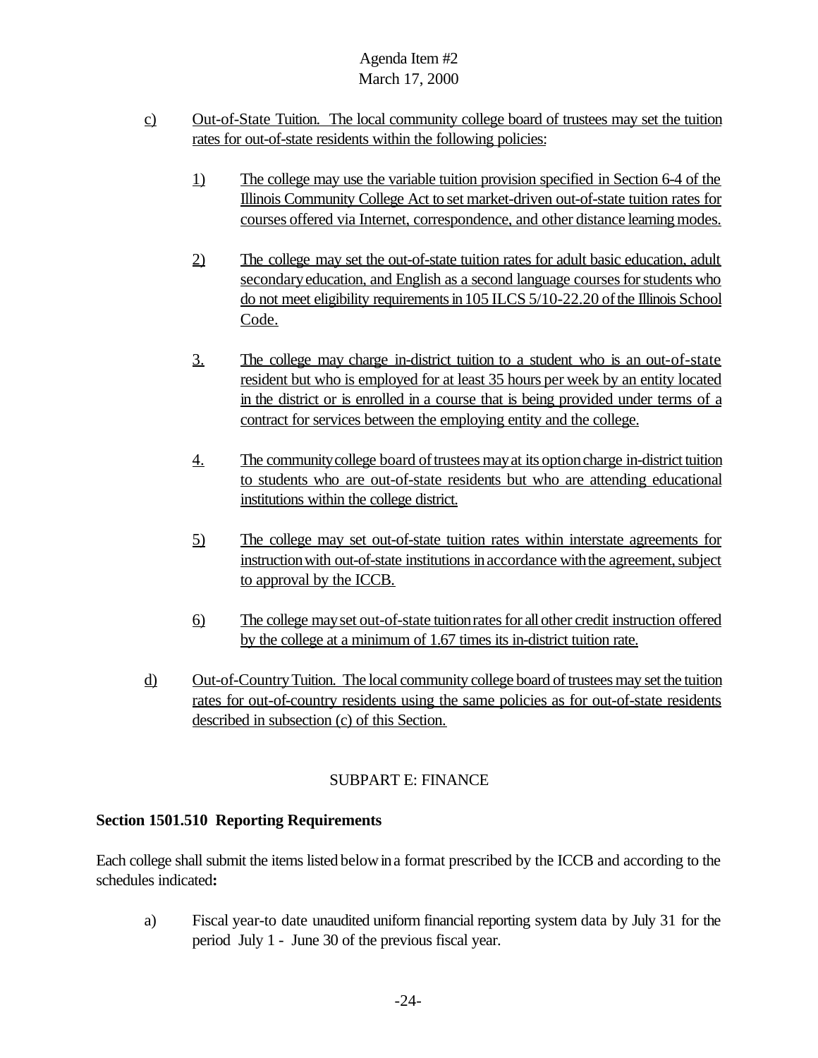c) Out-of-State Tuition. The local community college board of trustees may set the tuition rates for out-of-state residents within the following policies:

1) The college may use the variable tuition provision specified in Section 6-4 of the Illinois Community College Act to set market-driven out-of-state tuition rates for courses offered via Internet, correspondence, and other distance learning modes.

2) The college may set the out-of-state tuition rates for adult basic education, adult secondary education, and English as a second language courses for students who do not meet eligibility requirements in 105 ILCS 5/10-22.20 of the Illinois School Code.

3. The college may charge in-district tuition to a student who is an out-of-state resident but who is employed for at least 35 hours per week by an entity located in the district or is enrolled in a course that is being provided under terms of a contract for services between the employing entity and the college.

4. The community college board of trustees may at its option charge in-district tuition to students who are out-of-state residents but who are attending educational institutions within the college district.

5) The college may set out-of-state tuition rates within interstate agreements for instruction with out-of-state institutions in accordance with the agreement, subject to approval by the ICCB.

6) The college may set out-of-state tuition rates for all other credit instruction offered by the college at a minimum of 1.67 times its in-district tuition rate.

d) Out-of-Country Tuition. The local community college board of trustees may set the tuition rates for out-of-country residents using the same policies as for out-of-state residents described in subsection (c) of this Section.

SUBPART E: FINANCE

**Section 1501.510 Reporting Requirements**

Each college shall submit the items listed below in a format prescribed by the ICCB and according to the schedules indicated**:**

a) Fiscal year-to date unaudited uniform financial reporting system data by July 31 for the period July 1 - June 30 of the previous fiscal year.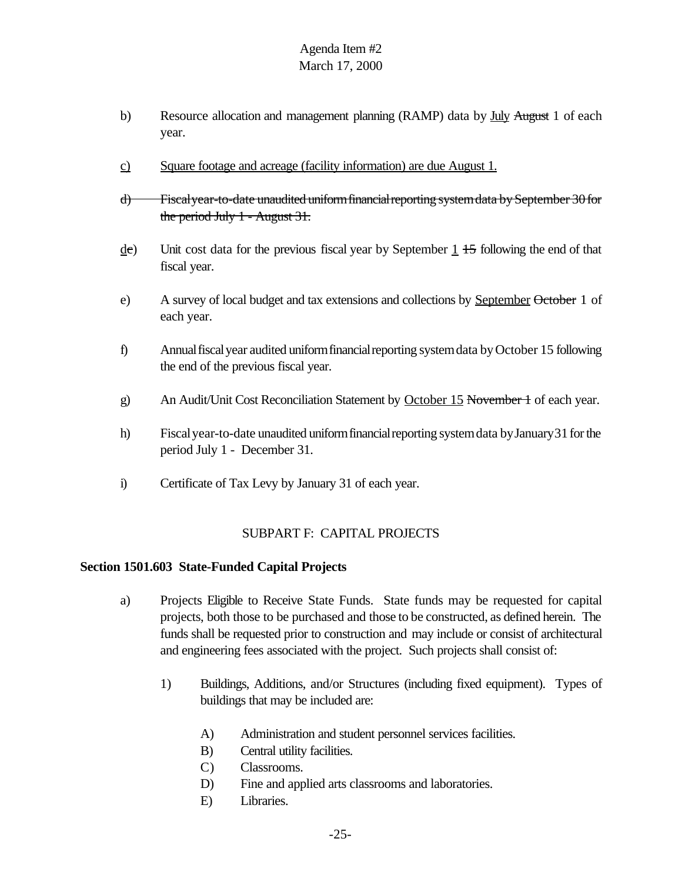b) Resource allocation and management planning (RAMP) data by <u>July</u> ~~August~~ 1 of each year.

<u>c)</u> <u>Square footage and acreage (facility information) are due August 1.</u>

~~d) Fiscal year-to-date unaudited uniform financial reporting system data by September 30 for the period July 1 - August 31.~~

<u>d</u>~~c~~) Unit cost data for the previous fiscal year by September <u>1</u> ~~15~~ following the end of that fiscal year.

e) A survey of local budget and tax extensions and collections by <u>September</u> ~~October~~ 1 of each year.

f) Annual fiscal year audited uniform financial reporting system data by October 15 following the end of the previous fiscal year.

g) An Audit/Unit Cost Reconciliation Statement by <u>October 15</u> ~~November 1~~ of each year.

h) Fiscal year-to-date unaudited uniform financial reporting system data by January 31 for the period July 1 - December 31.

i) Certificate of Tax Levy by January 31 of each year.

## SUBPART F: CAPITAL PROJECTS

### Section 1501.603 State-Funded Capital Projects

a) Projects Eligible to Receive State Funds. State funds may be requested for capital projects, both those to be purchased and those to be constructed, as defined herein. The funds shall be requested prior to construction and may include or consist of architectural and engineering fees associated with the project. Such projects shall consist of:

1) Buildings, Additions, and/or Structures (including fixed equipment). Types of buildings that may be included are:

A) Administration and student personnel services facilities.
B) Central utility facilities.
C) Classrooms.
D) Fine and applied arts classrooms and laboratories.
E) Libraries.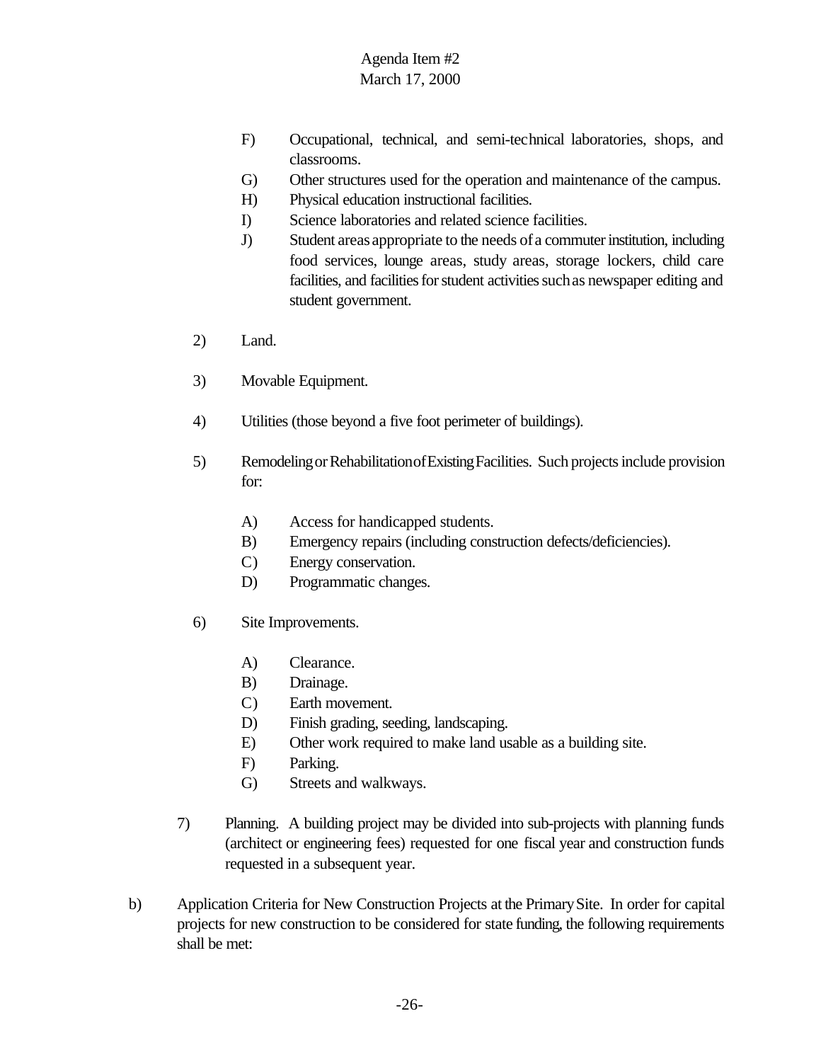Agenda Item #2
March 17, 2000

- F) Occupational, technical, and semi-technical laboratories, shops, and classrooms.
- G) Other structures used for the operation and maintenance of the campus.
- H) Physical education instructional facilities.
- I) Science laboratories and related science facilities.
- J) Student areas appropriate to the needs of a commuter institution, including food services, lounge areas, study areas, storage lockers, child care facilities, and facilities for student activities such as newspaper editing and student government.

2) Land.

3) Movable Equipment.

4) Utilities (those beyond a five foot perimeter of buildings).

5) Remodeling or Rehabilitation of Existing Facilities. Such projects include provision for:

- A) Access for handicapped students.
- B) Emergency repairs (including construction defects/deficiencies).
- C) Energy conservation.
- D) Programmatic changes.

6) Site Improvements.

- A) Clearance.
- B) Drainage.
- C) Earth movement.
- D) Finish grading, seeding, landscaping.
- E) Other work required to make land usable as a building site.
- F) Parking.
- G) Streets and walkways.

7) Planning. A building project may be divided into sub-projects with planning funds (architect or engineering fees) requested for one fiscal year and construction funds requested in a subsequent year.

b) Application Criteria for New Construction Projects at the Primary Site. In order for capital projects for new construction to be considered for state funding, the following requirements shall be met: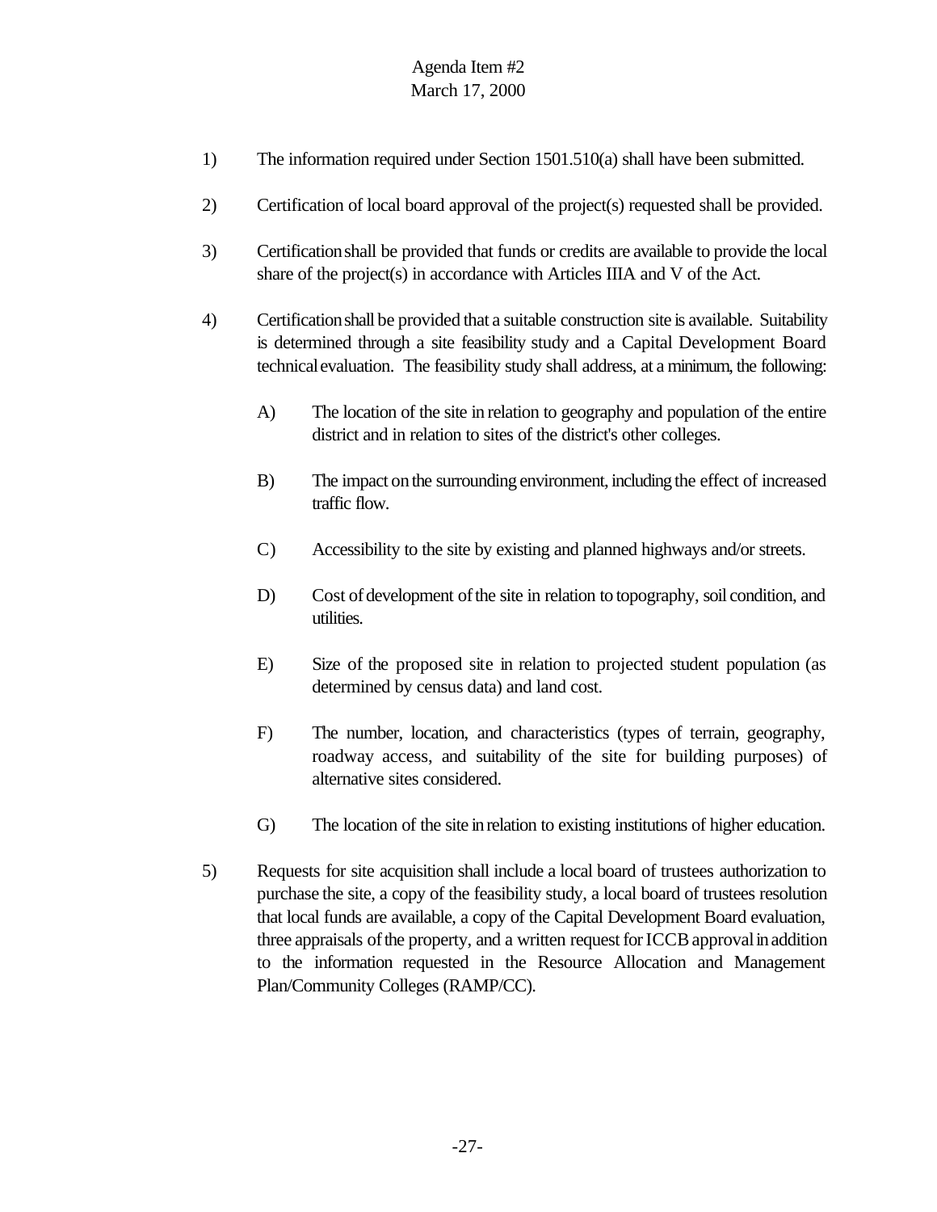1) The information required under Section 1501.510(a) shall have been submitted.

2) Certification of local board approval of the project(s) requested shall be provided.

3) Certification shall be provided that funds or credits are available to provide the local share of the project(s) in accordance with Articles IIIA and V of the Act.

4) Certification shall be provided that a suitable construction site is available. Suitability is determined through a site feasibility study and a Capital Development Board technical evaluation. The feasibility study shall address, at a minimum, the following:

   A) The location of the site in relation to geography and population of the entire district and in relation to sites of the district's other colleges.

   B) The impact on the surrounding environment, including the effect of increased traffic flow.

   C) Accessibility to the site by existing and planned highways and/or streets.

   D) Cost of development of the site in relation to topography, soil condition, and utilities.

   E) Size of the proposed site in relation to projected student population (as determined by census data) and land cost.

   F) The number, location, and characteristics (types of terrain, geography, roadway access, and suitability of the site for building purposes) of alternative sites considered.

   G) The location of the site in relation to existing institutions of higher education.

5) Requests for site acquisition shall include a local board of trustees authorization to purchase the site, a copy of the feasibility study, a local board of trustees resolution that local funds are available, a copy of the Capital Development Board evaluation, three appraisals of the property, and a written request for ICCB approval in addition to the information requested in the Resource Allocation and Management Plan/Community Colleges (RAMP/CC).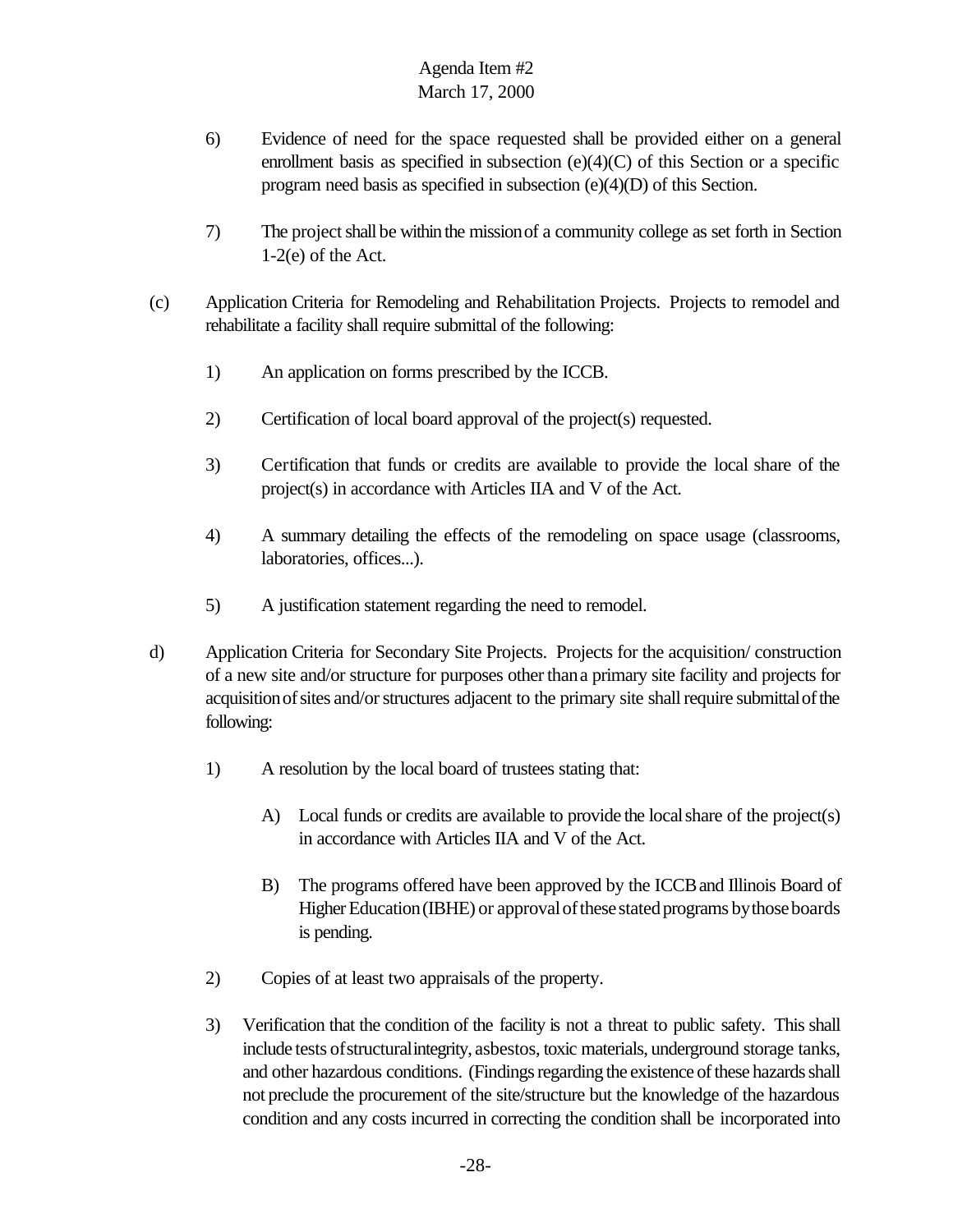6) Evidence of need for the space requested shall be provided either on a general enrollment basis as specified in subsection (e)(4)(C) of this Section or a specific program need basis as specified in subsection (e)(4)(D) of this Section.

7) The project shall be within the mission of a community college as set forth in Section 1-2(e) of the Act.

(c) Application Criteria for Remodeling and Rehabilitation Projects. Projects to remodel and rehabilitate a facility shall require submittal of the following:

1) An application on forms prescribed by the ICCB.

2) Certification of local board approval of the project(s) requested.

3) Certification that funds or credits are available to provide the local share of the project(s) in accordance with Articles IIA and V of the Act.

4) A summary detailing the effects of the remodeling on space usage (classrooms, laboratories, offices...).

5) A justification statement regarding the need to remodel.

d) Application Criteria for Secondary Site Projects. Projects for the acquisition/ construction of a new site and/or structure for purposes other than a primary site facility and projects for acquisition of sites and/or structures adjacent to the primary site shall require submittal of the following:

1) A resolution by the local board of trustees stating that:

A) Local funds or credits are available to provide the local share of the project(s) in accordance with Articles IIA and V of the Act.

B) The programs offered have been approved by the ICCB and Illinois Board of Higher Education (IBHE) or approval of these stated programs by those boards is pending.

2) Copies of at least two appraisals of the property.

3) Verification that the condition of the facility is not a threat to public safety. This shall include tests of structural integrity, asbestos, toxic materials, underground storage tanks, and other hazardous conditions. (Findings regarding the existence of these hazards shall not preclude the procurement of the site/structure but the knowledge of the hazardous condition and any costs incurred in correcting the condition shall be incorporated into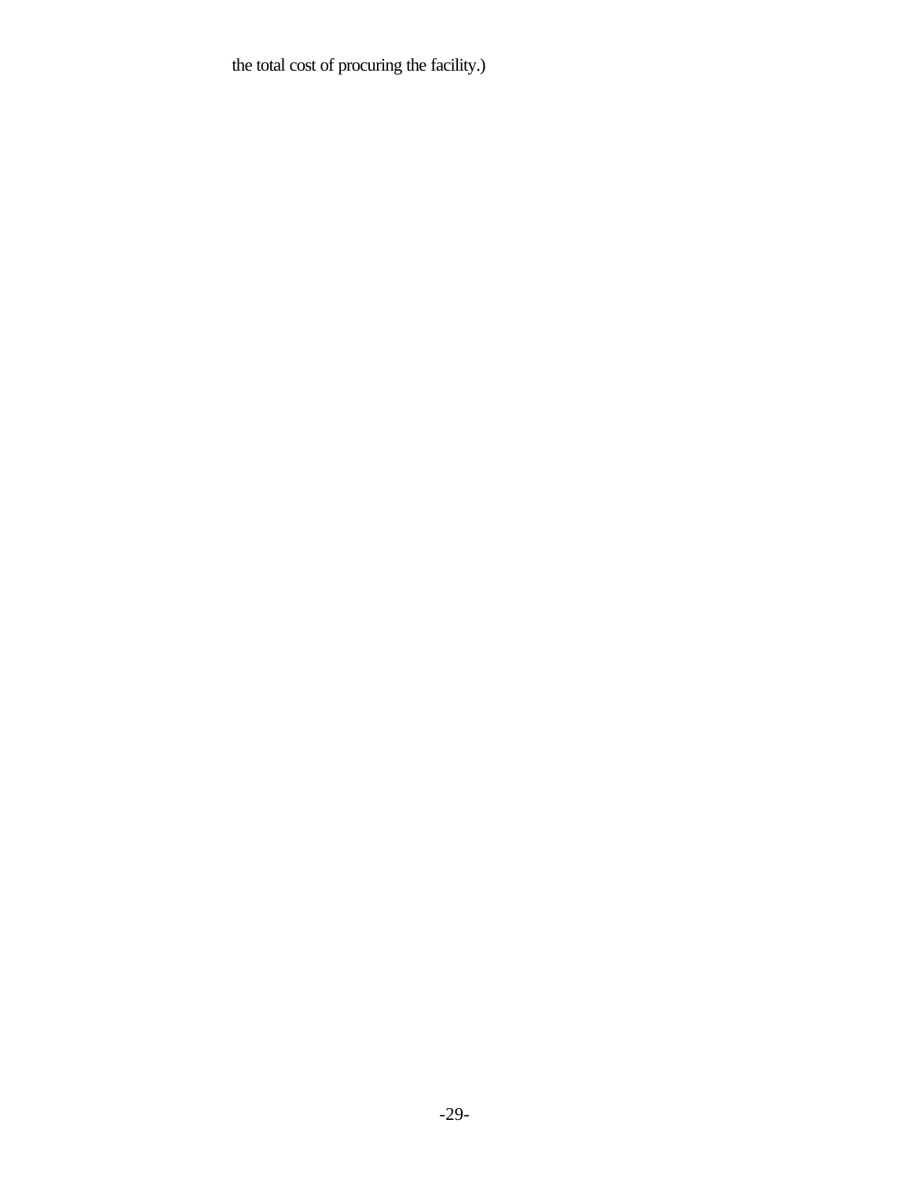the total cost of procuring the facility.)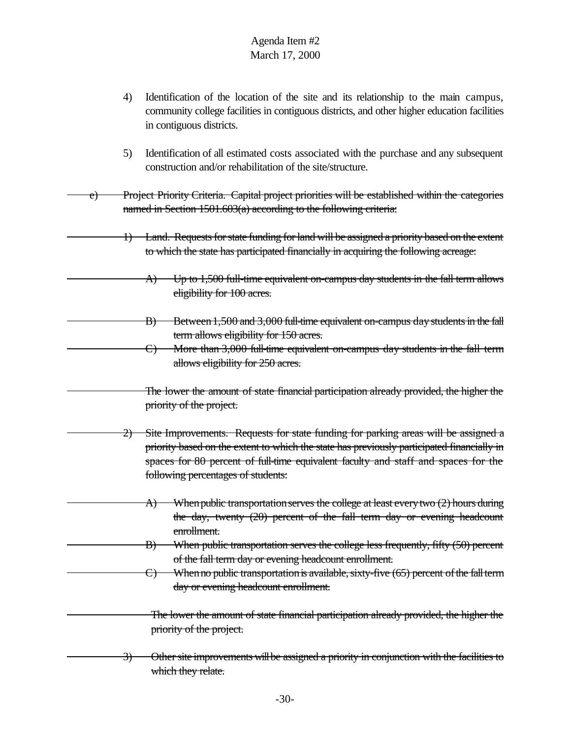4) Identification of the location of the site and its relationship to the main campus, community college facilities in contiguous districts, and other higher education facilities in contiguous districts.

5) Identification of all estimated costs associated with the purchase and any subsequent construction and/or rehabilitation of the site/structure.

~~e) Project Priority Criteria. Capital project priorities will be established within the categories named in Section 1501.603(a) according to the following criteria:~~

~~1) Land. Requests for state funding for land will be assigned a priority based on the extent to which the state has participated financially in acquiring the following acreage:~~

~~A) Up to 1,500 full-time equivalent on-campus day students in the fall term allows eligibility for 100 acres.~~

~~B) Between 1,500 and 3,000 full-time equivalent on-campus day students in the fall term allows eligibility for 150 acres.~~

~~C) More than 3,000 full-time equivalent on-campus day students in the fall term allows eligibility for 250 acres.~~

~~The lower the amount of state financial participation already provided, the higher the priority of the project.~~

~~2) Site Improvements. Requests for state funding for parking areas will be assigned a priority based on the extent to which the state has previously participated financially in spaces for 80 percent of full-time equivalent faculty and staff and spaces for the following percentages of students:~~

~~A) When public transportation serves the college at least every two (2) hours during the day, twenty (20) percent of the fall term day or evening headcount enrollment.~~

~~B) When public transportation serves the college less frequently, fifty (50) percent of the fall term day or evening headcount enrollment.~~

~~C) When no public transportation is available, sixty-five (65) percent of the fall term day or evening headcount enrollment.~~

~~The lower the amount of state financial participation already provided, the higher the priority of the project.~~

~~3) Other site improvements will be assigned a priority in conjunction with the facilities to which they relate.~~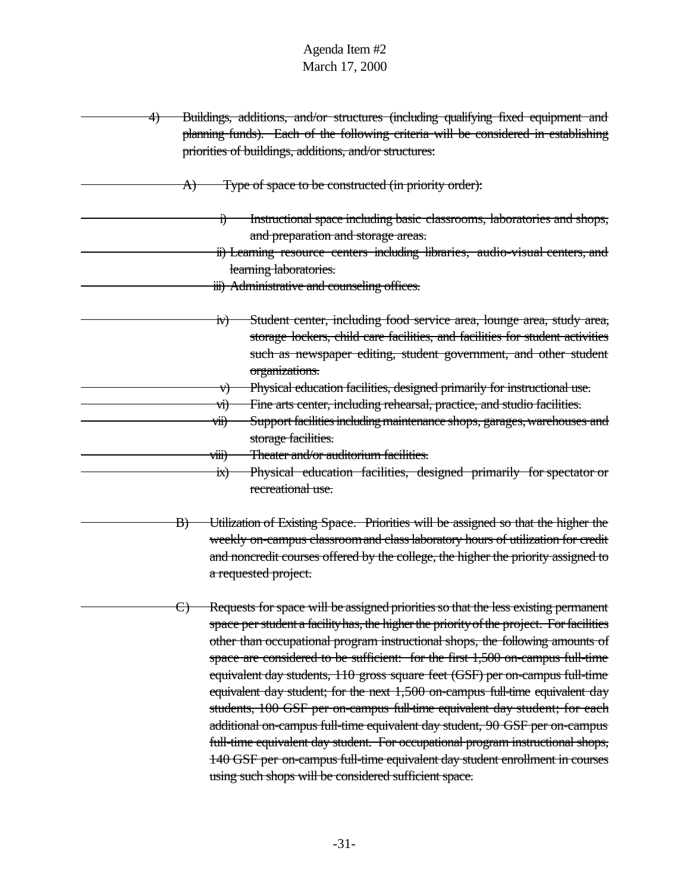~~4) Buildings, additions, and/or structures (including qualifying fixed equipment and planning funds). Each of the following criteria will be considered in establishing priorities of buildings, additions, and/or structures:~~

~~A) Type of space to be constructed (in priority order):~~

~~i) Instructional space including basic classrooms, laboratories and shops, and preparation and storage areas.~~

~~ii) Learning resource centers including libraries, audio-visual centers, and learning laboratories.~~

~~iii) Administrative and counseling offices.~~

~~iv) Student center, including food service area, lounge area, study area, storage lockers, child care facilities, and facilities for student activities such as newspaper editing, student government, and other student organizations.~~

~~v) Physical education facilities, designed primarily for instructional use.~~

~~vi) Fine arts center, including rehearsal, practice, and studio facilities.~~

~~vii) Support facilities including maintenance shops, garages, warehouses and storage facilities.~~

~~viii) Theater and/or auditorium facilities.~~

~~ix) Physical education facilities, designed primarily for spectator or recreational use.~~

~~B) Utilization of Existing Space. Priorities will be assigned so that the higher the weekly on-campus classroom and class laboratory hours of utilization for credit and noncredit courses offered by the college, the higher the priority assigned to a requested project.~~

~~C) Requests for space will be assigned priorities so that the less existing permanent space per student a facility has, the higher the priority of the project. For facilities other than occupational program instructional shops, the following amounts of space are considered to be sufficient: for the first 1,500 on-campus full-time equivalent day students, 110 gross square feet (GSF) per on-campus full-time equivalent day student; for the next 1,500 on-campus full-time equivalent day students, 100 GSF per on-campus full-time equivalent day student; for each additional on-campus full-time equivalent day student, 90 GSF per on-campus full-time equivalent day student. For occupational program instructional shops, 140 GSF per on-campus full-time equivalent day student enrollment in courses using such shops will be considered sufficient space.~~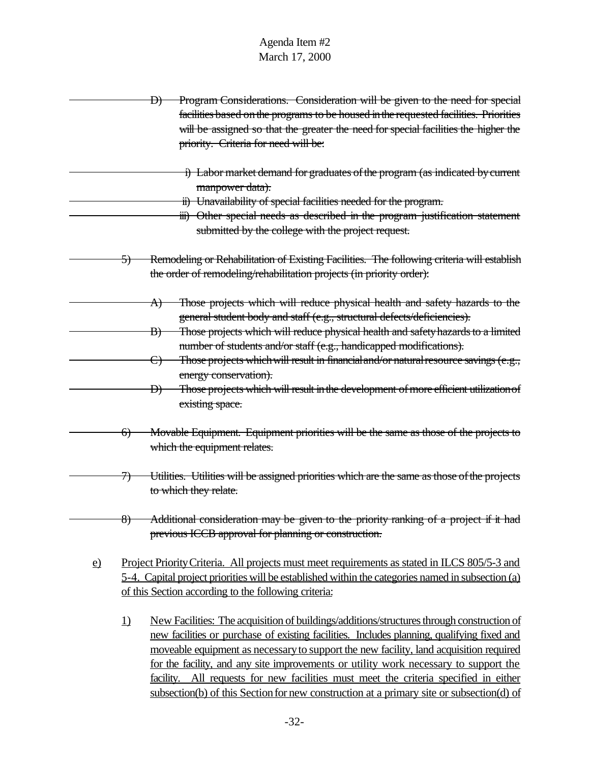~~D) Program Considerations. Consideration will be given to the need for special facilities based on the programs to be housed in the requested facilities. Priorities will be assigned so that the greater the need for special facilities the higher the priority. Criteria for need will be:~~

~~i) Labor market demand for graduates of the program (as indicated by current manpower data).~~

~~ii) Unavailability of special facilities needed for the program.~~

~~iii) Other special needs as described in the program justification statement submitted by the college with the project request.~~

~~5) Remodeling or Rehabilitation of Existing Facilities. The following criteria will establish the order of remodeling/rehabilitation projects (in priority order):~~

~~A) Those projects which will reduce physical health and safety hazards to the general student body and staff (e.g., structural defects/deficiencies).~~

~~B) Those projects which will reduce physical health and safety hazards to a limited number of students and/or staff (e.g., handicapped modifications).~~

~~C) Those projects which will result in financial and/or natural resource savings (e.g., energy conservation).~~

~~D) Those projects which will result in the development of more efficient utilization of existing space.~~

~~6) Movable Equipment. Equipment priorities will be the same as those of the projects to which the equipment relates.~~

~~7) Utilities. Utilities will be assigned priorities which are the same as those of the projects to which they relate.~~

~~8) Additional consideration may be given to the priority ranking of a project if it had previous ICCB approval for planning or construction.~~

<u>e)</u> <u>Project Priority Criteria. All projects must meet requirements as stated in ILCS 805/5-3 and 5-4. Capital project priorities will be established within the categories named in subsection (a) of this Section according to the following criteria:</u>

<u>1)</u> <u>New Facilities: The acquisition of buildings/additions/structures through construction of new facilities or purchase of existing facilities. Includes planning, qualifying fixed and moveable equipment as necessary to support the new facility, land acquisition required for the facility, and any site improvements or utility work necessary to support the facility. All requests for new facilities must meet the criteria specified in either subsection(b) of this Section for new construction at a primary site or subsection(d) of</u>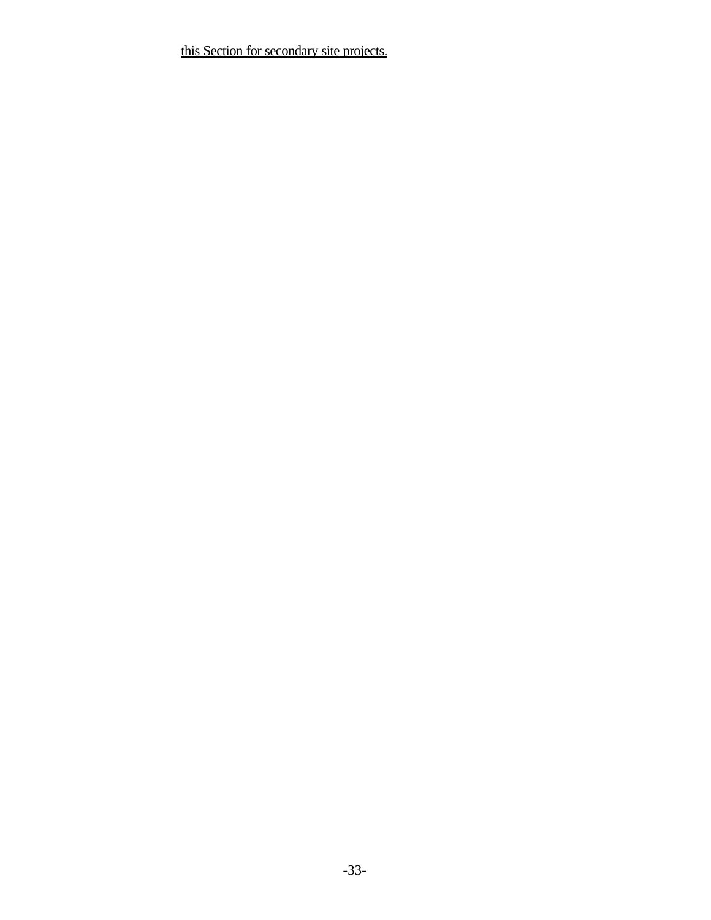<u>this Section for secondary site projects.</u>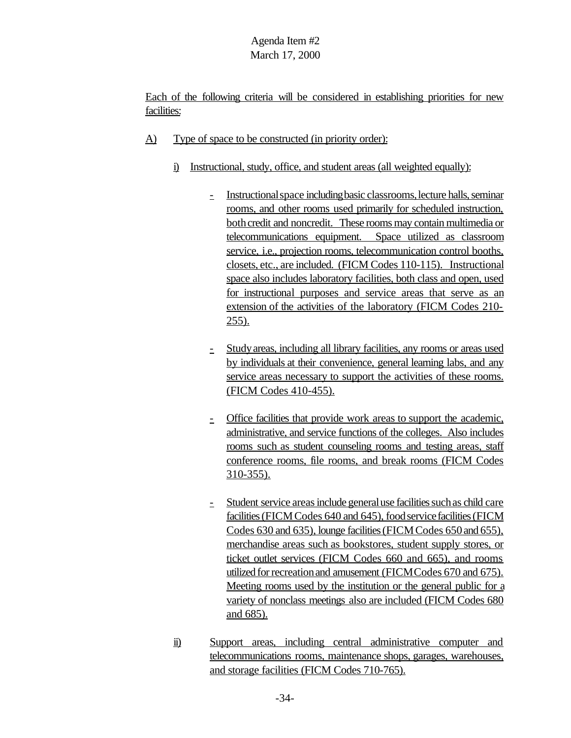Agenda Item #2
March 17, 2000

Each of the following criteria will be considered in establishing priorities for new facilities:

A) Type of space to be constructed (in priority order):

i) Instructional, study, office, and student areas (all weighted equally):

- Instructional space including basic classrooms, lecture halls, seminar rooms, and other rooms used primarily for scheduled instruction, both credit and noncredit. These rooms may contain multimedia or telecommunications equipment. Space utilized as classroom service, i.e., projection rooms, telecommunication control booths, closets, etc., are included. (FICM Codes 110-115). Instructional space also includes laboratory facilities, both class and open, used for instructional purposes and service areas that serve as an extension of the activities of the laboratory (FICM Codes 210-255).

- Study areas, including all library facilities, any rooms or areas used by individuals at their convenience, general learning labs, and any service areas necessary to support the activities of these rooms. (FICM Codes 410-455).

- Office facilities that provide work areas to support the academic, administrative, and service functions of the colleges. Also includes rooms such as student counseling rooms and testing areas, staff conference rooms, file rooms, and break rooms (FICM Codes 310-355).

- Student service areas include general use facilities such as child care facilities (FICM Codes 640 and 645), food service facilities (FICM Codes 630 and 635), lounge facilities (FICM Codes 650 and 655), merchandise areas such as bookstores, student supply stores, or ticket outlet services (FICM Codes 660 and 665), and rooms utilized for recreation and amusement (FICM Codes 670 and 675). Meeting rooms used by the institution or the general public for a variety of nonclass meetings also are included (FICM Codes 680 and 685).

ii) Support areas, including central administrative computer and telecommunications rooms, maintenance shops, garages, warehouses, and storage facilities (FICM Codes 710-765).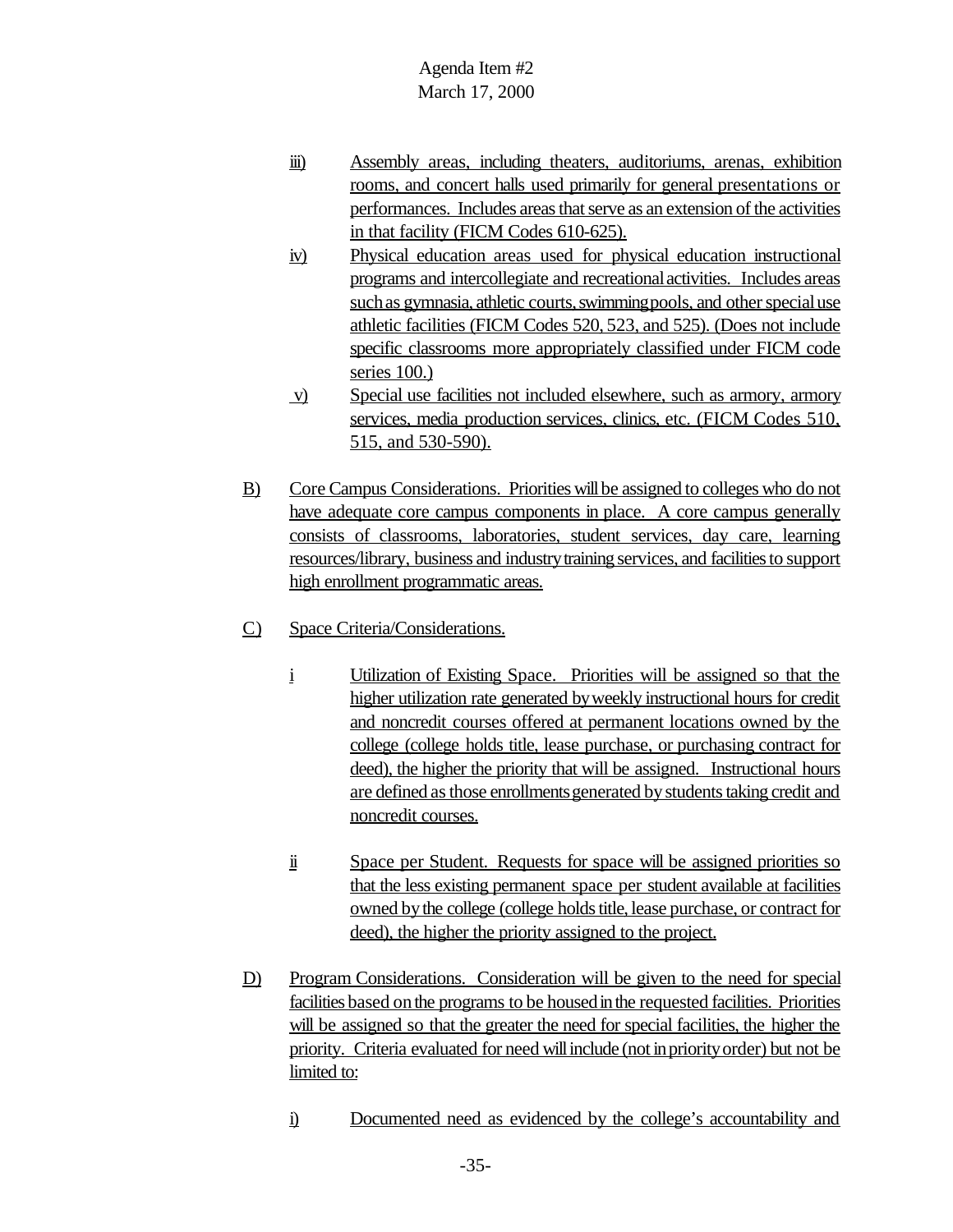iii) Assembly areas, including theaters, auditoriums, arenas, exhibition rooms, and concert halls used primarily for general presentations or performances. Includes areas that serve as an extension of the activities in that facility (FICM Codes 610-625).

iv) Physical education areas used for physical education instructional programs and intercollegiate and recreational activities. Includes areas such as gymnasia, athletic courts, swimming pools, and other special use athletic facilities (FICM Codes 520, 523, and 525). (Does not include specific classrooms more appropriately classified under FICM code series 100.)

v) Special use facilities not included elsewhere, such as armory, armory services, media production services, clinics, etc. (FICM Codes 510, 515, and 530-590).

B) Core Campus Considerations. Priorities will be assigned to colleges who do not have adequate core campus components in place. A core campus generally consists of classrooms, laboratories, student services, day care, learning resources/library, business and industry training services, and facilities to support high enrollment programmatic areas.

C) Space Criteria/Considerations.

i Utilization of Existing Space. Priorities will be assigned so that the higher utilization rate generated by weekly instructional hours for credit and noncredit courses offered at permanent locations owned by the college (college holds title, lease purchase, or purchasing contract for deed), the higher the priority that will be assigned. Instructional hours are defined as those enrollments generated by students taking credit and noncredit courses.

ii Space per Student. Requests for space will be assigned priorities so that the less existing permanent space per student available at facilities owned by the college (college holds title, lease purchase, or contract for deed), the higher the priority assigned to the project.

D) Program Considerations. Consideration will be given to the need for special facilities based on the programs to be housed in the requested facilities. Priorities will be assigned so that the greater the need for special facilities, the higher the priority. Criteria evaluated for need will include (not in priority order) but not be limited to:

i) Documented need as evidenced by the college's accountability and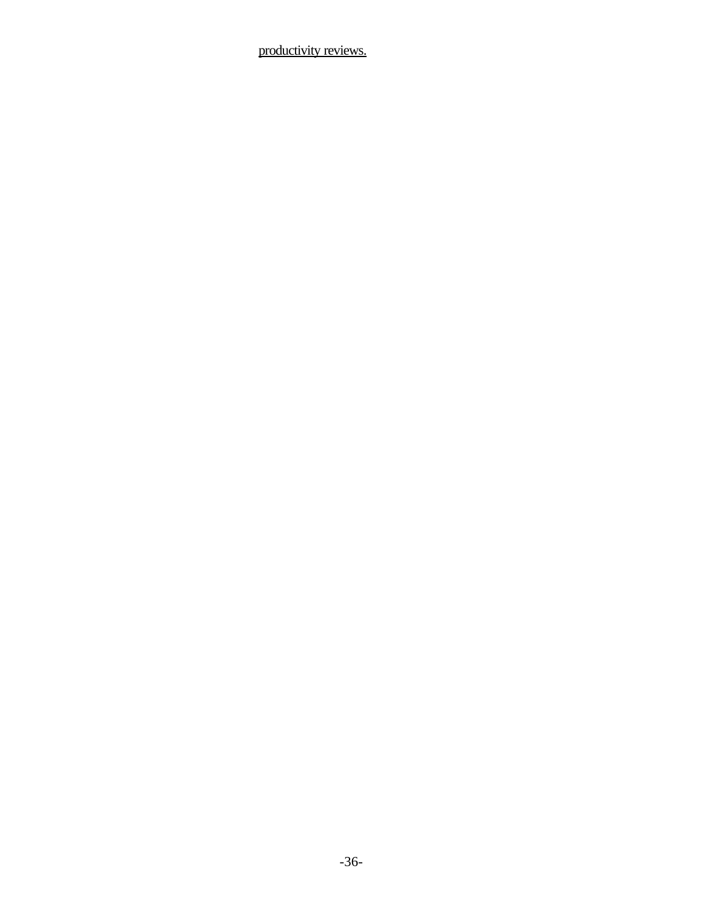<u>productivity reviews.</u>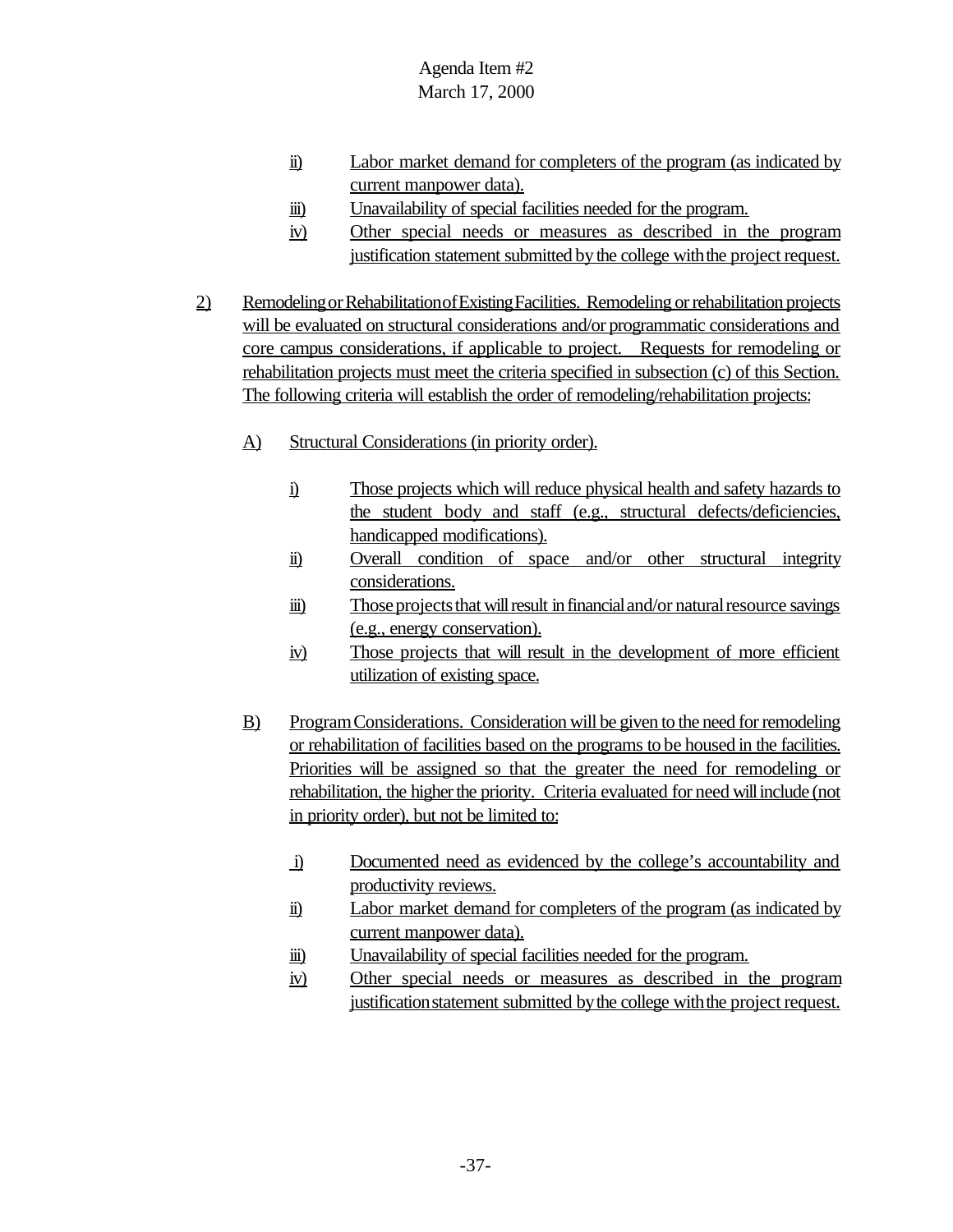ii) Labor market demand for completers of the program (as indicated by current manpower data).

iii) Unavailability of special facilities needed for the program.

iv) Other special needs or measures as described in the program justification statement submitted by the college with the project request.

2) Remodeling or Rehabilitation of Existing Facilities. Remodeling or rehabilitation projects will be evaluated on structural considerations and/or programmatic considerations and core campus considerations, if applicable to project. Requests for remodeling or rehabilitation projects must meet the criteria specified in subsection (c) of this Section. The following criteria will establish the order of remodeling/rehabilitation projects:

A) Structural Considerations (in priority order).

i) Those projects which will reduce physical health and safety hazards to the student body and staff (e.g., structural defects/deficiencies, handicapped modifications).

ii) Overall condition of space and/or other structural integrity considerations.

iii) Those projects that will result in financial and/or natural resource savings (e.g., energy conservation).

iv) Those projects that will result in the development of more efficient utilization of existing space.

B) Program Considerations. Consideration will be given to the need for remodeling or rehabilitation of facilities based on the programs to be housed in the facilities. Priorities will be assigned so that the greater the need for remodeling or rehabilitation, the higher the priority. Criteria evaluated for need will include (not in priority order), but not be limited to:

i) Documented need as evidenced by the college's accountability and productivity reviews.

ii) Labor market demand for completers of the program (as indicated by current manpower data).

iii) Unavailability of special facilities needed for the program.

iv) Other special needs or measures as described in the program justification statement submitted by the college with the project request.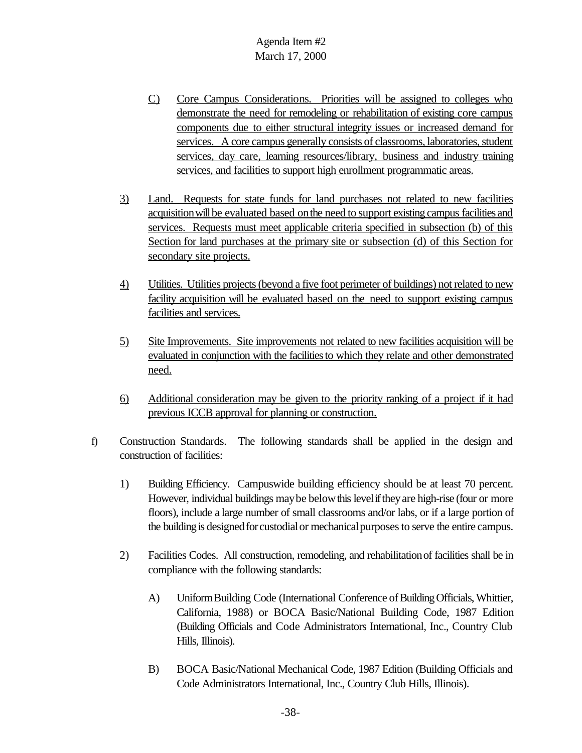C) Core Campus Considerations. Priorities will be assigned to colleges who demonstrate the need for remodeling or rehabilitation of existing core campus components due to either structural integrity issues or increased demand for services. A core campus generally consists of classrooms, laboratories, student services, day care, learning resources/library, business and industry training services, and facilities to support high enrollment programmatic areas.

3) Land. Requests for state funds for land purchases not related to new facilities acquisition will be evaluated based on the need to support existing campus facilities and services. Requests must meet applicable criteria specified in subsection (b) of this Section for land purchases at the primary site or subsection (d) of this Section for secondary site projects.

4) Utilities. Utilities projects (beyond a five foot perimeter of buildings) not related to new facility acquisition will be evaluated based on the need to support existing campus facilities and services.

5) Site Improvements. Site improvements not related to new facilities acquisition will be evaluated in conjunction with the facilities to which they relate and other demonstrated need.

6) Additional consideration may be given to the priority ranking of a project if it had previous ICCB approval for planning or construction.

f) Construction Standards. The following standards shall be applied in the design and construction of facilities:

1) Building Efficiency. Campuswide building efficiency should be at least 70 percent. However, individual buildings may be below this level if they are high-rise (four or more floors), include a large number of small classrooms and/or labs, or if a large portion of the building is designed for custodial or mechanical purposes to serve the entire campus.

2) Facilities Codes. All construction, remodeling, and rehabilitation of facilities shall be in compliance with the following standards:

A) Uniform Building Code (International Conference of Building Officials, Whittier, California, 1988) or BOCA Basic/National Building Code, 1987 Edition (Building Officials and Code Administrators International, Inc., Country Club Hills, Illinois).

B) BOCA Basic/National Mechanical Code, 1987 Edition (Building Officials and Code Administrators International, Inc., Country Club Hills, Illinois).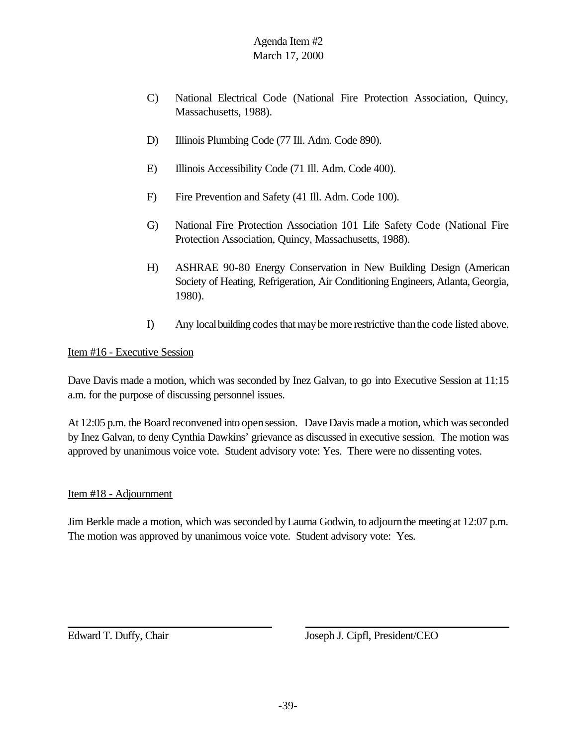C) National Electrical Code (National Fire Protection Association, Quincy, Massachusetts, 1988).

D) Illinois Plumbing Code (77 Ill. Adm. Code 890).

E) Illinois Accessibility Code (71 Ill. Adm. Code 400).

F) Fire Prevention and Safety (41 Ill. Adm. Code 100).

G) National Fire Protection Association 101 Life Safety Code (National Fire Protection Association, Quincy, Massachusetts, 1988).

H) ASHRAE 90-80 Energy Conservation in New Building Design (American Society of Heating, Refrigeration, Air Conditioning Engineers, Atlanta, Georgia, 1980).

I) Any local building codes that may be more restrictive than the code listed above.

Item #16 - Executive Session

Dave Davis made a motion, which was seconded by Inez Galvan, to go into Executive Session at 11:15 a.m. for the purpose of discussing personnel issues.

At 12:05 p.m. the Board reconvened into open session. Dave Davis made a motion, which was seconded by Inez Galvan, to deny Cynthia Dawkins' grievance as discussed in executive session. The motion was approved by unanimous voice vote. Student advisory vote: Yes. There were no dissenting votes.

Item #18 - Adjournment

Jim Berkle made a motion, which was seconded by Laurna Godwin, to adjourn the meeting at 12:07 p.m. The motion was approved by unanimous voice vote. Student advisory vote: Yes.

Edward T. Duffy, Chair

Joseph J. Cipfl, President/CEO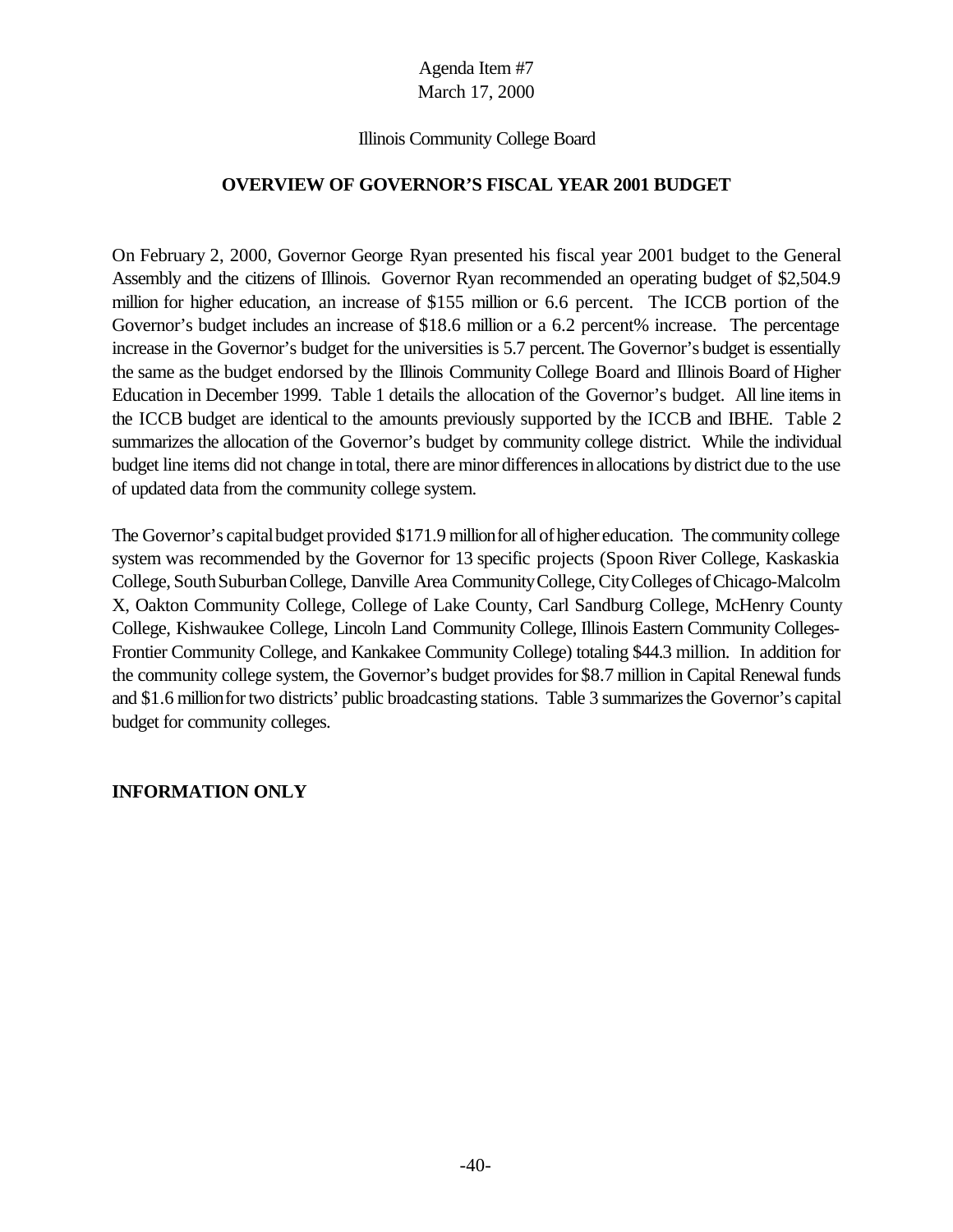Agenda Item #7
March 17, 2000

Illinois Community College Board

**OVERVIEW OF GOVERNOR'S FISCAL YEAR 2001 BUDGET**

On February 2, 2000, Governor George Ryan presented his fiscal year 2001 budget to the General Assembly and the citizens of Illinois. Governor Ryan recommended an operating budget of $2,504.9 million for higher education, an increase of $155 million or 6.6 percent. The ICCB portion of the Governor's budget includes an increase of $18.6 million or a 6.2 percent% increase. The percentage increase in the Governor's budget for the universities is 5.7 percent. The Governor's budget is essentially the same as the budget endorsed by the Illinois Community College Board and Illinois Board of Higher Education in December 1999. Table 1 details the allocation of the Governor's budget. All line items in the ICCB budget are identical to the amounts previously supported by the ICCB and IBHE. Table 2 summarizes the allocation of the Governor's budget by community college district. While the individual budget line items did not change in total, there are minor differences in allocations by district due to the use of updated data from the community college system.

The Governor's capital budget provided $171.9 million for all of higher education. The community college system was recommended by the Governor for 13 specific projects (Spoon River College, Kaskaskia College, South Suburban College, Danville Area Community College, City Colleges of Chicago-Malcolm X, Oakton Community College, College of Lake County, Carl Sandburg College, McHenry County College, Kishwaukee College, Lincoln Land Community College, Illinois Eastern Community Colleges-Frontier Community College, and Kankakee Community College) totaling $44.3 million. In addition for the community college system, the Governor's budget provides for $8.7 million in Capital Renewal funds and $1.6 million for two districts' public broadcasting stations. Table 3 summarizes the Governor's capital budget for community colleges.

**INFORMATION ONLY**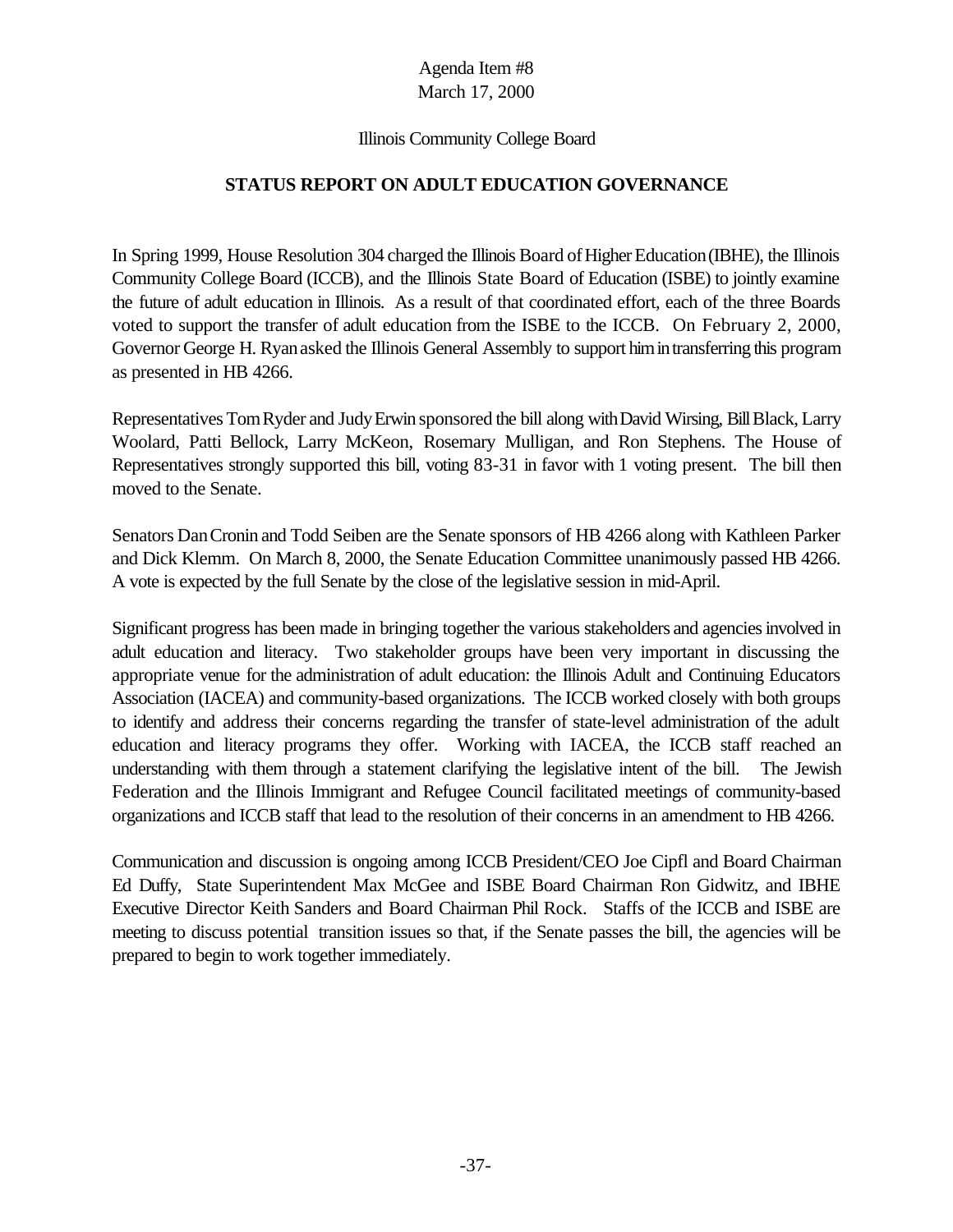Agenda Item #8
March 17, 2000

Illinois Community College Board

**STATUS REPORT ON ADULT EDUCATION GOVERNANCE**

In Spring 1999, House Resolution 304 charged the Illinois Board of Higher Education (IBHE), the Illinois Community College Board (ICCB), and the Illinois State Board of Education (ISBE) to jointly examine the future of adult education in Illinois. As a result of that coordinated effort, each of the three Boards voted to support the transfer of adult education from the ISBE to the ICCB. On February 2, 2000, Governor George H. Ryan asked the Illinois General Assembly to support him in transferring this program as presented in HB 4266.

Representatives Tom Ryder and Judy Erwin sponsored the bill along with David Wirsing, Bill Black, Larry Woolard, Patti Bellock, Larry McKeon, Rosemary Mulligan, and Ron Stephens. The House of Representatives strongly supported this bill, voting 83-31 in favor with 1 voting present. The bill then moved to the Senate.

Senators Dan Cronin and Todd Seiben are the Senate sponsors of HB 4266 along with Kathleen Parker and Dick Klemm. On March 8, 2000, the Senate Education Committee unanimously passed HB 4266. A vote is expected by the full Senate by the close of the legislative session in mid-April.

Significant progress has been made in bringing together the various stakeholders and agencies involved in adult education and literacy. Two stakeholder groups have been very important in discussing the appropriate venue for the administration of adult education: the Illinois Adult and Continuing Educators Association (IACEA) and community-based organizations. The ICCB worked closely with both groups to identify and address their concerns regarding the transfer of state-level administration of the adult education and literacy programs they offer. Working with IACEA, the ICCB staff reached an understanding with them through a statement clarifying the legislative intent of the bill. The Jewish Federation and the Illinois Immigrant and Refugee Council facilitated meetings of community-based organizations and ICCB staff that lead to the resolution of their concerns in an amendment to HB 4266.

Communication and discussion is ongoing among ICCB President/CEO Joe Cipfl and Board Chairman Ed Duffy, State Superintendent Max McGee and ISBE Board Chairman Ron Gidwitz, and IBHE Executive Director Keith Sanders and Board Chairman Phil Rock. Staffs of the ICCB and ISBE are meeting to discuss potential transition issues so that, if the Senate passes the bill, the agencies will be prepared to begin to work together immediately.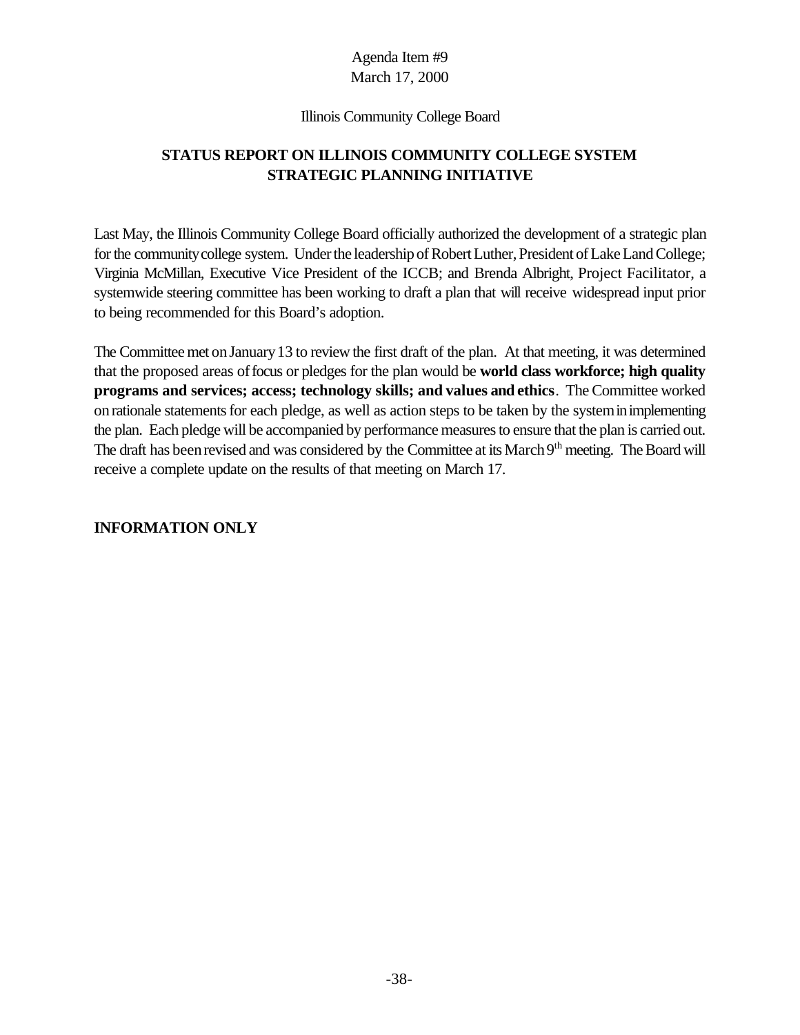Agenda Item #9
March 17, 2000

Illinois Community College Board

## STATUS REPORT ON ILLINOIS COMMUNITY COLLEGE SYSTEM STRATEGIC PLANNING INITIATIVE

Last May, the Illinois Community College Board officially authorized the development of a strategic plan for the community college system. Under the leadership of Robert Luther, President of Lake Land College; Virginia McMillan, Executive Vice President of the ICCB; and Brenda Albright, Project Facilitator, a systemwide steering committee has been working to draft a plan that will receive widespread input prior to being recommended for this Board's adoption.

The Committee met on January 13 to review the first draft of the plan. At that meeting, it was determined that the proposed areas of focus or pledges for the plan would be **world class workforce; high quality programs and services; access; technology skills; and values and ethics**. The Committee worked on rationale statements for each pledge, as well as action steps to be taken by the system in implementing the plan. Each pledge will be accompanied by performance measures to ensure that the plan is carried out. The draft has been revised and was considered by the Committee at its March 9th meeting. The Board will receive a complete update on the results of that meeting on March 17.

**INFORMATION ONLY**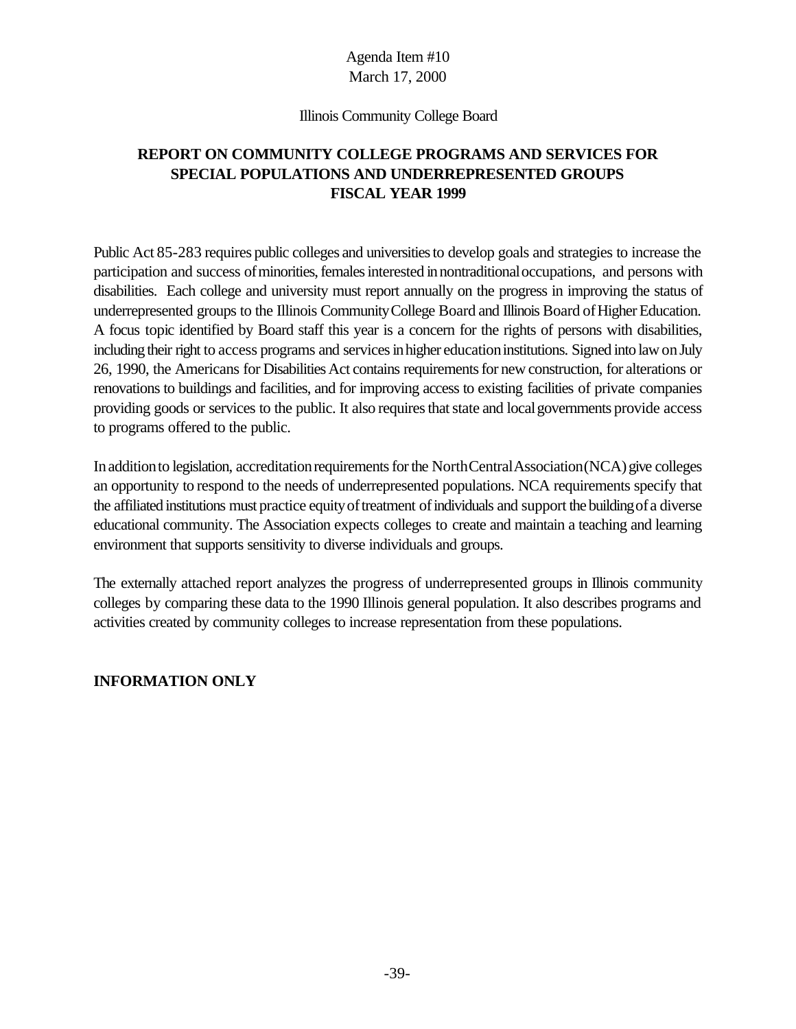Agenda Item #10
March 17, 2000

Illinois Community College Board

# REPORT ON COMMUNITY COLLEGE PROGRAMS AND SERVICES FOR SPECIAL POPULATIONS AND UNDERREPRESENTED GROUPS FISCAL YEAR 1999

Public Act 85-283 requires public colleges and universities to develop goals and strategies to increase the participation and success of minorities, females interested in nontraditional occupations, and persons with disabilities. Each college and university must report annually on the progress in improving the status of underrepresented groups to the Illinois Community College Board and Illinois Board of Higher Education. A focus topic identified by Board staff this year is a concern for the rights of persons with disabilities, including their right to access programs and services in higher education institutions. Signed into law on July 26, 1990, the Americans for Disabilities Act contains requirements for new construction, for alterations or renovations to buildings and facilities, and for improving access to existing facilities of private companies providing goods or services to the public. It also requires that state and local governments provide access to programs offered to the public.

In addition to legislation, accreditation requirements for the North Central Association (NCA) give colleges an opportunity to respond to the needs of underrepresented populations. NCA requirements specify that the affiliated institutions must practice equity of treatment of individuals and support the building of a diverse educational community. The Association expects colleges to create and maintain a teaching and learning environment that supports sensitivity to diverse individuals and groups.

The externally attached report analyzes the progress of underrepresented groups in Illinois community colleges by comparing these data to the 1990 Illinois general population. It also describes programs and activities created by community colleges to increase representation from these populations.

**INFORMATION ONLY**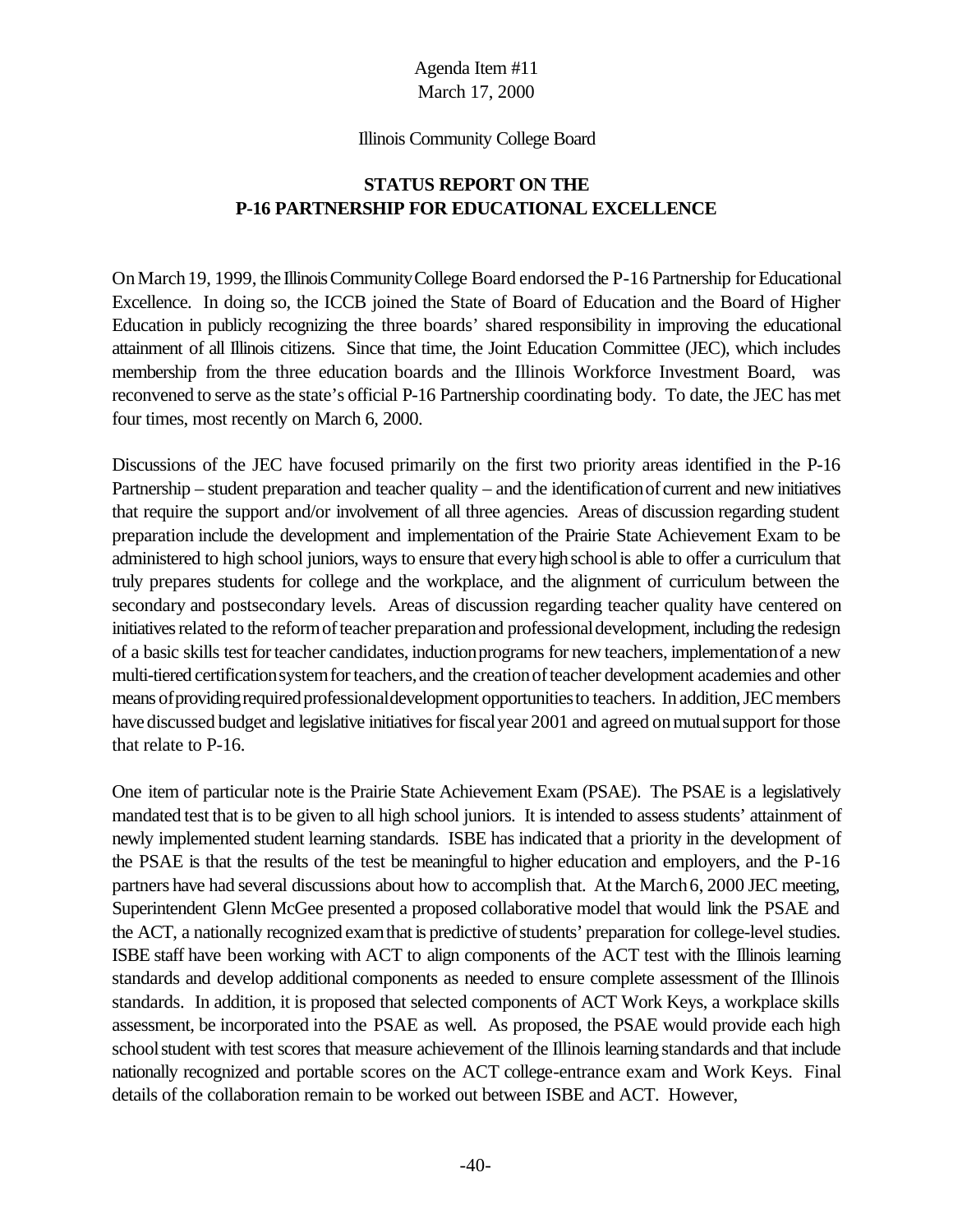Agenda Item #11
March 17, 2000

Illinois Community College Board

**STATUS REPORT ON THE P-16 PARTNERSHIP FOR EDUCATIONAL EXCELLENCE**

On March 19, 1999, the Illinois Community College Board endorsed the P-16 Partnership for Educational Excellence. In doing so, the ICCB joined the State of Board of Education and the Board of Higher Education in publicly recognizing the three boards' shared responsibility in improving the educational attainment of all Illinois citizens. Since that time, the Joint Education Committee (JEC), which includes membership from the three education boards and the Illinois Workforce Investment Board, was reconvened to serve as the state's official P-16 Partnership coordinating body. To date, the JEC has met four times, most recently on March 6, 2000.

Discussions of the JEC have focused primarily on the first two priority areas identified in the P-16 Partnership – student preparation and teacher quality – and the identification of current and new initiatives that require the support and/or involvement of all three agencies. Areas of discussion regarding student preparation include the development and implementation of the Prairie State Achievement Exam to be administered to high school juniors, ways to ensure that every high school is able to offer a curriculum that truly prepares students for college and the workplace, and the alignment of curriculum between the secondary and postsecondary levels. Areas of discussion regarding teacher quality have centered on initiatives related to the reform of teacher preparation and professional development, including the redesign of a basic skills test for teacher candidates, induction programs for new teachers, implementation of a new multi-tiered certification system for teachers, and the creation of teacher development academies and other means of providing required professional development opportunities to teachers. In addition, JEC members have discussed budget and legislative initiatives for fiscal year 2001 and agreed on mutual support for those that relate to P-16.

One item of particular note is the Prairie State Achievement Exam (PSAE). The PSAE is a legislatively mandated test that is to be given to all high school juniors. It is intended to assess students' attainment of newly implemented student learning standards. ISBE has indicated that a priority in the development of the PSAE is that the results of the test be meaningful to higher education and employers, and the P-16 partners have had several discussions about how to accomplish that. At the March 6, 2000 JEC meeting, Superintendent Glenn McGee presented a proposed collaborative model that would link the PSAE and the ACT, a nationally recognized exam that is predictive of students' preparation for college-level studies. ISBE staff have been working with ACT to align components of the ACT test with the Illinois learning standards and develop additional components as needed to ensure complete assessment of the Illinois standards. In addition, it is proposed that selected components of ACT Work Keys, a workplace skills assessment, be incorporated into the PSAE as well. As proposed, the PSAE would provide each high school student with test scores that measure achievement of the Illinois learning standards and that include nationally recognized and portable scores on the ACT college-entrance exam and Work Keys. Final details of the collaboration remain to be worked out between ISBE and ACT. However,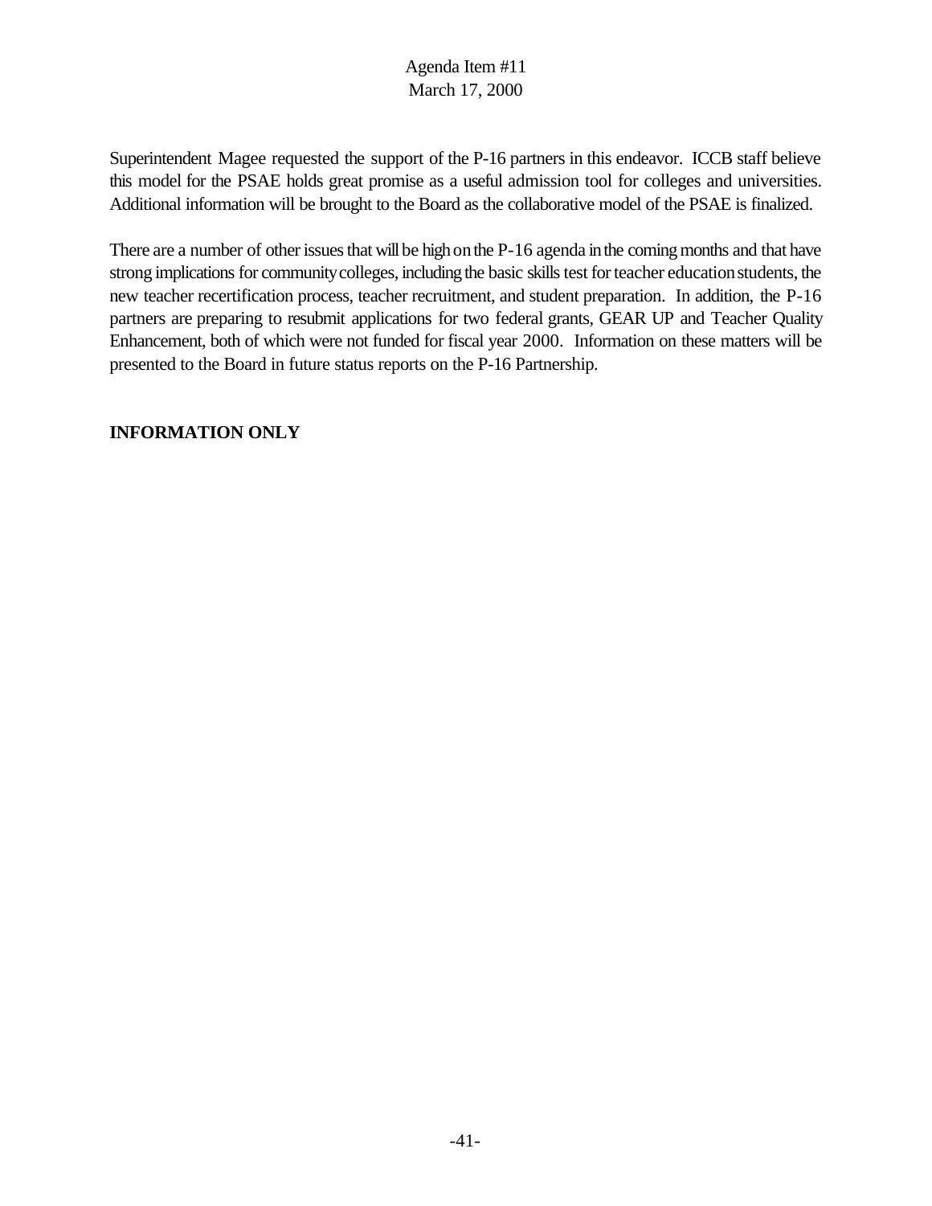Superintendent Magee requested the support of the P-16 partners in this endeavor. ICCB staff believe this model for the PSAE holds great promise as a useful admission tool for colleges and universities. Additional information will be brought to the Board as the collaborative model of the PSAE is finalized.

There are a number of other issues that will be high on the P-16 agenda in the coming months and that have strong implications for community colleges, including the basic skills test for teacher education students, the new teacher recertification process, teacher recruitment, and student preparation. In addition, the P-16 partners are preparing to resubmit applications for two federal grants, GEAR UP and Teacher Quality Enhancement, both of which were not funded for fiscal year 2000. Information on these matters will be presented to the Board in future status reports on the P-16 Partnership.

**INFORMATION ONLY**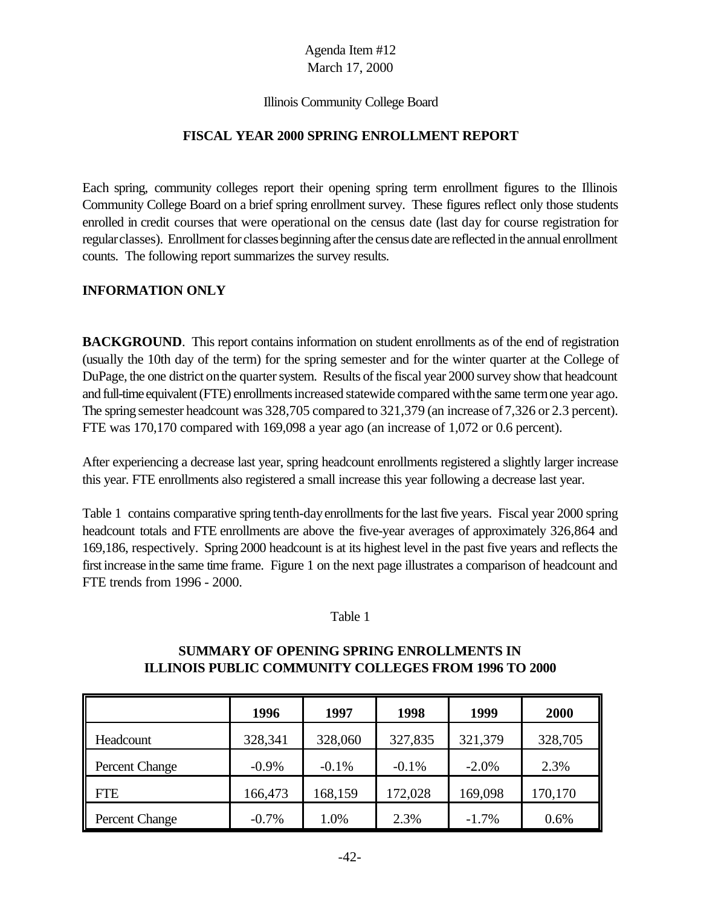Agenda Item #12
March 17, 2000

Illinois Community College Board

## FISCAL YEAR 2000 SPRING ENROLLMENT REPORT

Each spring, community colleges report their opening spring term enrollment figures to the Illinois Community College Board on a brief spring enrollment survey. These figures reflect only those students enrolled in credit courses that were operational on the census date (last day for course registration for regular classes). Enrollment for classes beginning after the census date are reflected in the annual enrollment counts. The following report summarizes the survey results.

**INFORMATION ONLY**

**BACKGROUND**. This report contains information on student enrollments as of the end of registration (usually the 10th day of the term) for the spring semester and for the winter quarter at the College of DuPage, the one district on the quarter system. Results of the fiscal year 2000 survey show that headcount and full-time equivalent (FTE) enrollments increased statewide compared with the same term one year ago. The spring semester headcount was 328,705 compared to 321,379 (an increase of 7,326 or 2.3 percent). FTE was 170,170 compared with 169,098 a year ago (an increase of 1,072 or 0.6 percent).

After experiencing a decrease last year, spring headcount enrollments registered a slightly larger increase this year. FTE enrollments also registered a small increase this year following a decrease last year.

Table 1 contains comparative spring tenth-day enrollments for the last five years. Fiscal year 2000 spring headcount totals and FTE enrollments are above the five-year averages of approximately 326,864 and 169,186, respectively. Spring 2000 headcount is at its highest level in the past five years and reflects the first increase in the same time frame. Figure 1 on the next page illustrates a comparison of headcount and FTE trends from 1996 - 2000.

Table 1

**SUMMARY OF OPENING SPRING ENROLLMENTS IN ILLINOIS PUBLIC COMMUNITY COLLEGES FROM 1996 TO 2000**

| | 1996 | 1997 | 1998 | 1999 | 2000 |
|---|---|---|---|---|---|
| Headcount | 328,341 | 328,060 | 327,835 | 321,379 | 328,705 |
| Percent Change | -0.9% | -0.1% | -0.1% | -2.0% | 2.3% |
| FTE | 166,473 | 168,159 | 172,028 | 169,098 | 170,170 |
| Percent Change | -0.7% | 1.0% | 2.3% | -1.7% | 0.6% |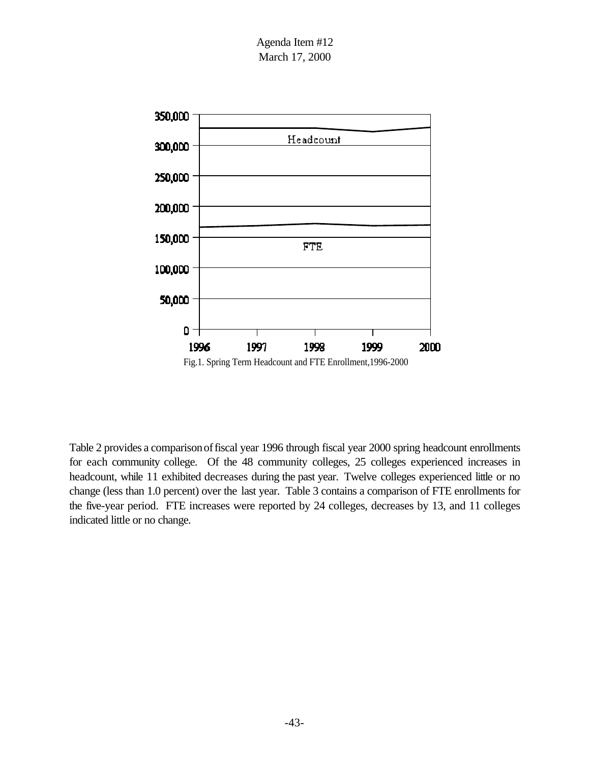Agenda Item #12
March 17, 2000

Fig.1. Spring Term Headcount and FTE Enrollment,1996-2000

Table 2 provides a comparison of fiscal year 1996 through fiscal year 2000 spring headcount enrollments for each community college. Of the 48 community colleges, 25 colleges experienced increases in headcount, while 11 exhibited decreases during the past year. Twelve colleges experienced little or no change (less than 1.0 percent) over the last year. Table 3 contains a comparison of FTE enrollments for the five-year period. FTE increases were reported by 24 colleges, decreases by 13, and 11 colleges indicated little or no change.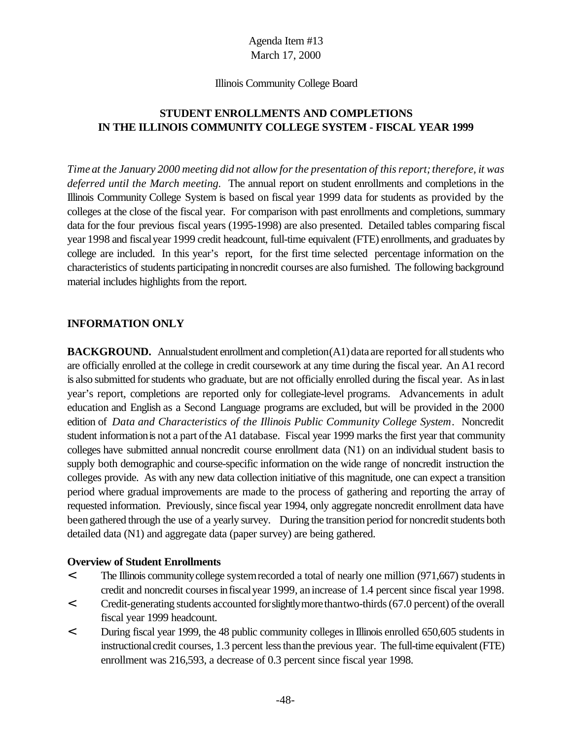Agenda Item #13
March 17, 2000

Illinois Community College Board

**STUDENT ENROLLMENTS AND COMPLETIONS IN THE ILLINOIS COMMUNITY COLLEGE SYSTEM - FISCAL YEAR 1999**

*Time at the January 2000 meeting did not allow for the presentation of this report; therefore, it was deferred until the March meeting.* The annual report on student enrollments and completions in the Illinois Community College System is based on fiscal year 1999 data for students as provided by the colleges at the close of the fiscal year. For comparison with past enrollments and completions, summary data for the four previous fiscal years (1995-1998) are also presented. Detailed tables comparing fiscal year 1998 and fiscal year 1999 credit headcount, full-time equivalent (FTE) enrollments, and graduates by college are included. In this year's report, for the first time selected percentage information on the characteristics of students participating in noncredit courses are also furnished. The following background material includes highlights from the report.

**INFORMATION ONLY**

**BACKGROUND.** Annual student enrollment and completion (A1) data are reported for all students who are officially enrolled at the college in credit coursework at any time during the fiscal year. An A1 record is also submitted for students who graduate, but are not officially enrolled during the fiscal year. As in last year's report, completions are reported only for collegiate-level programs. Advancements in adult education and English as a Second Language programs are excluded, but will be provided in the 2000 edition of *Data and Characteristics of the Illinois Public Community College System*. Noncredit student information is not a part of the A1 database. Fiscal year 1999 marks the first year that community colleges have submitted annual noncredit course enrollment data (N1) on an individual student basis to supply both demographic and course-specific information on the wide range of noncredit instruction the colleges provide. As with any new data collection initiative of this magnitude, one can expect a transition period where gradual improvements are made to the process of gathering and reporting the array of requested information. Previously, since fiscal year 1994, only aggregate noncredit enrollment data have been gathered through the use of a yearly survey. During the transition period for noncredit students both detailed data (N1) and aggregate data (paper survey) are being gathered.

**Overview of Student Enrollments**

- The Illinois community college system recorded a total of nearly one million (971,667) students in credit and noncredit courses in fiscal year 1999, an increase of 1.4 percent since fiscal year 1998.
- Credit-generating students accounted for slightly more than two-thirds (67.0 percent) of the overall fiscal year 1999 headcount.
- During fiscal year 1999, the 48 public community colleges in Illinois enrolled 650,605 students in instructional credit courses, 1.3 percent less than the previous year. The full-time equivalent (FTE) enrollment was 216,593, a decrease of 0.3 percent since fiscal year 1998.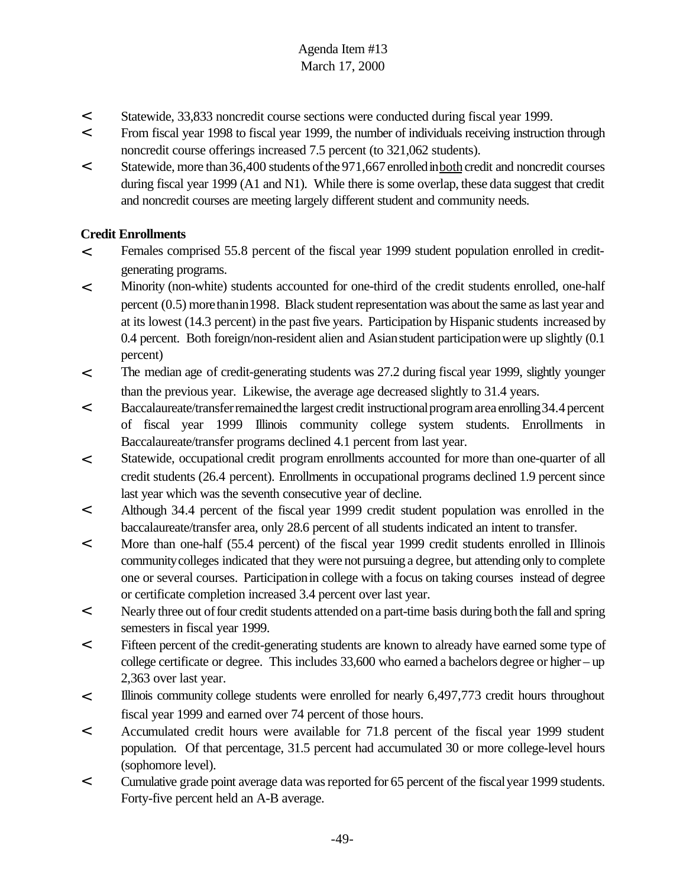- Statewide, 33,833 noncredit course sections were conducted during fiscal year 1999.
- From fiscal year 1998 to fiscal year 1999, the number of individuals receiving instruction through noncredit course offerings increased 7.5 percent (to 321,062 students).
- Statewide, more than 36,400 students of the 971,667 enrolled in both credit and noncredit courses during fiscal year 1999 (A1 and N1). While there is some overlap, these data suggest that credit and noncredit courses are meeting largely different student and community needs.

**Credit Enrollments**

- Females comprised 55.8 percent of the fiscal year 1999 student population enrolled in credit-generating programs.
- Minority (non-white) students accounted for one-third of the credit students enrolled, one-half percent (0.5) more than in 1998. Black student representation was about the same as last year and at its lowest (14.3 percent) in the past five years. Participation by Hispanic students increased by 0.4 percent. Both foreign/non-resident alien and Asian student participation were up slightly (0.1 percent)
- The median age of credit-generating students was 27.2 during fiscal year 1999, slightly younger than the previous year. Likewise, the average age decreased slightly to 31.4 years.
- Baccalaureate/transfer remained the largest credit instructional program area enrolling 34.4 percent of fiscal year 1999 Illinois community college system students. Enrollments in Baccalaureate/transfer programs declined 4.1 percent from last year.
- Statewide, occupational credit program enrollments accounted for more than one-quarter of all credit students (26.4 percent). Enrollments in occupational programs declined 1.9 percent since last year which was the seventh consecutive year of decline.
- Although 34.4 percent of the fiscal year 1999 credit student population was enrolled in the baccalaureate/transfer area, only 28.6 percent of all students indicated an intent to transfer.
- More than one-half (55.4 percent) of the fiscal year 1999 credit students enrolled in Illinois community colleges indicated that they were not pursuing a degree, but attending only to complete one or several courses. Participation in college with a focus on taking courses instead of degree or certificate completion increased 3.4 percent over last year.
- Nearly three out of four credit students attended on a part-time basis during both the fall and spring semesters in fiscal year 1999.
- Fifteen percent of the credit-generating students are known to already have earned some type of college certificate or degree. This includes 33,600 who earned a bachelors degree or higher – up 2,363 over last year.
- Illinois community college students were enrolled for nearly 6,497,773 credit hours throughout fiscal year 1999 and earned over 74 percent of those hours.
- Accumulated credit hours were available for 71.8 percent of the fiscal year 1999 student population. Of that percentage, 31.5 percent had accumulated 30 or more college-level hours (sophomore level).
- Cumulative grade point average data was reported for 65 percent of the fiscal year 1999 students. Forty-five percent held an A-B average.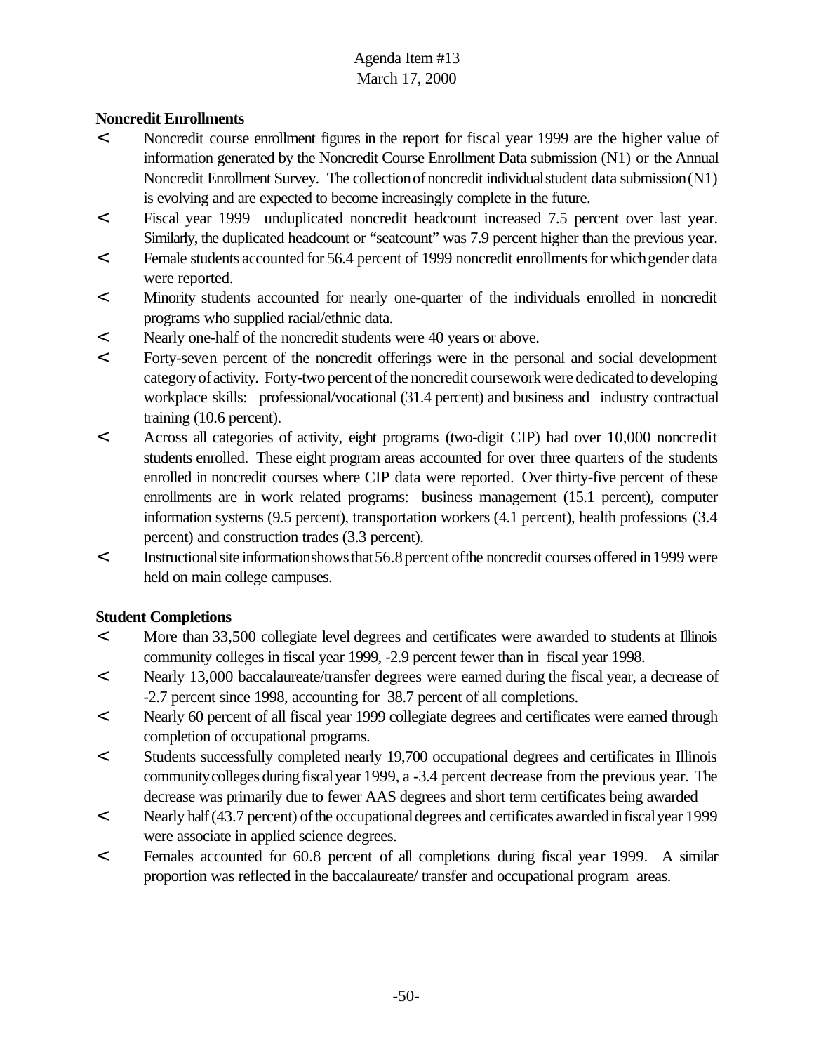Agenda Item #13
March 17, 2000

**Noncredit Enrollments**

- Noncredit course enrollment figures in the report for fiscal year 1999 are the higher value of information generated by the Noncredit Course Enrollment Data submission (N1) or the Annual Noncredit Enrollment Survey. The collection of noncredit individual student data submission (N1) is evolving and are expected to become increasingly complete in the future.
- Fiscal year 1999 unduplicated noncredit headcount increased 7.5 percent over last year. Similarly, the duplicated headcount or "seatcount" was 7.9 percent higher than the previous year.
- Female students accounted for 56.4 percent of 1999 noncredit enrollments for which gender data were reported.
- Minority students accounted for nearly one-quarter of the individuals enrolled in noncredit programs who supplied racial/ethnic data.
- Nearly one-half of the noncredit students were 40 years or above.
- Forty-seven percent of the noncredit offerings were in the personal and social development category of activity. Forty-two percent of the noncredit coursework were dedicated to developing workplace skills: professional/vocational (31.4 percent) and business and industry contractual training (10.6 percent).
- Across all categories of activity, eight programs (two-digit CIP) had over 10,000 noncredit students enrolled. These eight program areas accounted for over three quarters of the students enrolled in noncredit courses where CIP data were reported. Over thirty-five percent of these enrollments are in work related programs: business management (15.1 percent), computer information systems (9.5 percent), transportation workers (4.1 percent), health professions (3.4 percent) and construction trades (3.3 percent).
- Instructional site information shows that 56.8 percent of the noncredit courses offered in 1999 were held on main college campuses.

**Student Completions**

- More than 33,500 collegiate level degrees and certificates were awarded to students at Illinois community colleges in fiscal year 1999, -2.9 percent fewer than in fiscal year 1998.
- Nearly 13,000 baccalaureate/transfer degrees were earned during the fiscal year, a decrease of -2.7 percent since 1998, accounting for 38.7 percent of all completions.
- Nearly 60 percent of all fiscal year 1999 collegiate degrees and certificates were earned through completion of occupational programs.
- Students successfully completed nearly 19,700 occupational degrees and certificates in Illinois community colleges during fiscal year 1999, a -3.4 percent decrease from the previous year. The decrease was primarily due to fewer AAS degrees and short term certificates being awarded
- Nearly half (43.7 percent) of the occupational degrees and certificates awarded in fiscal year 1999 were associate in applied science degrees.
- Females accounted for 60.8 percent of all completions during fiscal year 1999. A similar proportion was reflected in the baccalaureate/ transfer and occupational program areas.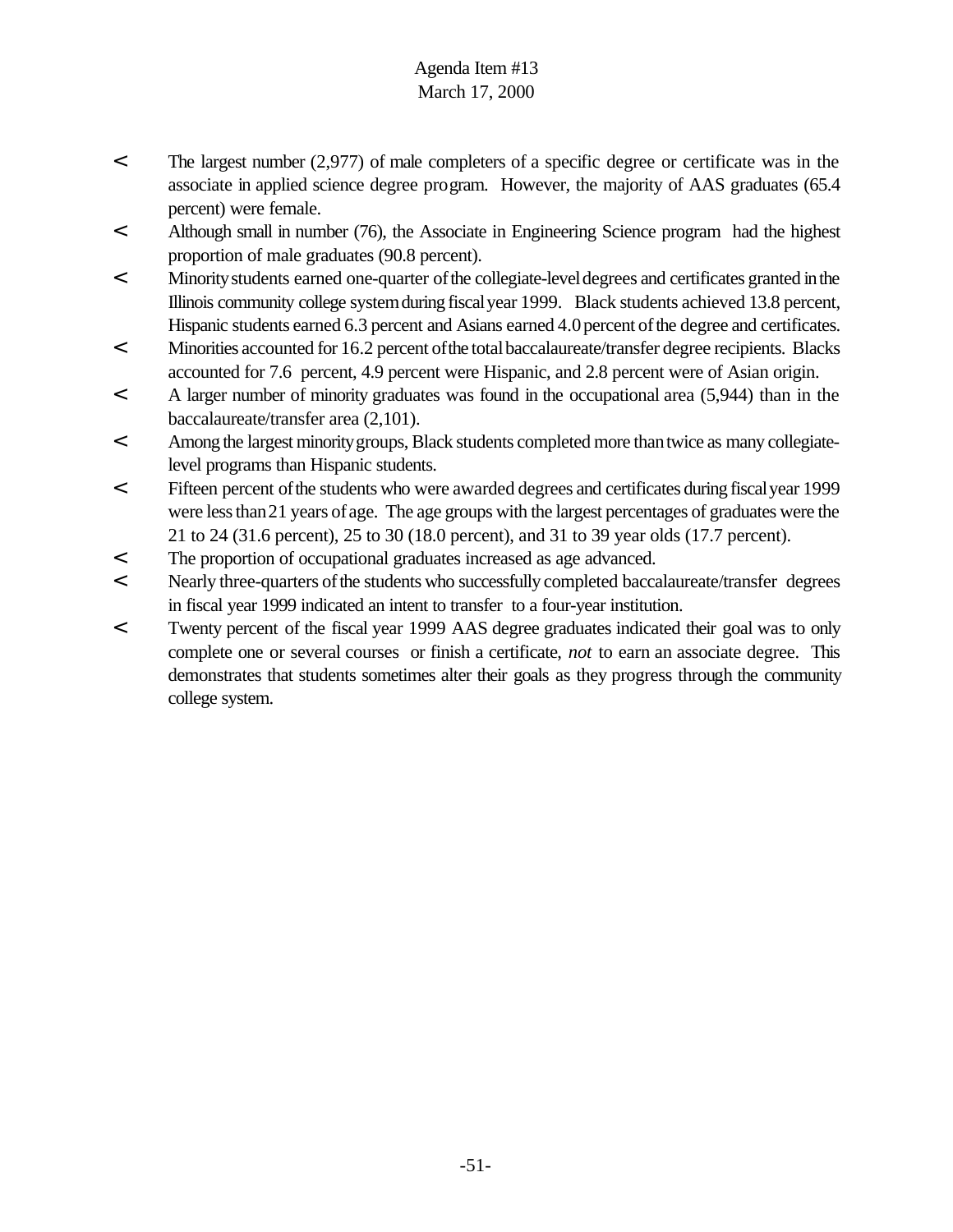- The largest number (2,977) of male completers of a specific degree or certificate was in the associate in applied science degree program. However, the majority of AAS graduates (65.4 percent) were female.
- Although small in number (76), the Associate in Engineering Science program had the highest proportion of male graduates (90.8 percent).
- Minority students earned one-quarter of the collegiate-level degrees and certificates granted in the Illinois community college system during fiscal year 1999. Black students achieved 13.8 percent, Hispanic students earned 6.3 percent and Asians earned 4.0 percent of the degree and certificates.
- Minorities accounted for 16.2 percent of the total baccalaureate/transfer degree recipients. Blacks accounted for 7.6 percent, 4.9 percent were Hispanic, and 2.8 percent were of Asian origin.
- A larger number of minority graduates was found in the occupational area (5,944) than in the baccalaureate/transfer area (2,101).
- Among the largest minority groups, Black students completed more than twice as many collegiate-level programs than Hispanic students.
- Fifteen percent of the students who were awarded degrees and certificates during fiscal year 1999 were less than 21 years of age. The age groups with the largest percentages of graduates were the 21 to 24 (31.6 percent), 25 to 30 (18.0 percent), and 31 to 39 year olds (17.7 percent).
- The proportion of occupational graduates increased as age advanced.
- Nearly three-quarters of the students who successfully completed baccalaureate/transfer degrees in fiscal year 1999 indicated an intent to transfer to a four-year institution.
- Twenty percent of the fiscal year 1999 AAS degree graduates indicated their goal was to only complete one or several courses or finish a certificate, *not* to earn an associate degree. This demonstrates that students sometimes alter their goals as they progress through the community college system.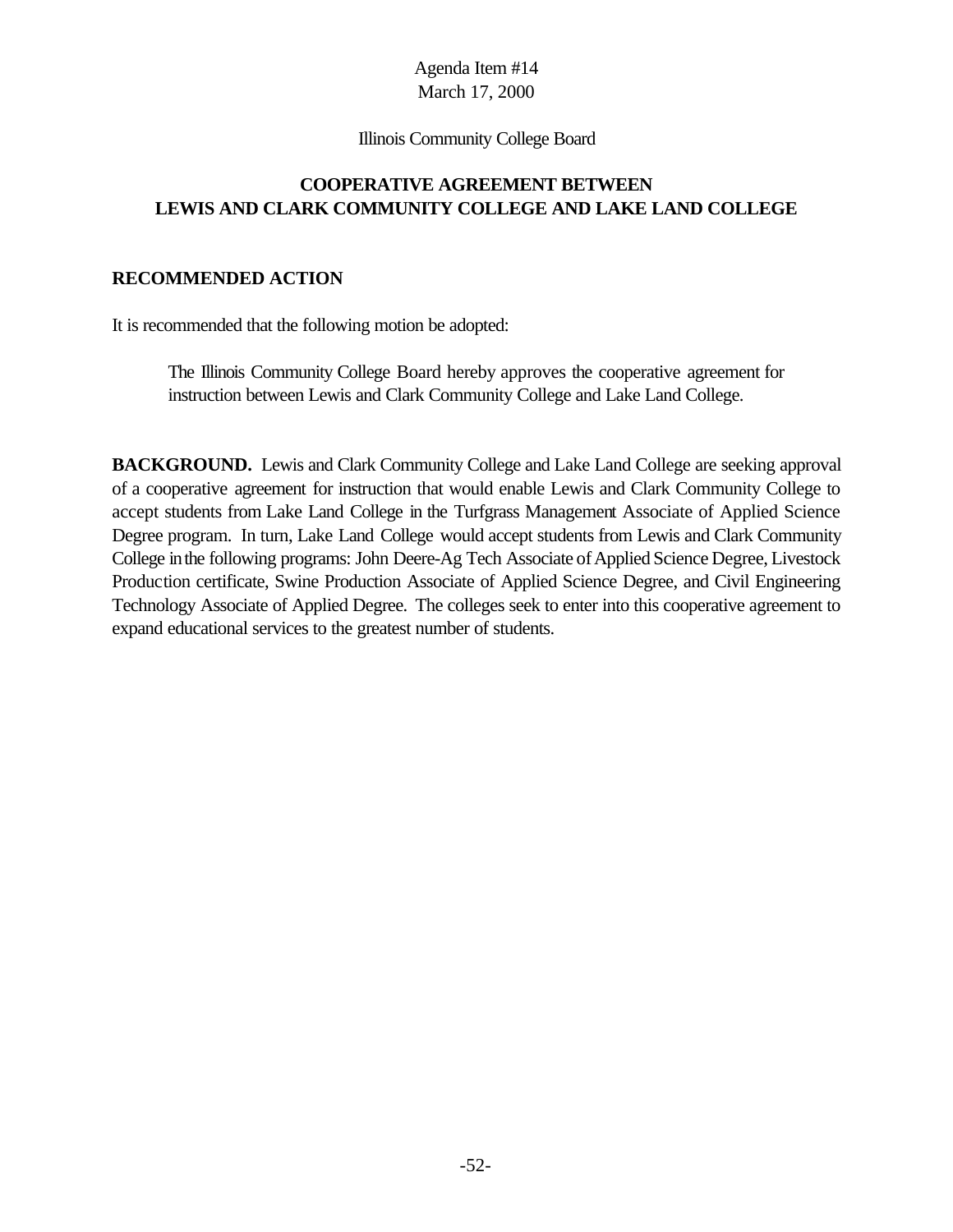Agenda Item #14
March 17, 2000

Illinois Community College Board

## COOPERATIVE AGREEMENT BETWEEN LEWIS AND CLARK COMMUNITY COLLEGE AND LAKE LAND COLLEGE

### RECOMMENDED ACTION

It is recommended that the following motion be adopted:

> The Illinois Community College Board hereby approves the cooperative agreement for instruction between Lewis and Clark Community College and Lake Land College.

**BACKGROUND.** Lewis and Clark Community College and Lake Land College are seeking approval of a cooperative agreement for instruction that would enable Lewis and Clark Community College to accept students from Lake Land College in the Turfgrass Management Associate of Applied Science Degree program. In turn, Lake Land College would accept students from Lewis and Clark Community College in the following programs: John Deere-Ag Tech Associate of Applied Science Degree, Livestock Production certificate, Swine Production Associate of Applied Science Degree, and Civil Engineering Technology Associate of Applied Degree. The colleges seek to enter into this cooperative agreement to expand educational services to the greatest number of students.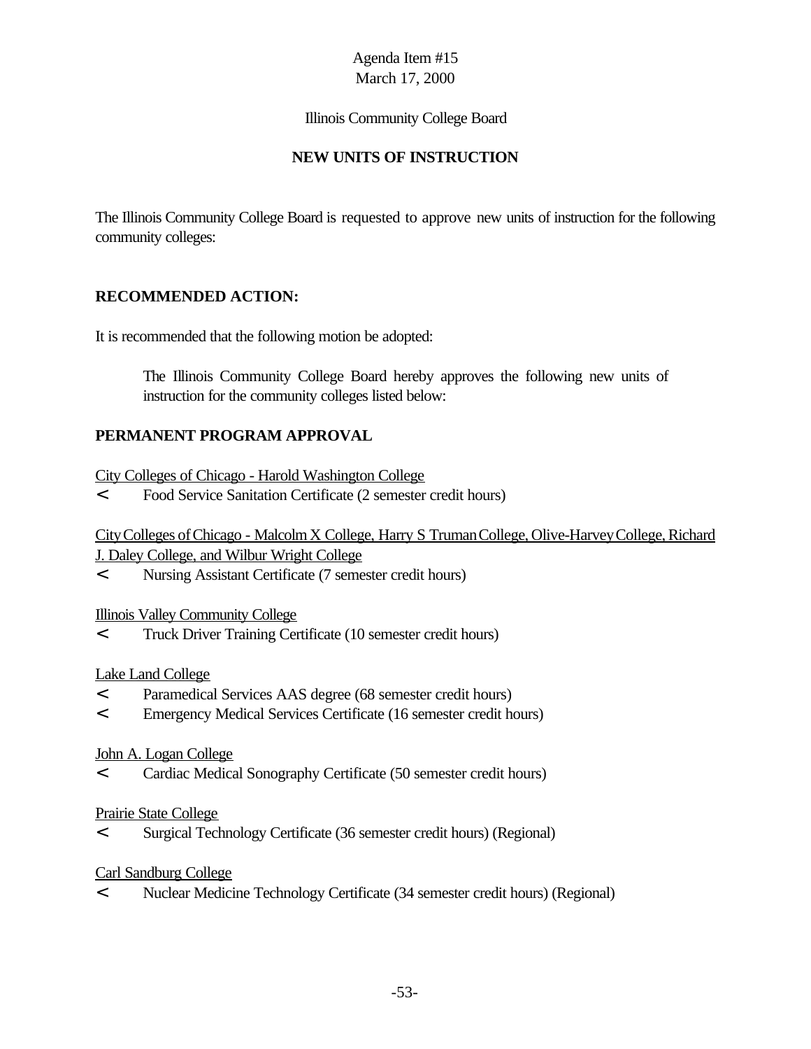Agenda Item #15
March 17, 2000

Illinois Community College Board

## NEW UNITS OF INSTRUCTION

The Illinois Community College Board is requested to approve new units of instruction for the following community colleges:

### RECOMMENDED ACTION:

It is recommended that the following motion be adopted:

> The Illinois Community College Board hereby approves the following new units of instruction for the community colleges listed below:

### PERMANENT PROGRAM APPROVAL

<u>City Colleges of Chicago - Harold Washington College</u>

- Food Service Sanitation Certificate (2 semester credit hours)

<u>City Colleges of Chicago - Malcolm X College, Harry S Truman College, Olive-Harvey College, Richard J. Daley College, and Wilbur Wright College</u>

- Nursing Assistant Certificate (7 semester credit hours)

<u>Illinois Valley Community College</u>

- Truck Driver Training Certificate (10 semester credit hours)

<u>Lake Land College</u>

- Paramedical Services AAS degree (68 semester credit hours)
- Emergency Medical Services Certificate (16 semester credit hours)

<u>John A. Logan College</u>

- Cardiac Medical Sonography Certificate (50 semester credit hours)

<u>Prairie State College</u>

- Surgical Technology Certificate (36 semester credit hours) (Regional)

<u>Carl Sandburg College</u>

- Nuclear Medicine Technology Certificate (34 semester credit hours) (Regional)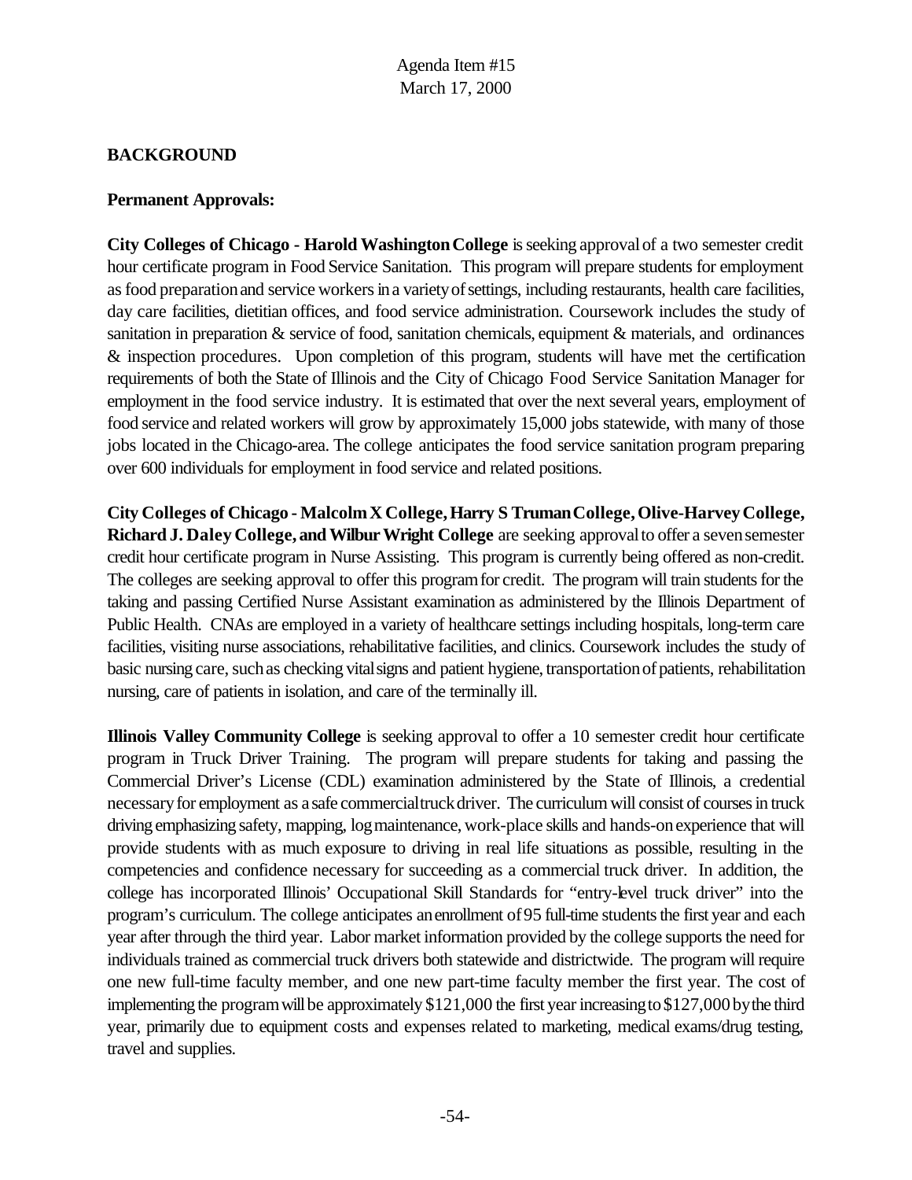Agenda Item #15
March 17, 2000

## BACKGROUND

**Permanent Approvals:**

**City Colleges of Chicago - Harold Washington College** is seeking approval of a two semester credit hour certificate program in Food Service Sanitation. This program will prepare students for employment as food preparation and service workers in a variety of settings, including restaurants, health care facilities, day care facilities, dietitian offices, and food service administration. Coursework includes the study of sanitation in preparation & service of food, sanitation chemicals, equipment & materials, and ordinances & inspection procedures. Upon completion of this program, students will have met the certification requirements of both the State of Illinois and the City of Chicago Food Service Sanitation Manager for employment in the food service industry. It is estimated that over the next several years, employment of food service and related workers will grow by approximately 15,000 jobs statewide, with many of those jobs located in the Chicago-area. The college anticipates the food service sanitation program preparing over 600 individuals for employment in food service and related positions.

**City Colleges of Chicago - Malcolm X College, Harry S Truman College, Olive-Harvey College, Richard J. Daley College, and Wilbur Wright College** are seeking approval to offer a seven semester credit hour certificate program in Nurse Assisting. This program is currently being offered as non-credit. The colleges are seeking approval to offer this program for credit. The program will train students for the taking and passing Certified Nurse Assistant examination as administered by the Illinois Department of Public Health. CNAs are employed in a variety of healthcare settings including hospitals, long-term care facilities, visiting nurse associations, rehabilitative facilities, and clinics. Coursework includes the study of basic nursing care, such as checking vital signs and patient hygiene, transportation of patients, rehabilitation nursing, care of patients in isolation, and care of the terminally ill.

**Illinois Valley Community College** is seeking approval to offer a 10 semester credit hour certificate program in Truck Driver Training. The program will prepare students for taking and passing the Commercial Driver's License (CDL) examination administered by the State of Illinois, a credential necessary for employment as a safe commercial truck driver. The curriculum will consist of courses in truck driving emphasizing safety, mapping, log maintenance, work-place skills and hands-on experience that will provide students with as much exposure to driving in real life situations as possible, resulting in the competencies and confidence necessary for succeeding as a commercial truck driver. In addition, the college has incorporated Illinois' Occupational Skill Standards for "entry-level truck driver" into the program's curriculum. The college anticipates an enrollment of 95 full-time students the first year and each year after through the third year. Labor market information provided by the college supports the need for individuals trained as commercial truck drivers both statewide and districtwide. The program will require one new full-time faculty member, and one new part-time faculty member the first year. The cost of implementing the program will be approximately $121,000 the first year increasing to $127,000 by the third year, primarily due to equipment costs and expenses related to marketing, medical exams/drug testing, travel and supplies.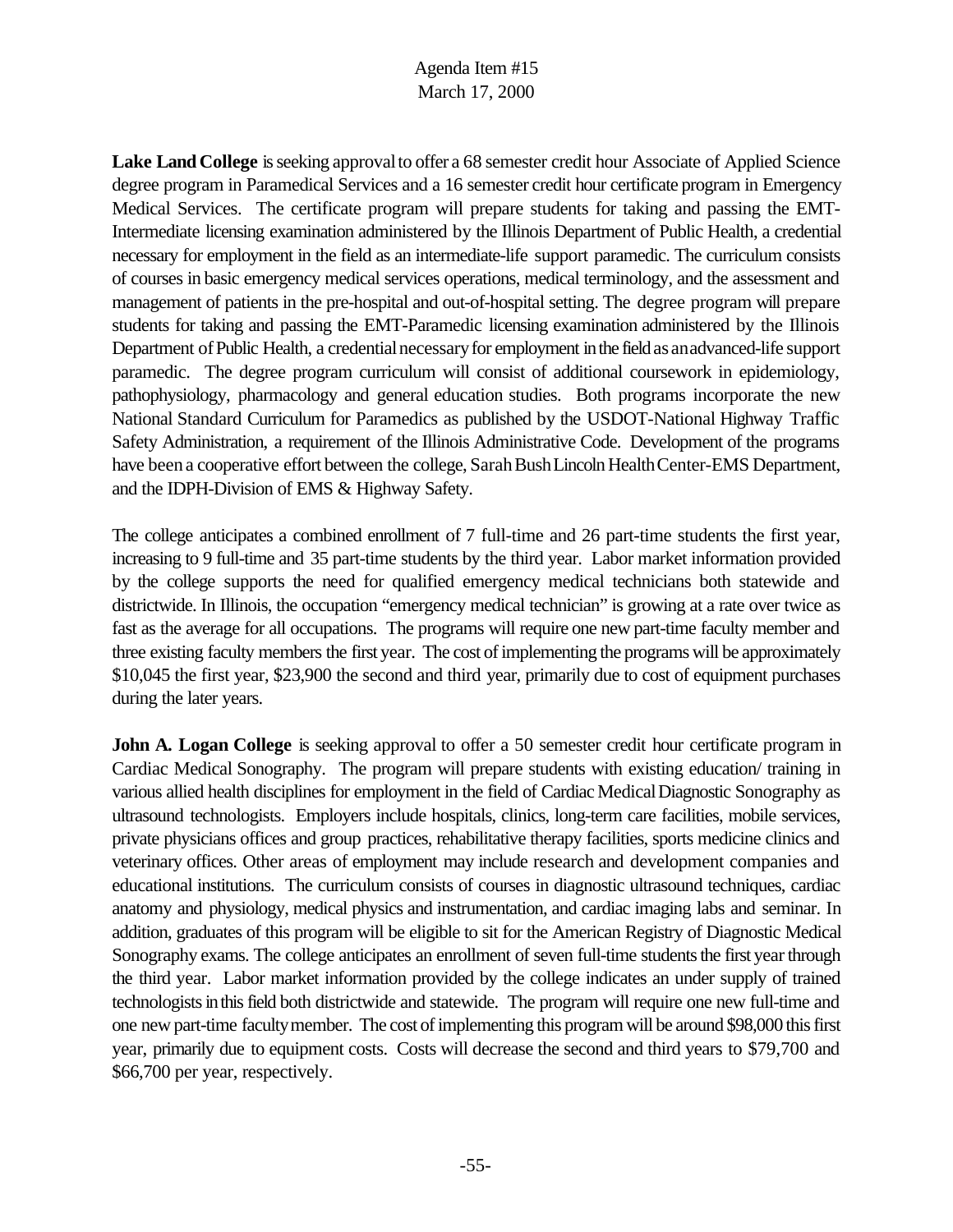**Lake Land College** is seeking approval to offer a 68 semester credit hour Associate of Applied Science degree program in Paramedical Services and a 16 semester credit hour certificate program in Emergency Medical Services. The certificate program will prepare students for taking and passing the EMT-Intermediate licensing examination administered by the Illinois Department of Public Health, a credential necessary for employment in the field as an intermediate-life support paramedic. The curriculum consists of courses in basic emergency medical services operations, medical terminology, and the assessment and management of patients in the pre-hospital and out-of-hospital setting. The degree program will prepare students for taking and passing the EMT-Paramedic licensing examination administered by the Illinois Department of Public Health, a credential necessary for employment in the field as an advanced-life support paramedic. The degree program curriculum will consist of additional coursework in epidemiology, pathophysiology, pharmacology and general education studies. Both programs incorporate the new National Standard Curriculum for Paramedics as published by the USDOT-National Highway Traffic Safety Administration, a requirement of the Illinois Administrative Code. Development of the programs have been a cooperative effort between the college, Sarah Bush Lincoln Health Center-EMS Department, and the IDPH-Division of EMS & Highway Safety.

The college anticipates a combined enrollment of 7 full-time and 26 part-time students the first year, increasing to 9 full-time and 35 part-time students by the third year. Labor market information provided by the college supports the need for qualified emergency medical technicians both statewide and districtwide. In Illinois, the occupation "emergency medical technician" is growing at a rate over twice as fast as the average for all occupations. The programs will require one new part-time faculty member and three existing faculty members the first year. The cost of implementing the programs will be approximately $10,045 the first year, $23,900 the second and third year, primarily due to cost of equipment purchases during the later years.

**John A. Logan College** is seeking approval to offer a 50 semester credit hour certificate program in Cardiac Medical Sonography. The program will prepare students with existing education/ training in various allied health disciplines for employment in the field of Cardiac Medical Diagnostic Sonography as ultrasound technologists. Employers include hospitals, clinics, long-term care facilities, mobile services, private physicians offices and group practices, rehabilitative therapy facilities, sports medicine clinics and veterinary offices. Other areas of employment may include research and development companies and educational institutions. The curriculum consists of courses in diagnostic ultrasound techniques, cardiac anatomy and physiology, medical physics and instrumentation, and cardiac imaging labs and seminar. In addition, graduates of this program will be eligible to sit for the American Registry of Diagnostic Medical Sonography exams. The college anticipates an enrollment of seven full-time students the first year through the third year. Labor market information provided by the college indicates an under supply of trained technologists in this field both districtwide and statewide. The program will require one new full-time and one new part-time faculty member. The cost of implementing this program will be around $98,000 this first year, primarily due to equipment costs. Costs will decrease the second and third years to $79,700 and $66,700 per year, respectively.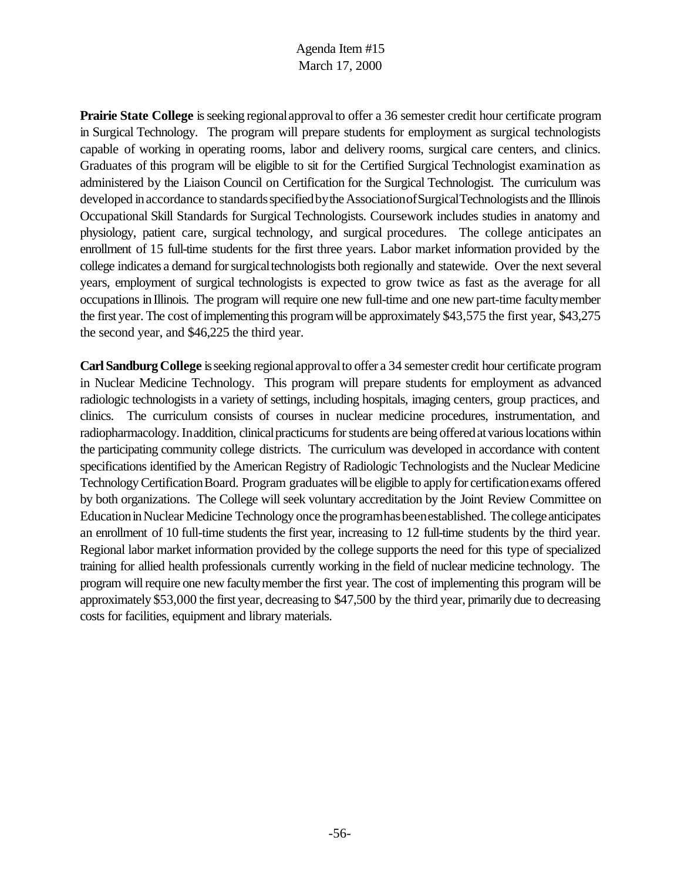**Prairie State College** is seeking regional approval to offer a 36 semester credit hour certificate program in Surgical Technology. The program will prepare students for employment as surgical technologists capable of working in operating rooms, labor and delivery rooms, surgical care centers, and clinics. Graduates of this program will be eligible to sit for the Certified Surgical Technologist examination as administered by the Liaison Council on Certification for the Surgical Technologist. The curriculum was developed in accordance to standards specified by the Association of Surgical Technologists and the Illinois Occupational Skill Standards for Surgical Technologists. Coursework includes studies in anatomy and physiology, patient care, surgical technology, and surgical procedures. The college anticipates an enrollment of 15 full-time students for the first three years. Labor market information provided by the college indicates a demand for surgical technologists both regionally and statewide. Over the next several years, employment of surgical technologists is expected to grow twice as fast as the average for all occupations in Illinois. The program will require one new full-time and one new part-time faculty member the first year. The cost of implementing this program will be approximately $43,575 the first year, $43,275 the second year, and $46,225 the third year.

**Carl Sandburg College** is seeking regional approval to offer a 34 semester credit hour certificate program in Nuclear Medicine Technology. This program will prepare students for employment as advanced radiologic technologists in a variety of settings, including hospitals, imaging centers, group practices, and clinics. The curriculum consists of courses in nuclear medicine procedures, instrumentation, and radiopharmacology. In addition, clinical practicums for students are being offered at various locations within the participating community college districts. The curriculum was developed in accordance with content specifications identified by the American Registry of Radiologic Technologists and the Nuclear Medicine Technology Certification Board. Program graduates will be eligible to apply for certification exams offered by both organizations. The College will seek voluntary accreditation by the Joint Review Committee on Education in Nuclear Medicine Technology once the program has been established. The college anticipates an enrollment of 10 full-time students the first year, increasing to 12 full-time students by the third year. Regional labor market information provided by the college supports the need for this type of specialized training for allied health professionals currently working in the field of nuclear medicine technology. The program will require one new faculty member the first year. The cost of implementing this program will be approximately $53,000 the first year, decreasing to $47,500 by the third year, primarily due to decreasing costs for facilities, equipment and library materials.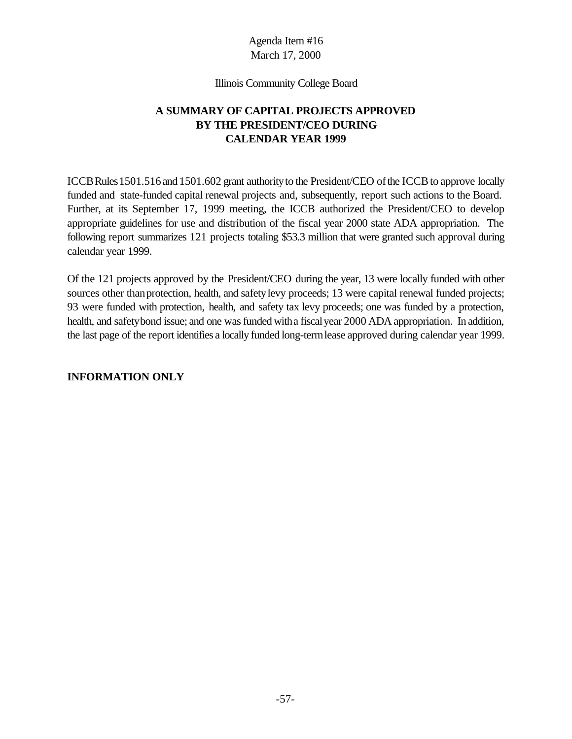Agenda Item #16
March 17, 2000

Illinois Community College Board

# A SUMMARY OF CAPITAL PROJECTS APPROVED BY THE PRESIDENT/CEO DURING CALENDAR YEAR 1999

ICCB Rules 1501.516 and 1501.602 grant authority to the President/CEO of the ICCB to approve locally funded and state-funded capital renewal projects and, subsequently, report such actions to the Board. Further, at its September 17, 1999 meeting, the ICCB authorized the President/CEO to develop appropriate guidelines for use and distribution of the fiscal year 2000 state ADA appropriation. The following report summarizes 121 projects totaling $53.3 million that were granted such approval during calendar year 1999.

Of the 121 projects approved by the President/CEO during the year, 13 were locally funded with other sources other than protection, health, and safety levy proceeds; 13 were capital renewal funded projects; 93 were funded with protection, health, and safety tax levy proceeds; one was funded by a protection, health, and safety bond issue; and one was funded with a fiscal year 2000 ADA appropriation. In addition, the last page of the report identifies a locally funded long-term lease approved during calendar year 1999.

**INFORMATION ONLY**